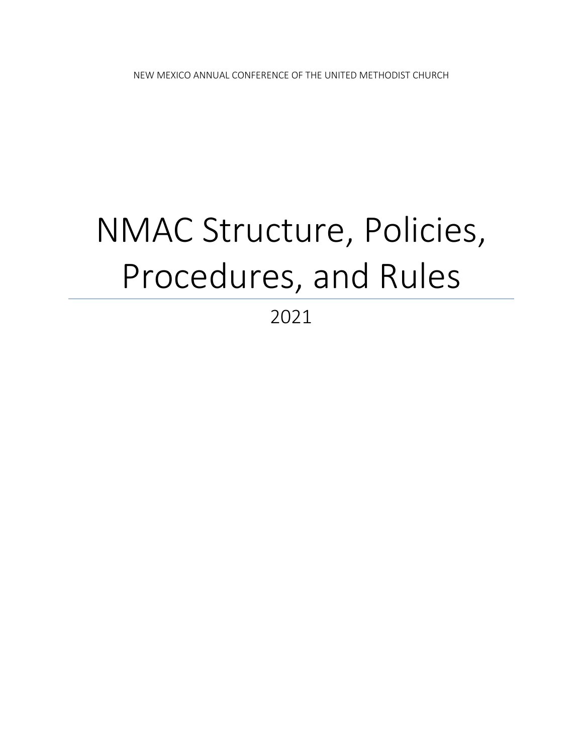NEW MEXICO ANNUAL CONFERENCE OF THE UNITED METHODIST CHURCH

# NMAC Structure, Policies, Procedures, and Rules

2021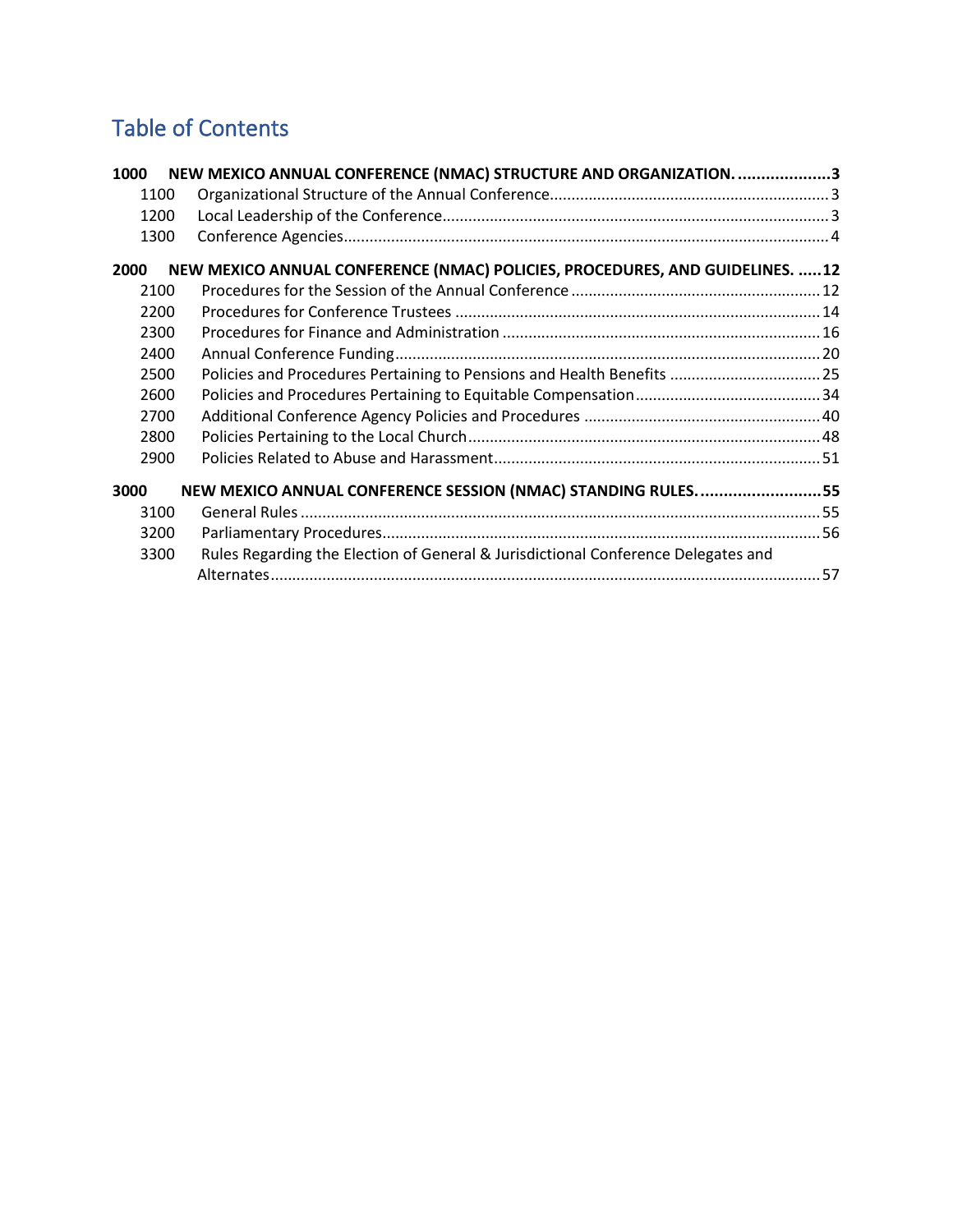# Table of Contents

**1000 NEW MEXICO ANNUAL CONFERENCE (NMAC) STRUCTURE AND ORGANIZATION. .................... 3**

- 1100 Organizational Structure of the Annual Conference ................................................................ 3
- 1200 Local Leadership of the Conference .......................................................................................... 3
- 1300 Conference Agencies ................................................................................................................. 4

**2000 NEW MEXICO ANNUAL CONFERENCE (NMAC) POLICIES, PROCEDURES, AND GUIDELINES. ..... 12**

- 2100 Procedures for the Session of the Annual Conference .......................................................... 12
- 2200 Procedures for Conference Trustees ..................................................................................... 14
- 2300 Procedures for Finance and Administration .......................................................................... 16
- 2400 Annual Conference Funding ................................................................................................... 20
- 2500 Policies and Procedures Pertaining to Pensions and Health Benefits .................................... 25
- 2600 Policies and Procedures Pertaining to Equitable Compensation ........................................... 34
- 2700 Additional Conference Agency Policies and Procedures ....................................................... 40
- 2800 Policies Pertaining to the Local Church .................................................................................. 48
- 2900 Policies Related to Abuse and Harassment ............................................................................ 51

**3000 NEW MEXICO ANNUAL CONFERENCE SESSION (NMAC) STANDING RULES. .......................... 55**

- 3100 General Rules ......................................................................................................................... 55
- 3200 Parliamentary Procedures ...................................................................................................... 56
- 3300 Rules Regarding the Election of General & Jurisdictional Conference Delegates and Alternates ................................................................................................................................ 57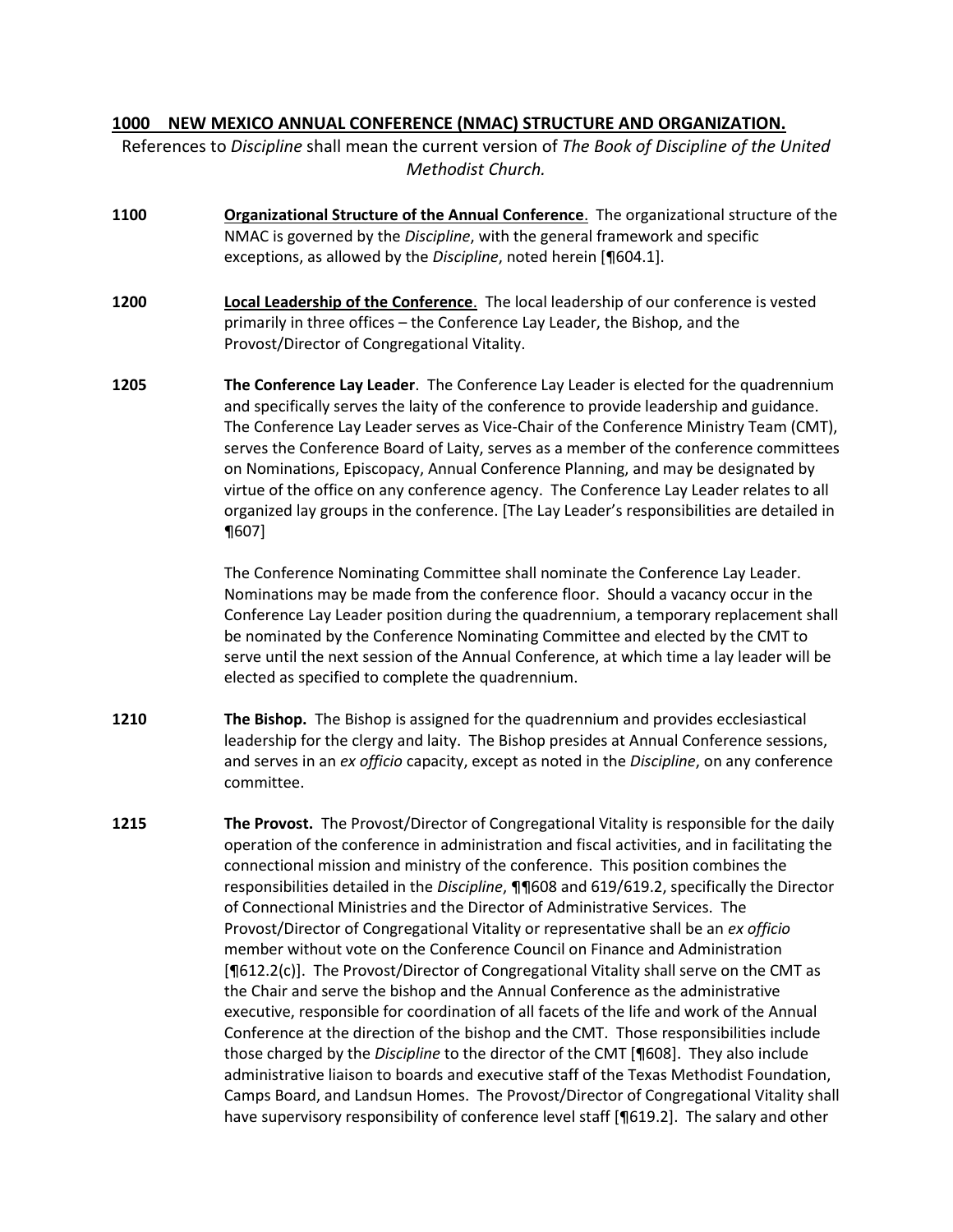## 1000 NEW MEXICO ANNUAL CONFERENCE (NMAC) STRUCTURE AND ORGANIZATION.

References to *Discipline* shall mean the current version of *The Book of Discipline of the United Methodist Church.*

**1100** **Organizational Structure of the Annual Conference**. The organizational structure of the NMAC is governed by the *Discipline*, with the general framework and specific exceptions, as allowed by the *Discipline*, noted herein [¶604.1].

**1200** **Local Leadership of the Conference**. The local leadership of our conference is vested primarily in three offices – the Conference Lay Leader, the Bishop, and the Provost/Director of Congregational Vitality.

**1205** **The Conference Lay Leader**. The Conference Lay Leader is elected for the quadrennium and specifically serves the laity of the conference to provide leadership and guidance. The Conference Lay Leader serves as Vice-Chair of the Conference Ministry Team (CMT), serves the Conference Board of Laity, serves as a member of the conference committees on Nominations, Episcopacy, Annual Conference Planning, and may be designated by virtue of the office on any conference agency. The Conference Lay Leader relates to all organized lay groups in the conference. [The Lay Leader's responsibilities are detailed in ¶607]

The Conference Nominating Committee shall nominate the Conference Lay Leader. Nominations may be made from the conference floor. Should a vacancy occur in the Conference Lay Leader position during the quadrennium, a temporary replacement shall be nominated by the Conference Nominating Committee and elected by the CMT to serve until the next session of the Annual Conference, at which time a lay leader will be elected as specified to complete the quadrennium.

**1210** **The Bishop.** The Bishop is assigned for the quadrennium and provides ecclesiastical leadership for the clergy and laity. The Bishop presides at Annual Conference sessions, and serves in an *ex officio* capacity, except as noted in the *Discipline*, on any conference committee.

**1215** **The Provost.** The Provost/Director of Congregational Vitality is responsible for the daily operation of the conference in administration and fiscal activities, and in facilitating the connectional mission and ministry of the conference. This position combines the responsibilities detailed in the *Discipline*, ¶¶608 and 619/619.2, specifically the Director of Connectional Ministries and the Director of Administrative Services. The Provost/Director of Congregational Vitality or representative shall be an *ex officio* member without vote on the Conference Council on Finance and Administration [¶612.2(c)]. The Provost/Director of Congregational Vitality shall serve on the CMT as the Chair and serve the bishop and the Annual Conference as the administrative executive, responsible for coordination of all facets of the life and work of the Annual Conference at the direction of the bishop and the CMT. Those responsibilities include those charged by the *Discipline* to the director of the CMT [¶608]. They also include administrative liaison to boards and executive staff of the Texas Methodist Foundation, Camps Board, and Landsun Homes. The Provost/Director of Congregational Vitality shall have supervisory responsibility of conference level staff [¶619.2]. The salary and other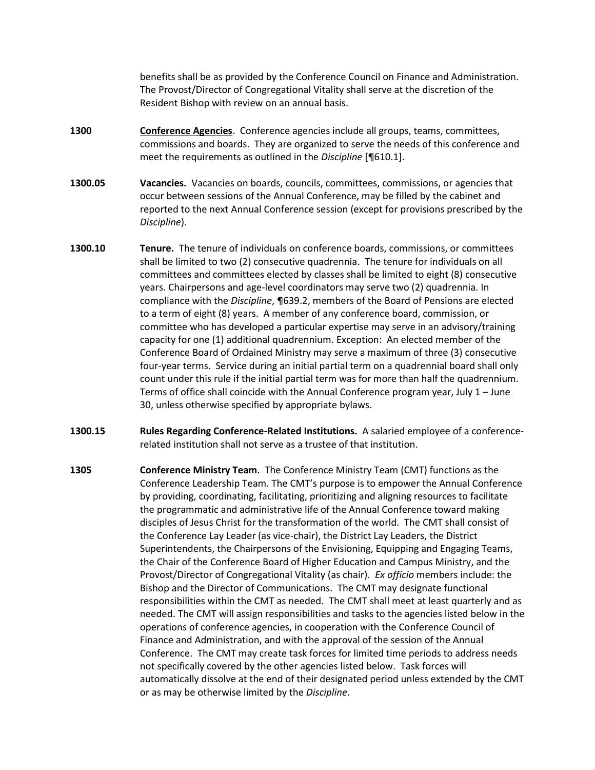benefits shall be as provided by the Conference Council on Finance and Administration. The Provost/Director of Congregational Vitality shall serve at the discretion of the Resident Bishop with review on an annual basis.

**1300** **Conference Agencies**. Conference agencies include all groups, teams, committees, commissions and boards. They are organized to serve the needs of this conference and meet the requirements as outlined in the *Discipline* [¶610.1].

**1300.05** **Vacancies.** Vacancies on boards, councils, committees, commissions, or agencies that occur between sessions of the Annual Conference, may be filled by the cabinet and reported to the next Annual Conference session (except for provisions prescribed by the *Discipline*).

**1300.10** **Tenure.** The tenure of individuals on conference boards, commissions, or committees shall be limited to two (2) consecutive quadrennia. The tenure for individuals on all committees and committees elected by classes shall be limited to eight (8) consecutive years. Chairpersons and age-level coordinators may serve two (2) quadrennia. In compliance with the *Discipline*, ¶639.2, members of the Board of Pensions are elected to a term of eight (8) years. A member of any conference board, commission, or committee who has developed a particular expertise may serve in an advisory/training capacity for one (1) additional quadrennium. Exception: An elected member of the Conference Board of Ordained Ministry may serve a maximum of three (3) consecutive four-year terms. Service during an initial partial term on a quadrennial board shall only count under this rule if the initial partial term was for more than half the quadrennium. Terms of office shall coincide with the Annual Conference program year, July 1 – June 30, unless otherwise specified by appropriate bylaws.

**1300.15** **Rules Regarding Conference-Related Institutions.** A salaried employee of a conference-related institution shall not serve as a trustee of that institution.

**1305** **Conference Ministry Team**. The Conference Ministry Team (CMT) functions as the Conference Leadership Team. The CMT's purpose is to empower the Annual Conference by providing, coordinating, facilitating, prioritizing and aligning resources to facilitate the programmatic and administrative life of the Annual Conference toward making disciples of Jesus Christ for the transformation of the world. The CMT shall consist of the Conference Lay Leader (as vice-chair), the District Lay Leaders, the District Superintendents, the Chairpersons of the Envisioning, Equipping and Engaging Teams, the Chair of the Conference Board of Higher Education and Campus Ministry, and the Provost/Director of Congregational Vitality (as chair). *Ex officio* members include: the Bishop and the Director of Communications. The CMT may designate functional responsibilities within the CMT as needed. The CMT shall meet at least quarterly and as needed. The CMT will assign responsibilities and tasks to the agencies listed below in the operations of conference agencies, in cooperation with the Conference Council of Finance and Administration, and with the approval of the session of the Annual Conference. The CMT may create task forces for limited time periods to address needs not specifically covered by the other agencies listed below. Task forces will automatically dissolve at the end of their designated period unless extended by the CMT or as may be otherwise limited by the *Discipline*.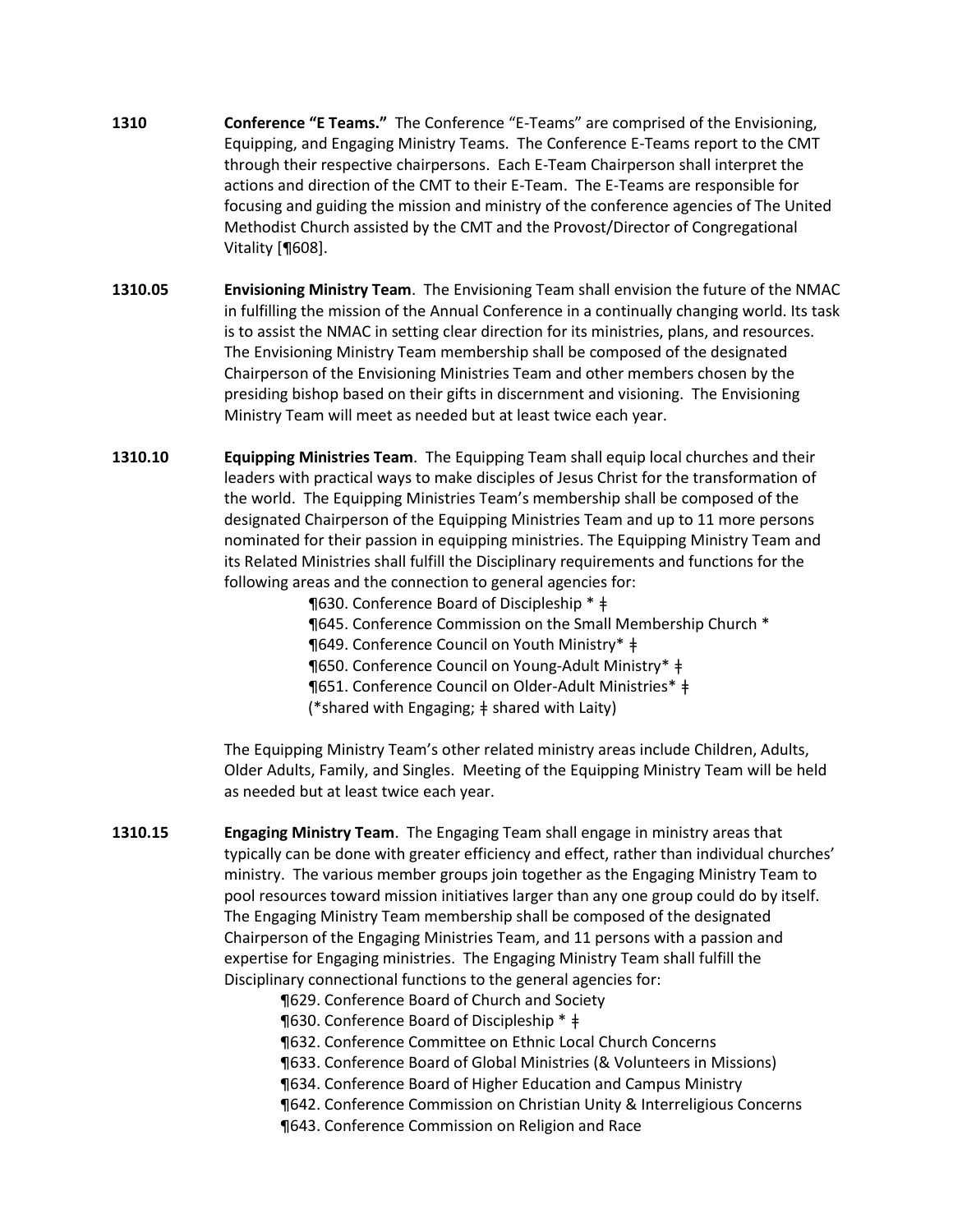**1310** **Conference "E Teams."** The Conference "E-Teams" are comprised of the Envisioning, Equipping, and Engaging Ministry Teams. The Conference E-Teams report to the CMT through their respective chairpersons. Each E-Team Chairperson shall interpret the actions and direction of the CMT to their E-Team. The E-Teams are responsible for focusing and guiding the mission and ministry of the conference agencies of The United Methodist Church assisted by the CMT and the Provost/Director of Congregational Vitality [¶608].

**1310.05** **Envisioning Ministry Team**. The Envisioning Team shall envision the future of the NMAC in fulfilling the mission of the Annual Conference in a continually changing world. Its task is to assist the NMAC in setting clear direction for its ministries, plans, and resources. The Envisioning Ministry Team membership shall be composed of the designated Chairperson of the Envisioning Ministries Team and other members chosen by the presiding bishop based on their gifts in discernment and visioning. The Envisioning Ministry Team will meet as needed but at least twice each year.

**1310.10** **Equipping Ministries Team**. The Equipping Team shall equip local churches and their leaders with practical ways to make disciples of Jesus Christ for the transformation of the world. The Equipping Ministries Team's membership shall be composed of the designated Chairperson of the Equipping Ministries Team and up to 11 more persons nominated for their passion in equipping ministries. The Equipping Ministry Team and its Related Ministries shall fulfill the Disciplinary requirements and functions for the following areas and the connection to general agencies for:

¶630. Conference Board of Discipleship * ǂ
¶645. Conference Commission on the Small Membership Church *
¶649. Conference Council on Youth Ministry* ǂ
¶650. Conference Council on Young-Adult Ministry* ǂ
¶651. Conference Council on Older-Adult Ministries* ǂ
(*shared with Engaging; ǂ shared with Laity)

The Equipping Ministry Team's other related ministry areas include Children, Adults, Older Adults, Family, and Singles. Meeting of the Equipping Ministry Team will be held as needed but at least twice each year.

**1310.15** **Engaging Ministry Team**. The Engaging Team shall engage in ministry areas that typically can be done with greater efficiency and effect, rather than individual churches' ministry. The various member groups join together as the Engaging Ministry Team to pool resources toward mission initiatives larger than any one group could do by itself. The Engaging Ministry Team membership shall be composed of the designated Chairperson of the Engaging Ministries Team, and 11 persons with a passion and expertise for Engaging ministries. The Engaging Ministry Team shall fulfill the Disciplinary connectional functions to the general agencies for:

¶629. Conference Board of Church and Society
¶630. Conference Board of Discipleship * ǂ
¶632. Conference Committee on Ethnic Local Church Concerns
¶633. Conference Board of Global Ministries (& Volunteers in Missions)
¶634. Conference Board of Higher Education and Campus Ministry
¶642. Conference Commission on Christian Unity & Interreligious Concerns
¶643. Conference Commission on Religion and Race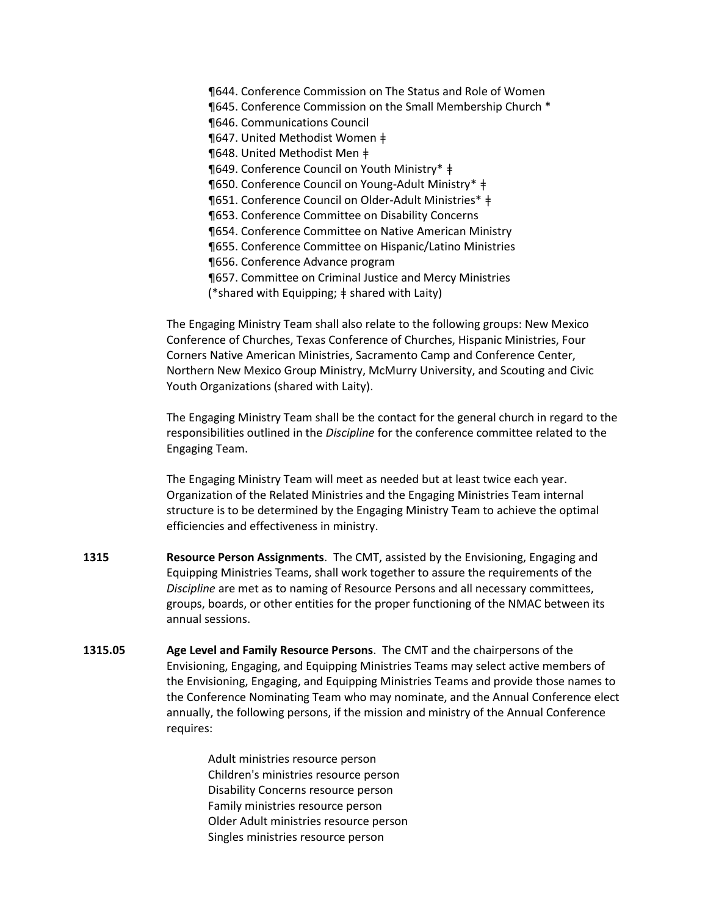¶644. Conference Commission on The Status and Role of Women
¶645. Conference Commission on the Small Membership Church *
¶646. Communications Council
¶647. United Methodist Women ǂ
¶648. United Methodist Men ǂ
¶649. Conference Council on Youth Ministry* ǂ
¶650. Conference Council on Young-Adult Ministry* ǂ
¶651. Conference Council on Older-Adult Ministries* ǂ
¶653. Conference Committee on Disability Concerns
¶654. Conference Committee on Native American Ministry
¶655. Conference Committee on Hispanic/Latino Ministries
¶656. Conference Advance program
¶657. Committee on Criminal Justice and Mercy Ministries
(*shared with Equipping; ǂ shared with Laity)

The Engaging Ministry Team shall also relate to the following groups: New Mexico Conference of Churches, Texas Conference of Churches, Hispanic Ministries, Four Corners Native American Ministries, Sacramento Camp and Conference Center, Northern New Mexico Group Ministry, McMurry University, and Scouting and Civic Youth Organizations (shared with Laity).

The Engaging Ministry Team shall be the contact for the general church in regard to the responsibilities outlined in the *Discipline* for the conference committee related to the Engaging Team.

The Engaging Ministry Team will meet as needed but at least twice each year. Organization of the Related Ministries and the Engaging Ministries Team internal structure is to be determined by the Engaging Ministry Team to achieve the optimal efficiencies and effectiveness in ministry.

**1315** **Resource Person Assignments**. The CMT, assisted by the Envisioning, Engaging and Equipping Ministries Teams, shall work together to assure the requirements of the *Discipline* are met as to naming of Resource Persons and all necessary committees, groups, boards, or other entities for the proper functioning of the NMAC between its annual sessions.

**1315.05** **Age Level and Family Resource Persons**. The CMT and the chairpersons of the Envisioning, Engaging, and Equipping Ministries Teams may select active members of the Envisioning, Engaging, and Equipping Ministries Teams and provide those names to the Conference Nominating Team who may nominate, and the Annual Conference elect annually, the following persons, if the mission and ministry of the Annual Conference requires:

Adult ministries resource person
Children's ministries resource person
Disability Concerns resource person
Family ministries resource person
Older Adult ministries resource person
Singles ministries resource person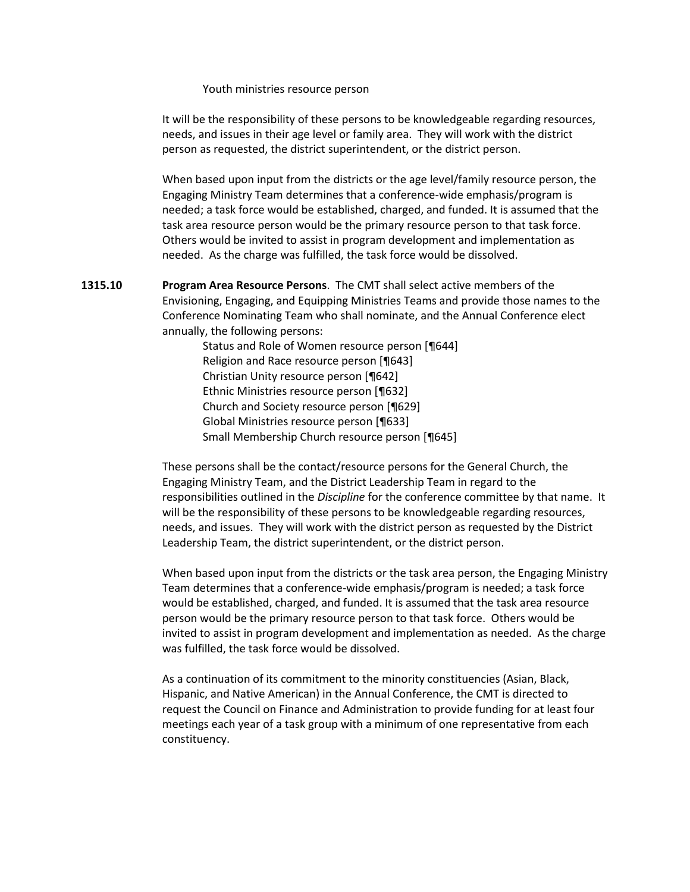Youth ministries resource person

It will be the responsibility of these persons to be knowledgeable regarding resources, needs, and issues in their age level or family area. They will work with the district person as requested, the district superintendent, or the district person.

When based upon input from the districts or the age level/family resource person, the Engaging Ministry Team determines that a conference-wide emphasis/program is needed; a task force would be established, charged, and funded. It is assumed that the task area resource person would be the primary resource person to that task force. Others would be invited to assist in program development and implementation as needed. As the charge was fulfilled, the task force would be dissolved.

**1315.10** **Program Area Resource Persons**. The CMT shall select active members of the Envisioning, Engaging, and Equipping Ministries Teams and provide those names to the Conference Nominating Team who shall nominate, and the Annual Conference elect annually, the following persons:

Status and Role of Women resource person [¶644]
Religion and Race resource person [¶643]
Christian Unity resource person [¶642]
Ethnic Ministries resource person [¶632]
Church and Society resource person [¶629]
Global Ministries resource person [¶633]
Small Membership Church resource person [¶645]

These persons shall be the contact/resource persons for the General Church, the Engaging Ministry Team, and the District Leadership Team in regard to the responsibilities outlined in the *Discipline* for the conference committee by that name. It will be the responsibility of these persons to be knowledgeable regarding resources, needs, and issues. They will work with the district person as requested by the District Leadership Team, the district superintendent, or the district person.

When based upon input from the districts or the task area person, the Engaging Ministry Team determines that a conference-wide emphasis/program is needed; a task force would be established, charged, and funded. It is assumed that the task area resource person would be the primary resource person to that task force. Others would be invited to assist in program development and implementation as needed. As the charge was fulfilled, the task force would be dissolved.

As a continuation of its commitment to the minority constituencies (Asian, Black, Hispanic, and Native American) in the Annual Conference, the CMT is directed to request the Council on Finance and Administration to provide funding for at least four meetings each year of a task group with a minimum of one representative from each constituency.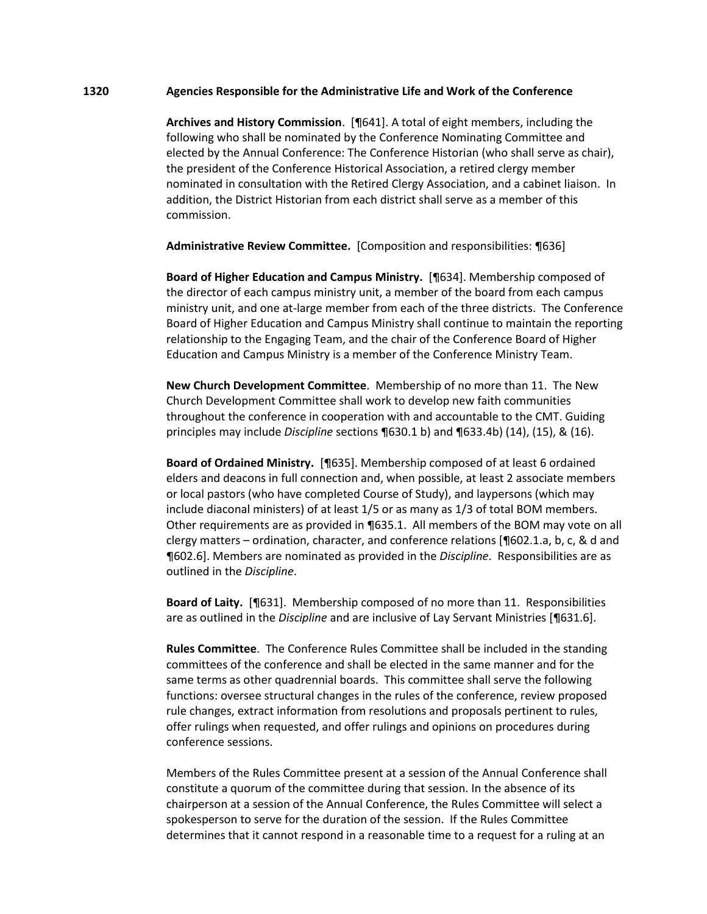## 1320 Agencies Responsible for the Administrative Life and Work of the Conference

**Archives and History Commission**. [¶641]. A total of eight members, including the following who shall be nominated by the Conference Nominating Committee and elected by the Annual Conference: The Conference Historian (who shall serve as chair), the president of the Conference Historical Association, a retired clergy member nominated in consultation with the Retired Clergy Association, and a cabinet liaison. In addition, the District Historian from each district shall serve as a member of this commission.

**Administrative Review Committee.** [Composition and responsibilities: ¶636]

**Board of Higher Education and Campus Ministry.** [¶634]. Membership composed of the director of each campus ministry unit, a member of the board from each campus ministry unit, and one at-large member from each of the three districts. The Conference Board of Higher Education and Campus Ministry shall continue to maintain the reporting relationship to the Engaging Team, and the chair of the Conference Board of Higher Education and Campus Ministry is a member of the Conference Ministry Team.

**New Church Development Committee**. Membership of no more than 11. The New Church Development Committee shall work to develop new faith communities throughout the conference in cooperation with and accountable to the CMT. Guiding principles may include *Discipline* sections ¶630.1 b) and ¶633.4b) (14), (15), & (16).

**Board of Ordained Ministry.** [¶635]. Membership composed of at least 6 ordained elders and deacons in full connection and, when possible, at least 2 associate members or local pastors (who have completed Course of Study), and laypersons (which may include diaconal ministers) of at least 1/5 or as many as 1/3 of total BOM members. Other requirements are as provided in ¶635.1. All members of the BOM may vote on all clergy matters – ordination, character, and conference relations [¶602.1.a, b, c, & d and ¶602.6]. Members are nominated as provided in the *Discipline*. Responsibilities are as outlined in the *Discipline*.

**Board of Laity.** [¶631]. Membership composed of no more than 11. Responsibilities are as outlined in the *Discipline* and are inclusive of Lay Servant Ministries [¶631.6].

**Rules Committee**. The Conference Rules Committee shall be included in the standing committees of the conference and shall be elected in the same manner and for the same terms as other quadrennial boards. This committee shall serve the following functions: oversee structural changes in the rules of the conference, review proposed rule changes, extract information from resolutions and proposals pertinent to rules, offer rulings when requested, and offer rulings and opinions on procedures during conference sessions.

Members of the Rules Committee present at a session of the Annual Conference shall constitute a quorum of the committee during that session. In the absence of its chairperson at a session of the Annual Conference, the Rules Committee will select a spokesperson to serve for the duration of the session. If the Rules Committee determines that it cannot respond in a reasonable time to a request for a ruling at an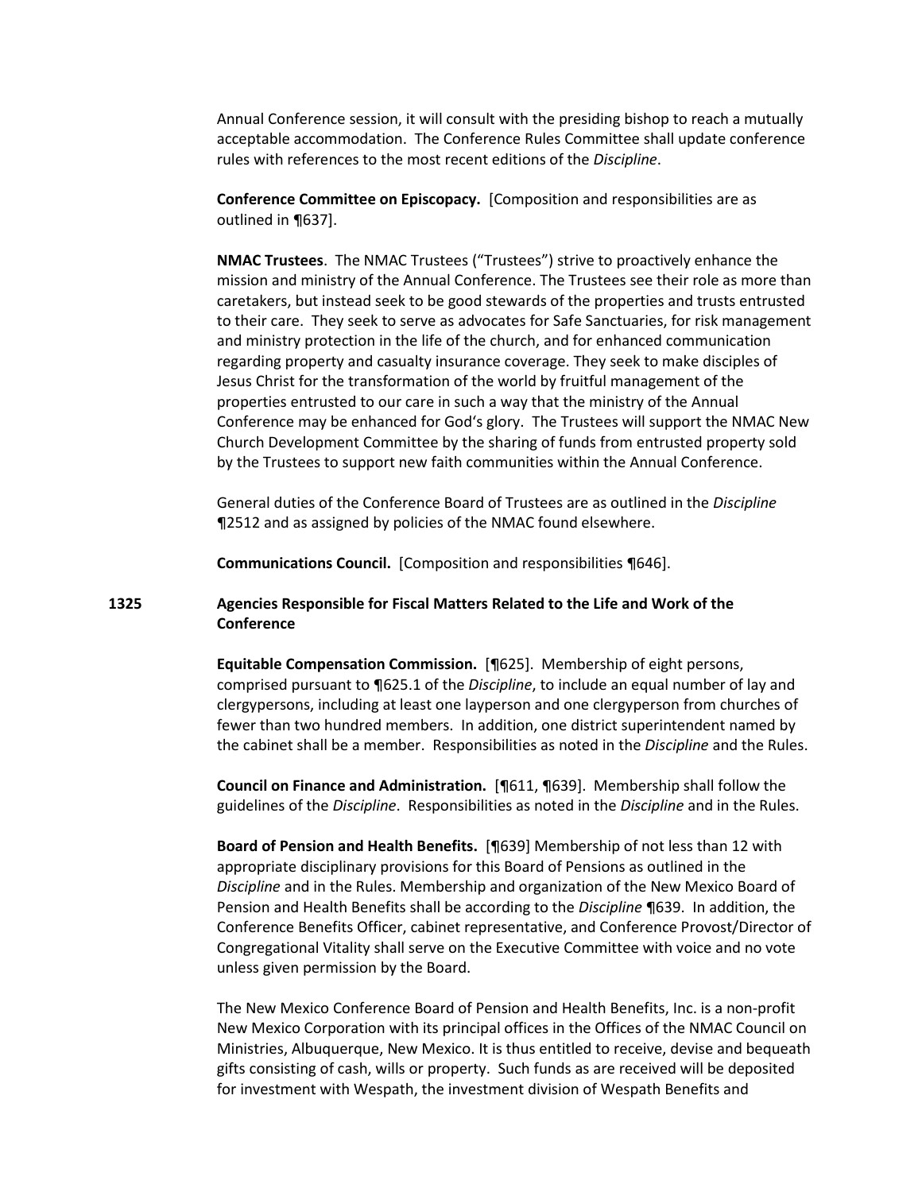Annual Conference session, it will consult with the presiding bishop to reach a mutually acceptable accommodation. The Conference Rules Committee shall update conference rules with references to the most recent editions of the *Discipline*.

**Conference Committee on Episcopacy.** [Composition and responsibilities are as outlined in ¶637].

**NMAC Trustees**. The NMAC Trustees ("Trustees") strive to proactively enhance the mission and ministry of the Annual Conference. The Trustees see their role as more than caretakers, but instead seek to be good stewards of the properties and trusts entrusted to their care. They seek to serve as advocates for Safe Sanctuaries, for risk management and ministry protection in the life of the church, and for enhanced communication regarding property and casualty insurance coverage. They seek to make disciples of Jesus Christ for the transformation of the world by fruitful management of the properties entrusted to our care in such a way that the ministry of the Annual Conference may be enhanced for God's glory. The Trustees will support the NMAC New Church Development Committee by the sharing of funds from entrusted property sold by the Trustees to support new faith communities within the Annual Conference.

General duties of the Conference Board of Trustees are as outlined in the *Discipline* ¶2512 and as assigned by policies of the NMAC found elsewhere.

**Communications Council.** [Composition and responsibilities ¶646].

## 1325 Agencies Responsible for Fiscal Matters Related to the Life and Work of the Conference

**Equitable Compensation Commission.** [¶625]. Membership of eight persons, comprised pursuant to ¶625.1 of the *Discipline*, to include an equal number of lay and clergypersons, including at least one layperson and one clergyperson from churches of fewer than two hundred members. In addition, one district superintendent named by the cabinet shall be a member. Responsibilities as noted in the *Discipline* and the Rules.

**Council on Finance and Administration.** [¶611, ¶639]. Membership shall follow the guidelines of the *Discipline*. Responsibilities as noted in the *Discipline* and in the Rules.

**Board of Pension and Health Benefits.** [¶639] Membership of not less than 12 with appropriate disciplinary provisions for this Board of Pensions as outlined in the *Discipline* and in the Rules. Membership and organization of the New Mexico Board of Pension and Health Benefits shall be according to the *Discipline* ¶639. In addition, the Conference Benefits Officer, cabinet representative, and Conference Provost/Director of Congregational Vitality shall serve on the Executive Committee with voice and no vote unless given permission by the Board.

The New Mexico Conference Board of Pension and Health Benefits, Inc. is a non-profit New Mexico Corporation with its principal offices in the Offices of the NMAC Council on Ministries, Albuquerque, New Mexico. It is thus entitled to receive, devise and bequeath gifts consisting of cash, wills or property. Such funds as are received will be deposited for investment with Wespath, the investment division of Wespath Benefits and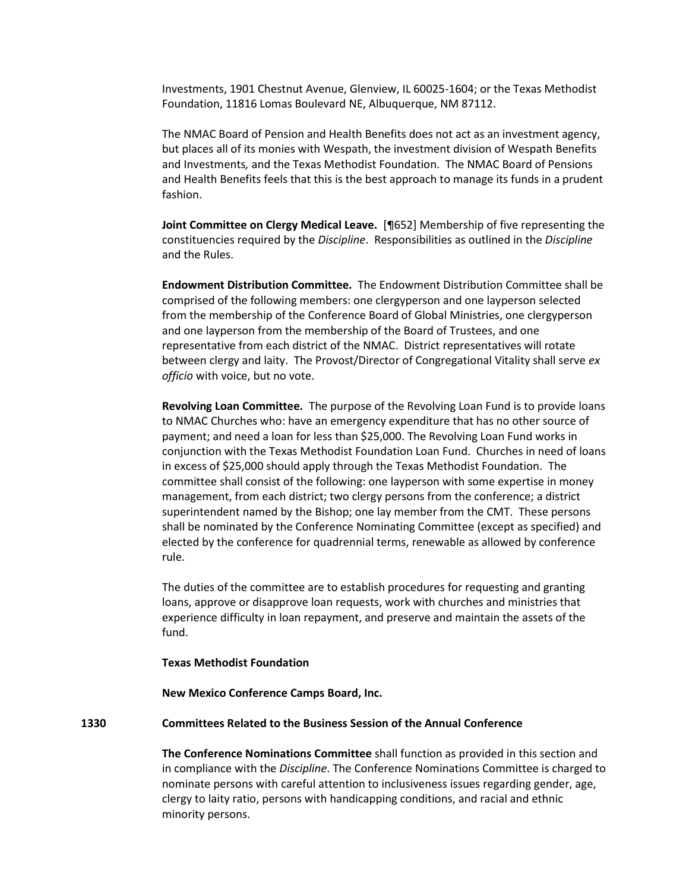Investments, 1901 Chestnut Avenue, Glenview, IL 60025-1604; or the Texas Methodist Foundation, 11816 Lomas Boulevard NE, Albuquerque, NM 87112.

The NMAC Board of Pension and Health Benefits does not act as an investment agency, but places all of its monies with Wespath, the investment division of Wespath Benefits and Investments*,* and the Texas Methodist Foundation. The NMAC Board of Pensions and Health Benefits feels that this is the best approach to manage its funds in a prudent fashion.

**Joint Committee on Clergy Medical Leave.** [¶652] Membership of five representing the constituencies required by the *Discipline*. Responsibilities as outlined in the *Discipline* and the Rules.

**Endowment Distribution Committee.** The Endowment Distribution Committee shall be comprised of the following members: one clergyperson and one layperson selected from the membership of the Conference Board of Global Ministries, one clergyperson and one layperson from the membership of the Board of Trustees, and one representative from each district of the NMAC. District representatives will rotate between clergy and laity. The Provost/Director of Congregational Vitality shall serve *ex officio* with voice, but no vote.

**Revolving Loan Committee.** The purpose of the Revolving Loan Fund is to provide loans to NMAC Churches who: have an emergency expenditure that has no other source of payment; and need a loan for less than $25,000. The Revolving Loan Fund works in conjunction with the Texas Methodist Foundation Loan Fund. Churches in need of loans in excess of $25,000 should apply through the Texas Methodist Foundation. The committee shall consist of the following: one layperson with some expertise in money management, from each district; two clergy persons from the conference; a district superintendent named by the Bishop; one lay member from the CMT. These persons shall be nominated by the Conference Nominating Committee (except as specified) and elected by the conference for quadrennial terms, renewable as allowed by conference rule.

The duties of the committee are to establish procedures for requesting and granting loans, approve or disapprove loan requests, work with churches and ministries that experience difficulty in loan repayment, and preserve and maintain the assets of the fund.

**Texas Methodist Foundation**

**New Mexico Conference Camps Board, Inc.**

## 1330 Committees Related to the Business Session of the Annual Conference

**The Conference Nominations Committee** shall function as provided in this section and in compliance with the *Discipline*. The Conference Nominations Committee is charged to nominate persons with careful attention to inclusiveness issues regarding gender, age, clergy to laity ratio, persons with handicapping conditions, and racial and ethnic minority persons.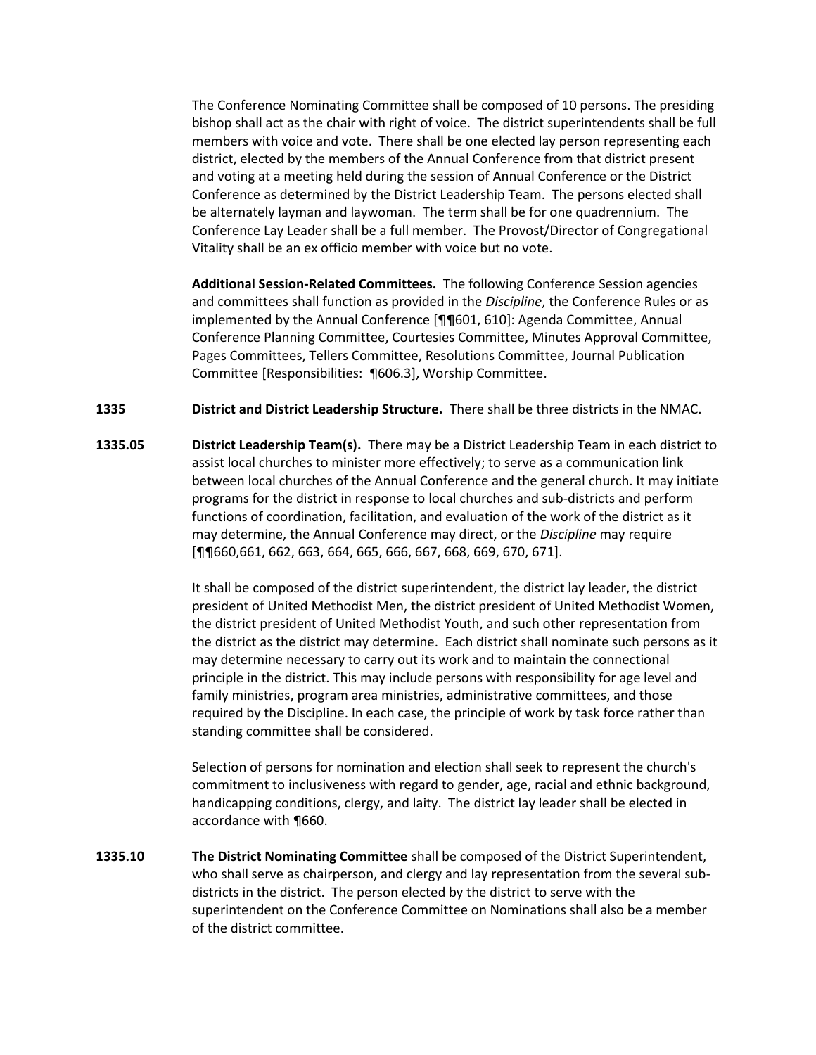The Conference Nominating Committee shall be composed of 10 persons. The presiding bishop shall act as the chair with right of voice. The district superintendents shall be full members with voice and vote. There shall be one elected lay person representing each district, elected by the members of the Annual Conference from that district present and voting at a meeting held during the session of Annual Conference or the District Conference as determined by the District Leadership Team. The persons elected shall be alternately layman and laywoman. The term shall be for one quadrennium. The Conference Lay Leader shall be a full member. The Provost/Director of Congregational Vitality shall be an ex officio member with voice but no vote.

**Additional Session-Related Committees.** The following Conference Session agencies and committees shall function as provided in the *Discipline*, the Conference Rules or as implemented by the Annual Conference [¶¶601, 610]: Agenda Committee, Annual Conference Planning Committee, Courtesies Committee, Minutes Approval Committee, Pages Committees, Tellers Committee, Resolutions Committee, Journal Publication Committee [Responsibilities: ¶606.3], Worship Committee.

**1335 District and District Leadership Structure.** There shall be three districts in the NMAC.

**1335.05 District Leadership Team(s).** There may be a District Leadership Team in each district to assist local churches to minister more effectively; to serve as a communication link between local churches of the Annual Conference and the general church. It may initiate programs for the district in response to local churches and sub-districts and perform functions of coordination, facilitation, and evaluation of the work of the district as it may determine, the Annual Conference may direct, or the *Discipline* may require [¶¶660,661, 662, 663, 664, 665, 666, 667, 668, 669, 670, 671].

It shall be composed of the district superintendent, the district lay leader, the district president of United Methodist Men, the district president of United Methodist Women, the district president of United Methodist Youth, and such other representation from the district as the district may determine. Each district shall nominate such persons as it may determine necessary to carry out its work and to maintain the connectional principle in the district. This may include persons with responsibility for age level and family ministries, program area ministries, administrative committees, and those required by the Discipline. In each case, the principle of work by task force rather than standing committee shall be considered.

Selection of persons for nomination and election shall seek to represent the church's commitment to inclusiveness with regard to gender, age, racial and ethnic background, handicapping conditions, clergy, and laity. The district lay leader shall be elected in accordance with ¶660.

**1335.10 The District Nominating Committee** shall be composed of the District Superintendent, who shall serve as chairperson, and clergy and lay representation from the several sub-districts in the district. The person elected by the district to serve with the superintendent on the Conference Committee on Nominations shall also be a member of the district committee.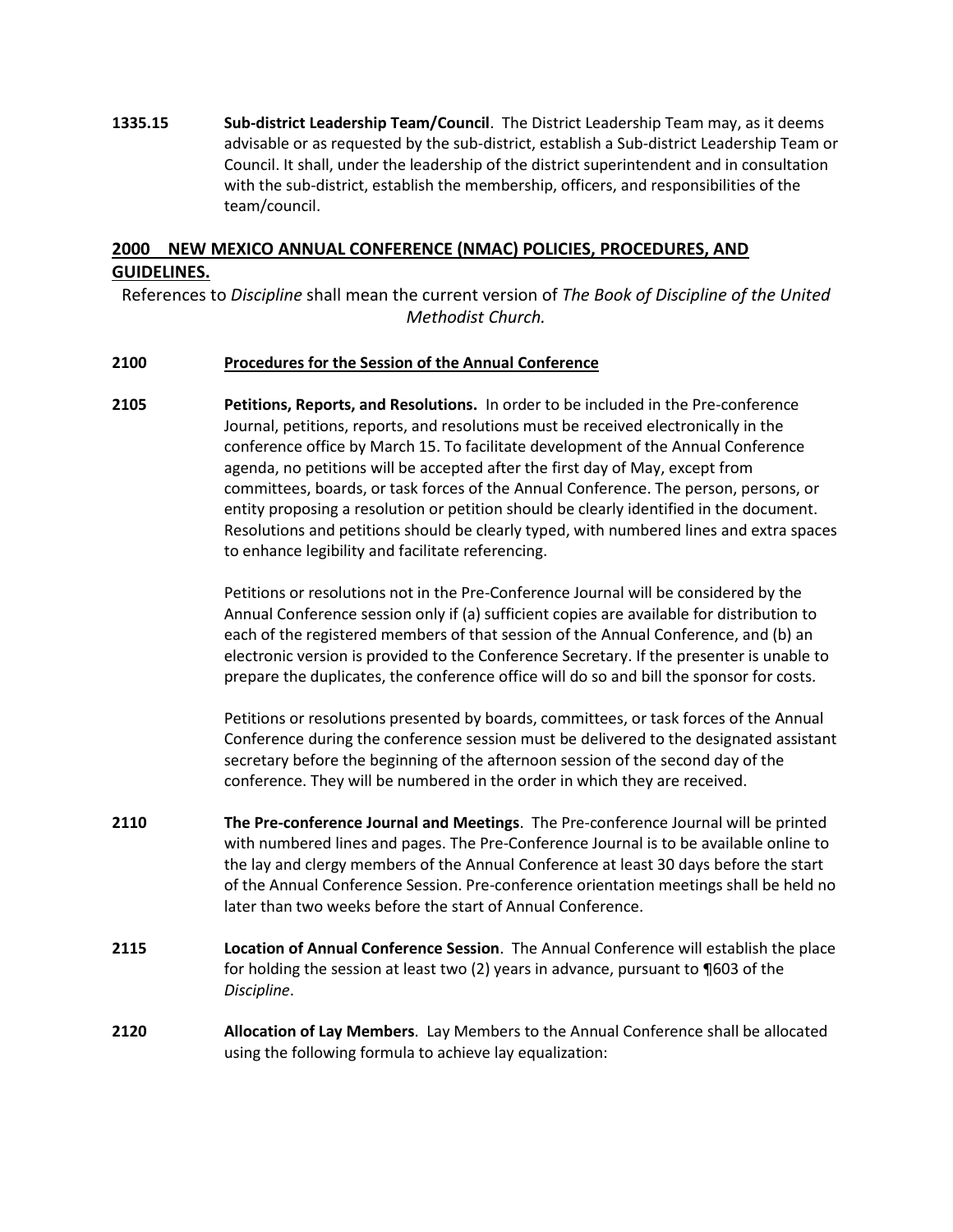**1335.15** **Sub-district Leadership Team/Council**. The District Leadership Team may, as it deems advisable or as requested by the sub-district, establish a Sub-district Leadership Team or Council. It shall, under the leadership of the district superintendent and in consultation with the sub-district, establish the membership, officers, and responsibilities of the team/council.

## <u>2000 NEW MEXICO ANNUAL CONFERENCE (NMAC) POLICIES, PROCEDURES, AND GUIDELINES.</u>

References to *Discipline* shall mean the current version of *The Book of Discipline of the United Methodist Church.*

**2100** **<u>Procedures for the Session of the Annual Conference</u>**

**2105** **Petitions, Reports, and Resolutions.** In order to be included in the Pre-conference Journal, petitions, reports, and resolutions must be received electronically in the conference office by March 15. To facilitate development of the Annual Conference agenda, no petitions will be accepted after the first day of May, except from committees, boards, or task forces of the Annual Conference. The person, persons, or entity proposing a resolution or petition should be clearly identified in the document. Resolutions and petitions should be clearly typed, with numbered lines and extra spaces to enhance legibility and facilitate referencing.

Petitions or resolutions not in the Pre-Conference Journal will be considered by the Annual Conference session only if (a) sufficient copies are available for distribution to each of the registered members of that session of the Annual Conference, and (b) an electronic version is provided to the Conference Secretary. If the presenter is unable to prepare the duplicates, the conference office will do so and bill the sponsor for costs.

Petitions or resolutions presented by boards, committees, or task forces of the Annual Conference during the conference session must be delivered to the designated assistant secretary before the beginning of the afternoon session of the second day of the conference. They will be numbered in the order in which they are received.

**2110** **The Pre-conference Journal and Meetings**. The Pre-conference Journal will be printed with numbered lines and pages. The Pre-Conference Journal is to be available online to the lay and clergy members of the Annual Conference at least 30 days before the start of the Annual Conference Session. Pre-conference orientation meetings shall be held no later than two weeks before the start of Annual Conference.

**2115** **Location of Annual Conference Session**. The Annual Conference will establish the place for holding the session at least two (2) years in advance, pursuant to ¶603 of the *Discipline*.

**2120** **Allocation of Lay Members**. Lay Members to the Annual Conference shall be allocated using the following formula to achieve lay equalization: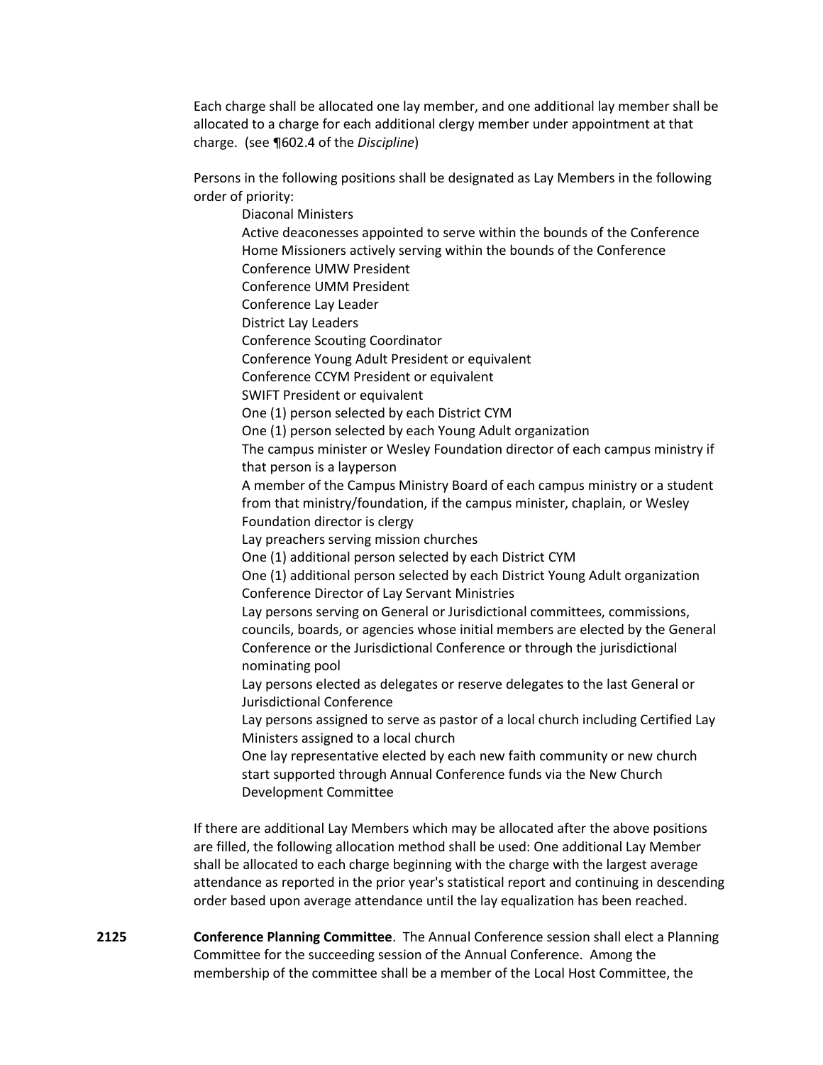Each charge shall be allocated one lay member, and one additional lay member shall be allocated to a charge for each additional clergy member under appointment at that charge. (see ¶602.4 of the *Discipline*)

Persons in the following positions shall be designated as Lay Members in the following order of priority:

- Diaconal Ministers
- Active deaconesses appointed to serve within the bounds of the Conference
- Home Missioners actively serving within the bounds of the Conference
- Conference UMW President
- Conference UMM President
- Conference Lay Leader
- District Lay Leaders
- Conference Scouting Coordinator
- Conference Young Adult President or equivalent
- Conference CCYM President or equivalent
- SWIFT President or equivalent
- One (1) person selected by each District CYM
- One (1) person selected by each Young Adult organization
- The campus minister or Wesley Foundation director of each campus ministry if that person is a layperson
- A member of the Campus Ministry Board of each campus ministry or a student from that ministry/foundation, if the campus minister, chaplain, or Wesley Foundation director is clergy
- Lay preachers serving mission churches
- One (1) additional person selected by each District CYM
- One (1) additional person selected by each District Young Adult organization
- Conference Director of Lay Servant Ministries
- Lay persons serving on General or Jurisdictional committees, commissions, councils, boards, or agencies whose initial members are elected by the General Conference or the Jurisdictional Conference or through the jurisdictional nominating pool
- Lay persons elected as delegates or reserve delegates to the last General or Jurisdictional Conference
- Lay persons assigned to serve as pastor of a local church including Certified Lay Ministers assigned to a local church
- One lay representative elected by each new faith community or new church start supported through Annual Conference funds via the New Church Development Committee

If there are additional Lay Members which may be allocated after the above positions are filled, the following allocation method shall be used: One additional Lay Member shall be allocated to each charge beginning with the charge with the largest average attendance as reported in the prior year's statistical report and continuing in descending order based upon average attendance until the lay equalization has been reached.

**2125** **Conference Planning Committee**. The Annual Conference session shall elect a Planning Committee for the succeeding session of the Annual Conference. Among the membership of the committee shall be a member of the Local Host Committee, the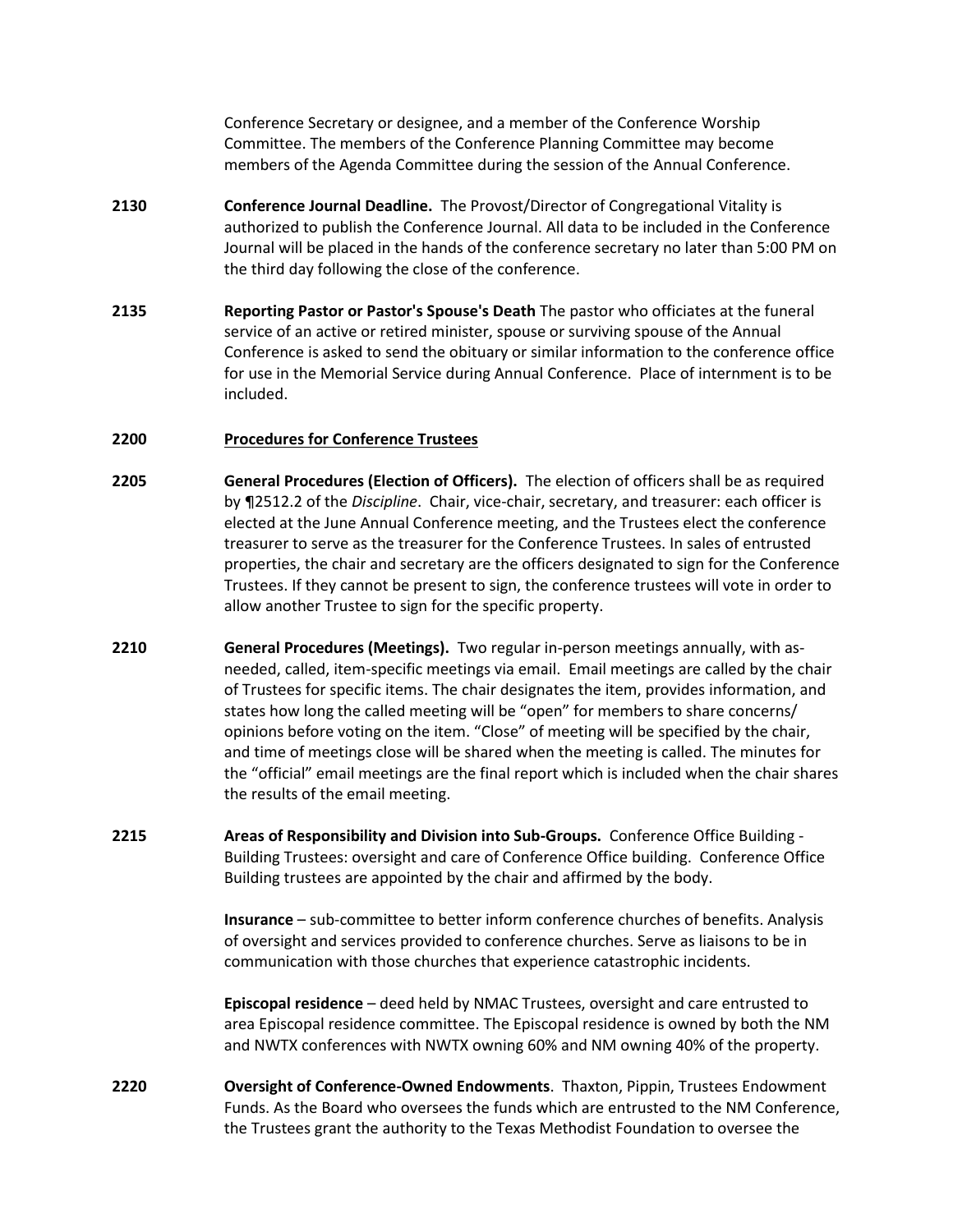Conference Secretary or designee, and a member of the Conference Worship Committee. The members of the Conference Planning Committee may become members of the Agenda Committee during the session of the Annual Conference.

**2130** **Conference Journal Deadline.** The Provost/Director of Congregational Vitality is authorized to publish the Conference Journal. All data to be included in the Conference Journal will be placed in the hands of the conference secretary no later than 5:00 PM on the third day following the close of the conference.

**2135** **Reporting Pastor or Pastor's Spouse's Death** The pastor who officiates at the funeral service of an active or retired minister, spouse or surviving spouse of the Annual Conference is asked to send the obituary or similar information to the conference office for use in the Memorial Service during Annual Conference. Place of internment is to be included.

## 2200 Procedures for Conference Trustees

**2205** **General Procedures (Election of Officers).** The election of officers shall be as required by ¶2512.2 of the *Discipline*. Chair, vice-chair, secretary, and treasurer: each officer is elected at the June Annual Conference meeting, and the Trustees elect the conference treasurer to serve as the treasurer for the Conference Trustees. In sales of entrusted properties, the chair and secretary are the officers designated to sign for the Conference Trustees. If they cannot be present to sign, the conference trustees will vote in order to allow another Trustee to sign for the specific property.

**2210** **General Procedures (Meetings).** Two regular in-person meetings annually, with as-needed, called, item-specific meetings via email. Email meetings are called by the chair of Trustees for specific items. The chair designates the item, provides information, and states how long the called meeting will be "open" for members to share concerns/ opinions before voting on the item. "Close" of meeting will be specified by the chair, and time of meetings close will be shared when the meeting is called. The minutes for the "official" email meetings are the final report which is included when the chair shares the results of the email meeting.

**2215** **Areas of Responsibility and Division into Sub-Groups.** Conference Office Building - Building Trustees: oversight and care of Conference Office building. Conference Office Building trustees are appointed by the chair and affirmed by the body.

**Insurance** – sub-committee to better inform conference churches of benefits. Analysis of oversight and services provided to conference churches. Serve as liaisons to be in communication with those churches that experience catastrophic incidents.

**Episcopal residence** – deed held by NMAC Trustees, oversight and care entrusted to area Episcopal residence committee. The Episcopal residence is owned by both the NM and NWTX conferences with NWTX owning 60% and NM owning 40% of the property.

**2220** **Oversight of Conference-Owned Endowments**. Thaxton, Pippin, Trustees Endowment Funds. As the Board who oversees the funds which are entrusted to the NM Conference, the Trustees grant the authority to the Texas Methodist Foundation to oversee the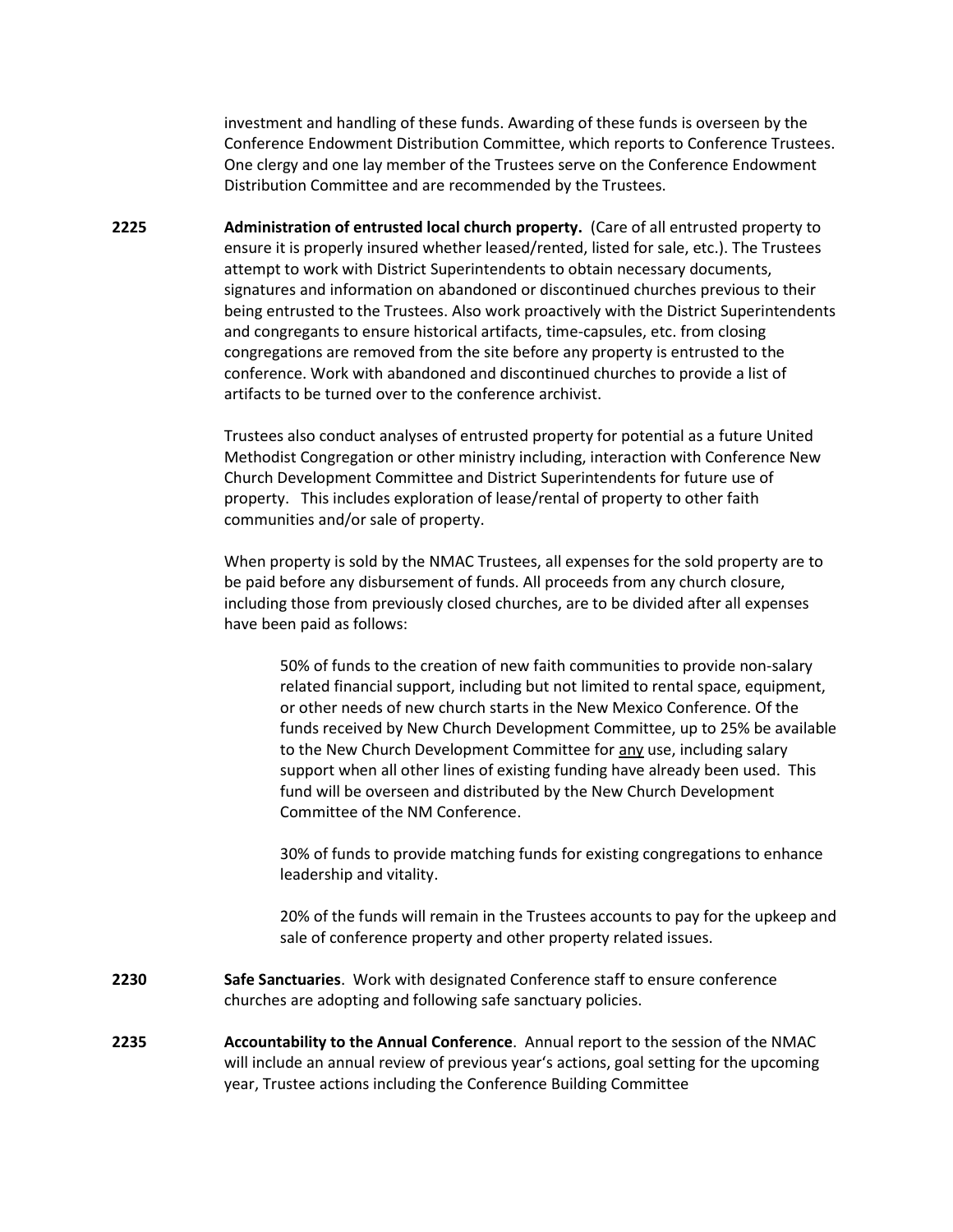investment and handling of these funds. Awarding of these funds is overseen by the Conference Endowment Distribution Committee, which reports to Conference Trustees. One clergy and one lay member of the Trustees serve on the Conference Endowment Distribution Committee and are recommended by the Trustees.

**2225** **Administration of entrusted local church property.** (Care of all entrusted property to ensure it is properly insured whether leased/rented, listed for sale, etc.). The Trustees attempt to work with District Superintendents to obtain necessary documents, signatures and information on abandoned or discontinued churches previous to their being entrusted to the Trustees. Also work proactively with the District Superintendents and congregants to ensure historical artifacts, time-capsules, etc. from closing congregations are removed from the site before any property is entrusted to the conference. Work with abandoned and discontinued churches to provide a list of artifacts to be turned over to the conference archivist.

Trustees also conduct analyses of entrusted property for potential as a future United Methodist Congregation or other ministry including, interaction with Conference New Church Development Committee and District Superintendents for future use of property. This includes exploration of lease/rental of property to other faith communities and/or sale of property.

When property is sold by the NMAC Trustees, all expenses for the sold property are to be paid before any disbursement of funds. All proceeds from any church closure, including those from previously closed churches, are to be divided after all expenses have been paid as follows:

> 50% of funds to the creation of new faith communities to provide non-salary related financial support, including but not limited to rental space, equipment, or other needs of new church starts in the New Mexico Conference. Of the funds received by New Church Development Committee, up to 25% be available to the New Church Development Committee for <u>any</u> use, including salary support when all other lines of existing funding have already been used. This fund will be overseen and distributed by the New Church Development Committee of the NM Conference.
>
> 30% of funds to provide matching funds for existing congregations to enhance leadership and vitality.
>
> 20% of the funds will remain in the Trustees accounts to pay for the upkeep and sale of conference property and other property related issues.

**2230** **Safe Sanctuaries**. Work with designated Conference staff to ensure conference churches are adopting and following safe sanctuary policies.

**2235** **Accountability to the Annual Conference**. Annual report to the session of the NMAC will include an annual review of previous year's actions, goal setting for the upcoming year, Trustee actions including the Conference Building Committee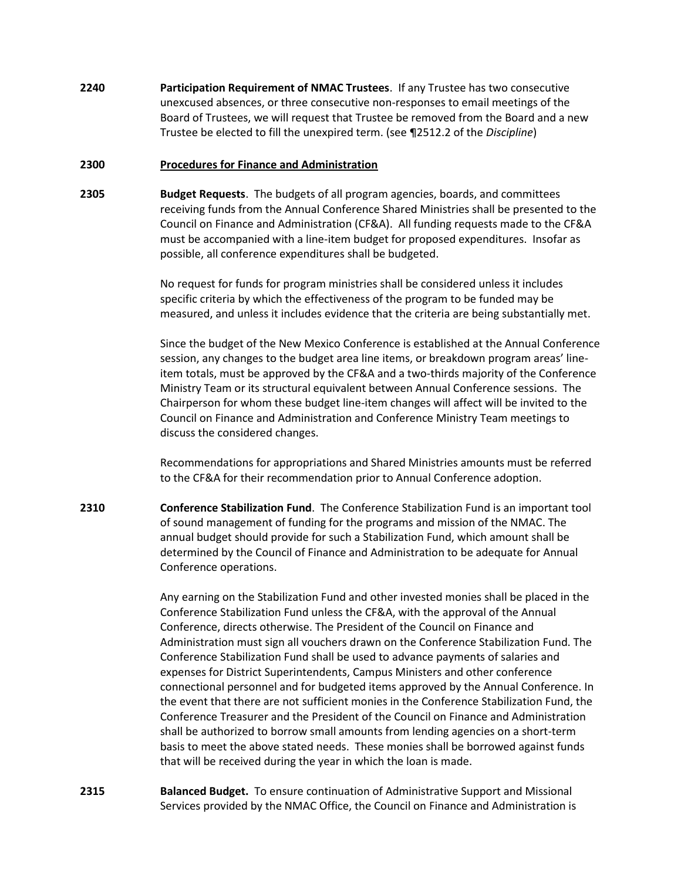**2240** **Participation Requirement of NMAC Trustees**. If any Trustee has two consecutive unexcused absences, or three consecutive non-responses to email meetings of the Board of Trustees, we will request that Trustee be removed from the Board and a new Trustee be elected to fill the unexpired term. (see ¶2512.2 of the *Discipline*)

## 2300 Procedures for Finance and Administration

**2305** **Budget Requests**. The budgets of all program agencies, boards, and committees receiving funds from the Annual Conference Shared Ministries shall be presented to the Council on Finance and Administration (CF&A). All funding requests made to the CF&A must be accompanied with a line-item budget for proposed expenditures. Insofar as possible, all conference expenditures shall be budgeted.

No request for funds for program ministries shall be considered unless it includes specific criteria by which the effectiveness of the program to be funded may be measured, and unless it includes evidence that the criteria are being substantially met.

Since the budget of the New Mexico Conference is established at the Annual Conference session, any changes to the budget area line items, or breakdown program areas' line-item totals, must be approved by the CF&A and a two-thirds majority of the Conference Ministry Team or its structural equivalent between Annual Conference sessions. The Chairperson for whom these budget line-item changes will affect will be invited to the Council on Finance and Administration and Conference Ministry Team meetings to discuss the considered changes.

Recommendations for appropriations and Shared Ministries amounts must be referred to the CF&A for their recommendation prior to Annual Conference adoption.

**2310** **Conference Stabilization Fund**. The Conference Stabilization Fund is an important tool of sound management of funding for the programs and mission of the NMAC. The annual budget should provide for such a Stabilization Fund, which amount shall be determined by the Council of Finance and Administration to be adequate for Annual Conference operations.

Any earning on the Stabilization Fund and other invested monies shall be placed in the Conference Stabilization Fund unless the CF&A, with the approval of the Annual Conference, directs otherwise. The President of the Council on Finance and Administration must sign all vouchers drawn on the Conference Stabilization Fund. The Conference Stabilization Fund shall be used to advance payments of salaries and expenses for District Superintendents, Campus Ministers and other conference connectional personnel and for budgeted items approved by the Annual Conference. In the event that there are not sufficient monies in the Conference Stabilization Fund, the Conference Treasurer and the President of the Council on Finance and Administration shall be authorized to borrow small amounts from lending agencies on a short-term basis to meet the above stated needs. These monies shall be borrowed against funds that will be received during the year in which the loan is made.

**2315** **Balanced Budget.** To ensure continuation of Administrative Support and Missional Services provided by the NMAC Office, the Council on Finance and Administration is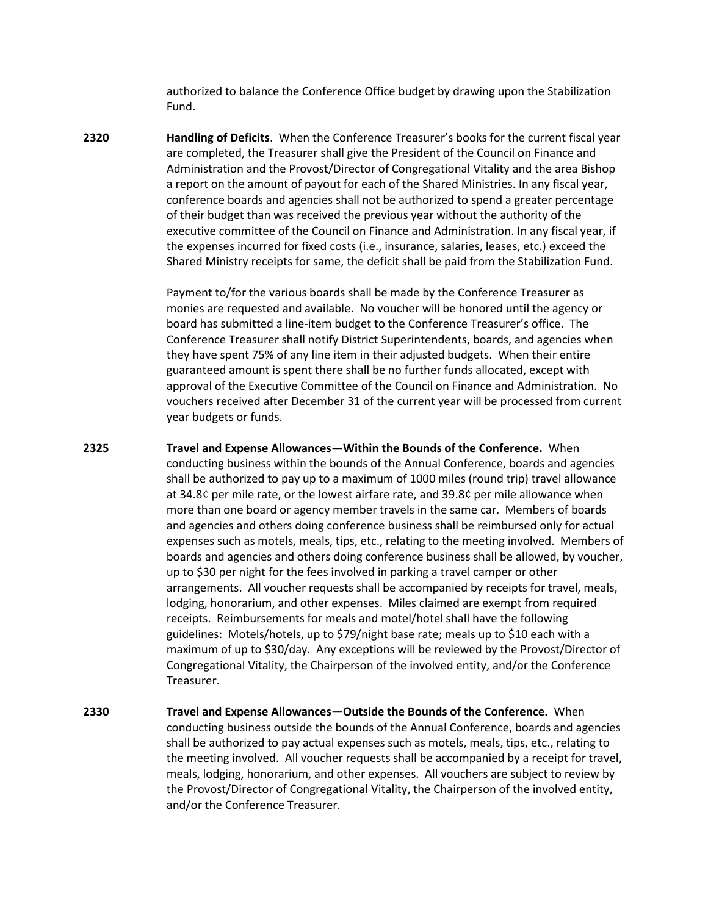authorized to balance the Conference Office budget by drawing upon the Stabilization Fund.

**2320** **Handling of Deficits**. When the Conference Treasurer's books for the current fiscal year are completed, the Treasurer shall give the President of the Council on Finance and Administration and the Provost/Director of Congregational Vitality and the area Bishop a report on the amount of payout for each of the Shared Ministries. In any fiscal year, conference boards and agencies shall not be authorized to spend a greater percentage of their budget than was received the previous year without the authority of the executive committee of the Council on Finance and Administration. In any fiscal year, if the expenses incurred for fixed costs (i.e., insurance, salaries, leases, etc.) exceed the Shared Ministry receipts for same, the deficit shall be paid from the Stabilization Fund.

Payment to/for the various boards shall be made by the Conference Treasurer as monies are requested and available. No voucher will be honored until the agency or board has submitted a line-item budget to the Conference Treasurer's office. The Conference Treasurer shall notify District Superintendents, boards, and agencies when they have spent 75% of any line item in their adjusted budgets. When their entire guaranteed amount is spent there shall be no further funds allocated, except with approval of the Executive Committee of the Council on Finance and Administration. No vouchers received after December 31 of the current year will be processed from current year budgets or funds.

**2325** **Travel and Expense Allowances—Within the Bounds of the Conference.** When conducting business within the bounds of the Annual Conference, boards and agencies shall be authorized to pay up to a maximum of 1000 miles (round trip) travel allowance at 34.8¢ per mile rate, or the lowest airfare rate, and 39.8¢ per mile allowance when more than one board or agency member travels in the same car. Members of boards and agencies and others doing conference business shall be reimbursed only for actual expenses such as motels, meals, tips, etc., relating to the meeting involved. Members of boards and agencies and others doing conference business shall be allowed, by voucher, up to $30 per night for the fees involved in parking a travel camper or other arrangements. All voucher requests shall be accompanied by receipts for travel, meals, lodging, honorarium, and other expenses. Miles claimed are exempt from required receipts. Reimbursements for meals and motel/hotel shall have the following guidelines: Motels/hotels, up to $79/night base rate; meals up to $10 each with a maximum of up to $30/day. Any exceptions will be reviewed by the Provost/Director of Congregational Vitality, the Chairperson of the involved entity, and/or the Conference Treasurer.

**2330** **Travel and Expense Allowances—Outside the Bounds of the Conference.** When conducting business outside the bounds of the Annual Conference, boards and agencies shall be authorized to pay actual expenses such as motels, meals, tips, etc., relating to the meeting involved. All voucher requests shall be accompanied by a receipt for travel, meals, lodging, honorarium, and other expenses. All vouchers are subject to review by the Provost/Director of Congregational Vitality, the Chairperson of the involved entity, and/or the Conference Treasurer.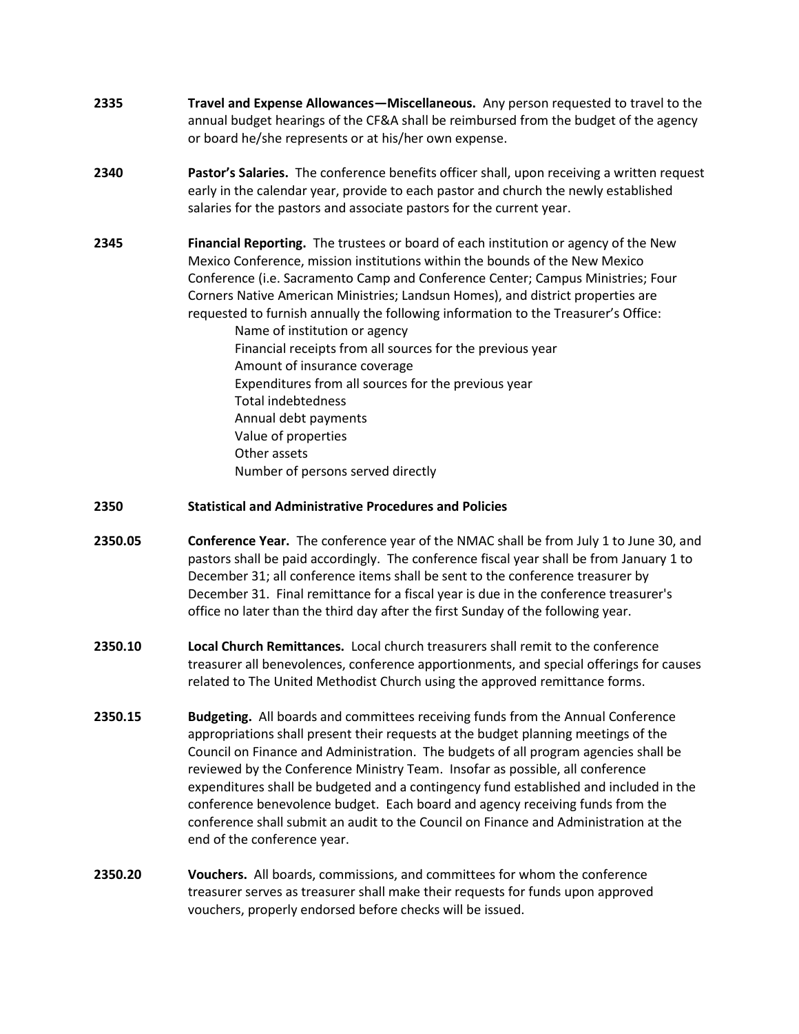**2335** **Travel and Expense Allowances—Miscellaneous.** Any person requested to travel to the annual budget hearings of the CF&A shall be reimbursed from the budget of the agency or board he/she represents or at his/her own expense.

**2340** **Pastor's Salaries.** The conference benefits officer shall, upon receiving a written request early in the calendar year, provide to each pastor and church the newly established salaries for the pastors and associate pastors for the current year.

**2345** **Financial Reporting.** The trustees or board of each institution or agency of the New Mexico Conference, mission institutions within the bounds of the New Mexico Conference (i.e. Sacramento Camp and Conference Center; Campus Ministries; Four Corners Native American Ministries; Landsun Homes), and district properties are requested to furnish annually the following information to the Treasurer's Office:

- Name of institution or agency
- Financial receipts from all sources for the previous year
- Amount of insurance coverage
- Expenditures from all sources for the previous year
- Total indebtedness
- Annual debt payments
- Value of properties
- Other assets
- Number of persons served directly

**2350** **Statistical and Administrative Procedures and Policies**

**2350.05** **Conference Year.** The conference year of the NMAC shall be from July 1 to June 30, and pastors shall be paid accordingly. The conference fiscal year shall be from January 1 to December 31; all conference items shall be sent to the conference treasurer by December 31. Final remittance for a fiscal year is due in the conference treasurer's office no later than the third day after the first Sunday of the following year.

**2350.10** **Local Church Remittances.** Local church treasurers shall remit to the conference treasurer all benevolences, conference apportionments, and special offerings for causes related to The United Methodist Church using the approved remittance forms.

**2350.15** **Budgeting.** All boards and committees receiving funds from the Annual Conference appropriations shall present their requests at the budget planning meetings of the Council on Finance and Administration. The budgets of all program agencies shall be reviewed by the Conference Ministry Team. Insofar as possible, all conference expenditures shall be budgeted and a contingency fund established and included in the conference benevolence budget. Each board and agency receiving funds from the conference shall submit an audit to the Council on Finance and Administration at the end of the conference year.

**2350.20** **Vouchers.** All boards, commissions, and committees for whom the conference treasurer serves as treasurer shall make their requests for funds upon approved vouchers, properly endorsed before checks will be issued.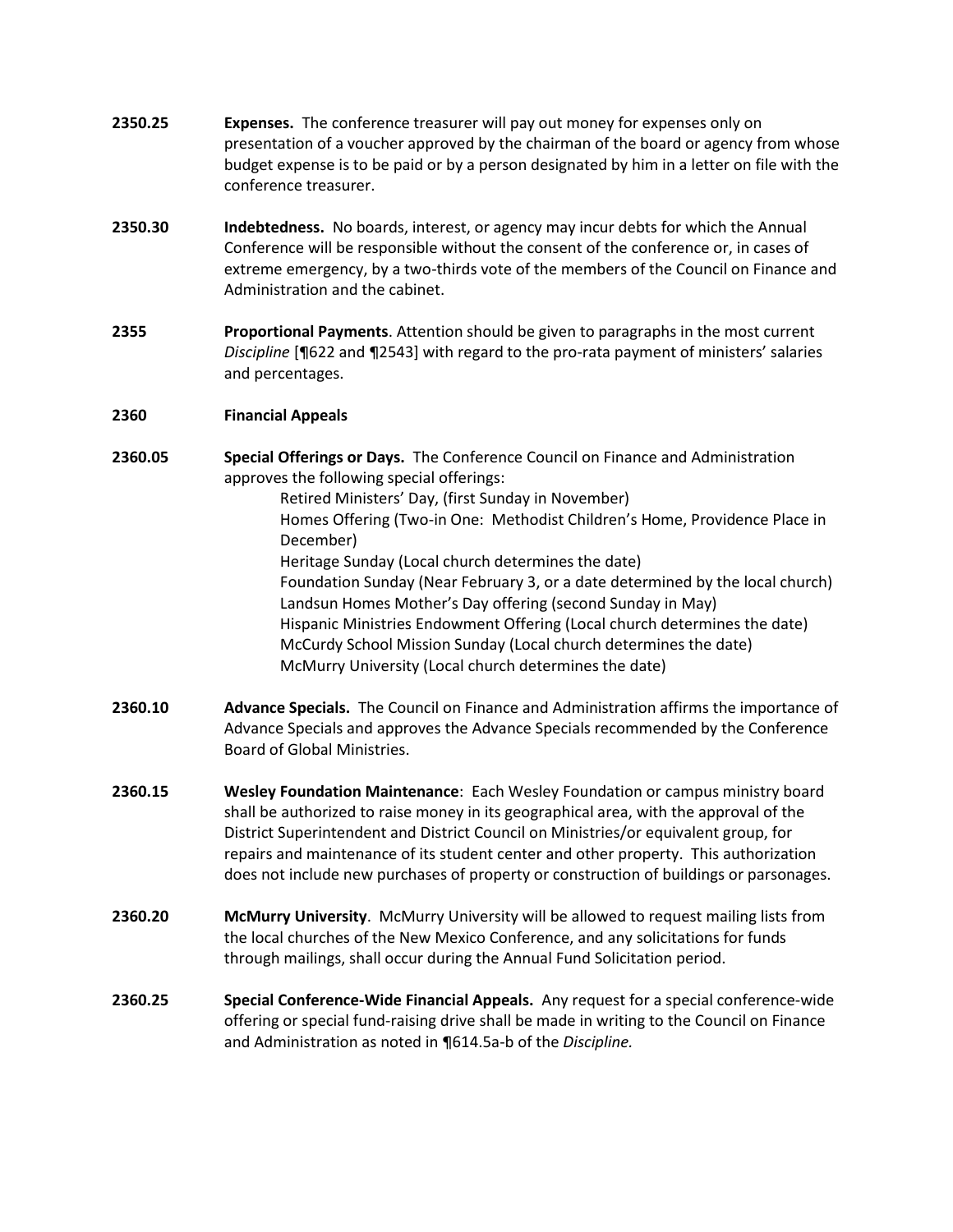**2350.25** **Expenses.** The conference treasurer will pay out money for expenses only on presentation of a voucher approved by the chairman of the board or agency from whose budget expense is to be paid or by a person designated by him in a letter on file with the conference treasurer.

**2350.30** **Indebtedness.** No boards, interest, or agency may incur debts for which the Annual Conference will be responsible without the consent of the conference or, in cases of extreme emergency, by a two-thirds vote of the members of the Council on Finance and Administration and the cabinet.

**2355** **Proportional Payments**. Attention should be given to paragraphs in the most current *Discipline* [¶622 and ¶2543] with regard to the pro-rata payment of ministers' salaries and percentages.

**2360** **Financial Appeals**

**2360.05** **Special Offerings or Days.** The Conference Council on Finance and Administration approves the following special offerings:

Retired Ministers' Day, (first Sunday in November)
Homes Offering (Two-in One: Methodist Children's Home, Providence Place in December)
Heritage Sunday (Local church determines the date)
Foundation Sunday (Near February 3, or a date determined by the local church)
Landsun Homes Mother's Day offering (second Sunday in May)
Hispanic Ministries Endowment Offering (Local church determines the date)
McCurdy School Mission Sunday (Local church determines the date)
McMurry University (Local church determines the date)

**2360.10** **Advance Specials.** The Council on Finance and Administration affirms the importance of Advance Specials and approves the Advance Specials recommended by the Conference Board of Global Ministries.

**2360.15** **Wesley Foundation Maintenance**: Each Wesley Foundation or campus ministry board shall be authorized to raise money in its geographical area, with the approval of the District Superintendent and District Council on Ministries/or equivalent group, for repairs and maintenance of its student center and other property. This authorization does not include new purchases of property or construction of buildings or parsonages.

**2360.20** **McMurry University**. McMurry University will be allowed to request mailing lists from the local churches of the New Mexico Conference, and any solicitations for funds through mailings, shall occur during the Annual Fund Solicitation period.

**2360.25** **Special Conference-Wide Financial Appeals.** Any request for a special conference-wide offering or special fund-raising drive shall be made in writing to the Council on Finance and Administration as noted in ¶614.5a-b of the *Discipline.*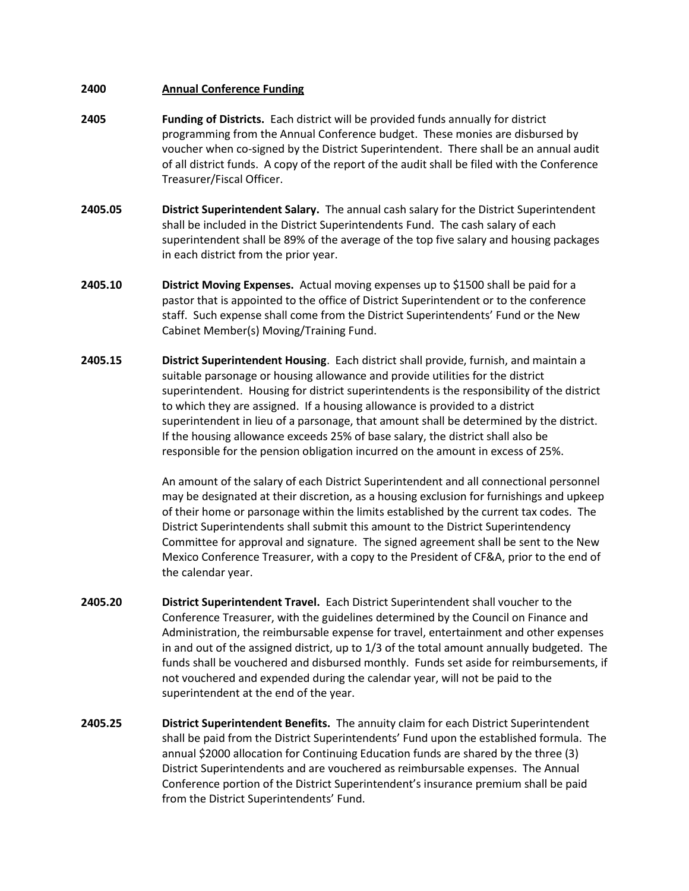**2400 <u>Annual Conference Funding</u>**

**2405 Funding of Districts.** Each district will be provided funds annually for district programming from the Annual Conference budget. These monies are disbursed by voucher when co-signed by the District Superintendent. There shall be an annual audit of all district funds. A copy of the report of the audit shall be filed with the Conference Treasurer/Fiscal Officer.

**2405.05 District Superintendent Salary.** The annual cash salary for the District Superintendent shall be included in the District Superintendents Fund. The cash salary of each superintendent shall be 89% of the average of the top five salary and housing packages in each district from the prior year.

**2405.10 District Moving Expenses.** Actual moving expenses up to $1500 shall be paid for a pastor that is appointed to the office of District Superintendent or to the conference staff. Such expense shall come from the District Superintendents' Fund or the New Cabinet Member(s) Moving/Training Fund.

**2405.15 District Superintendent Housing**. Each district shall provide, furnish, and maintain a suitable parsonage or housing allowance and provide utilities for the district superintendent. Housing for district superintendents is the responsibility of the district to which they are assigned. If a housing allowance is provided to a district superintendent in lieu of a parsonage, that amount shall be determined by the district. If the housing allowance exceeds 25% of base salary, the district shall also be responsible for the pension obligation incurred on the amount in excess of 25%.

An amount of the salary of each District Superintendent and all connectional personnel may be designated at their discretion, as a housing exclusion for furnishings and upkeep of their home or parsonage within the limits established by the current tax codes. The District Superintendents shall submit this amount to the District Superintendency Committee for approval and signature. The signed agreement shall be sent to the New Mexico Conference Treasurer, with a copy to the President of CF&A, prior to the end of the calendar year.

**2405.20 District Superintendent Travel.** Each District Superintendent shall voucher to the Conference Treasurer, with the guidelines determined by the Council on Finance and Administration, the reimbursable expense for travel, entertainment and other expenses in and out of the assigned district, up to 1/3 of the total amount annually budgeted. The funds shall be vouchered and disbursed monthly. Funds set aside for reimbursements, if not vouchered and expended during the calendar year, will not be paid to the superintendent at the end of the year.

**2405.25 District Superintendent Benefits.** The annuity claim for each District Superintendent shall be paid from the District Superintendents' Fund upon the established formula. The annual $2000 allocation for Continuing Education funds are shared by the three (3) District Superintendents and are vouchered as reimbursable expenses. The Annual Conference portion of the District Superintendent's insurance premium shall be paid from the District Superintendents' Fund.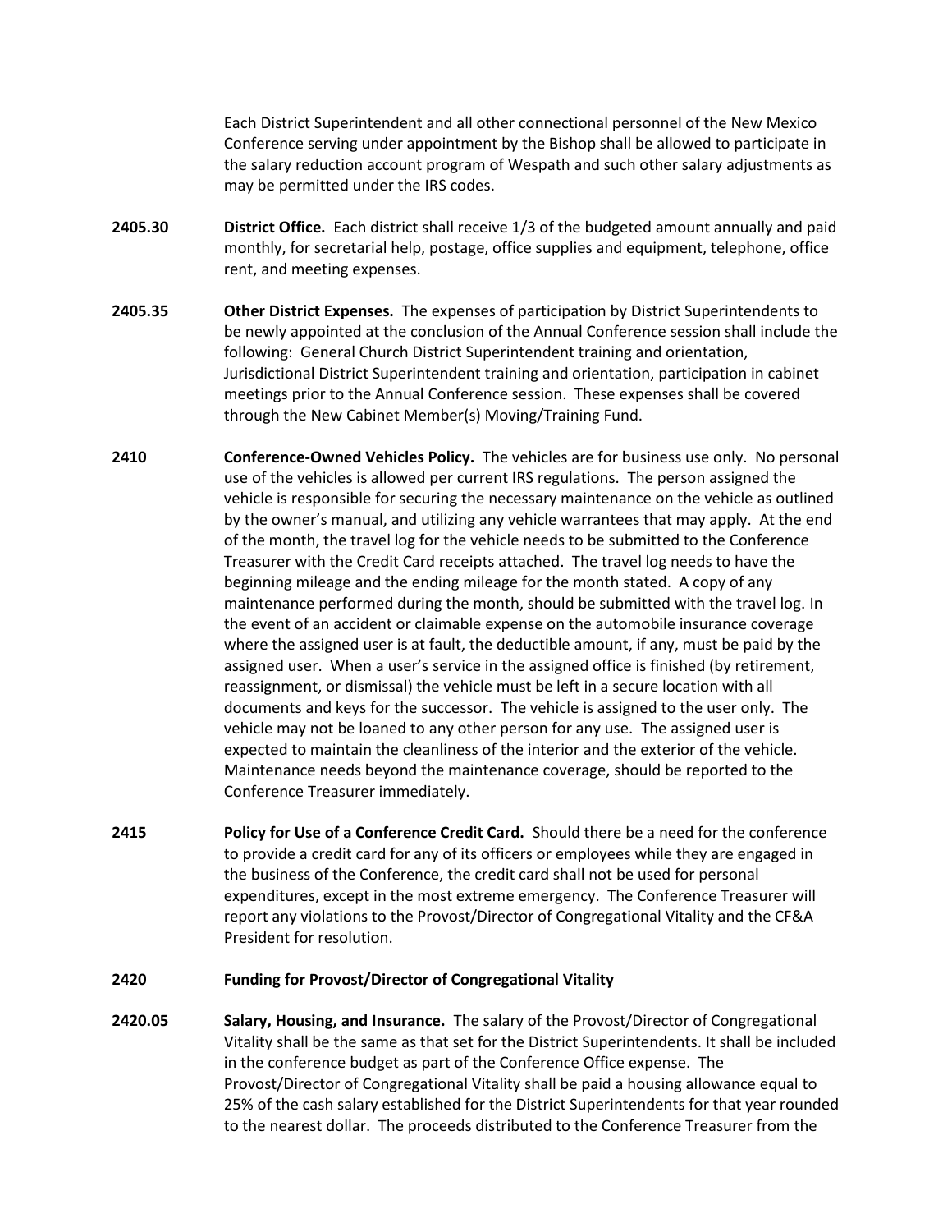Each District Superintendent and all other connectional personnel of the New Mexico Conference serving under appointment by the Bishop shall be allowed to participate in the salary reduction account program of Wespath and such other salary adjustments as may be permitted under the IRS codes.

**2405.30** **District Office.** Each district shall receive 1/3 of the budgeted amount annually and paid monthly, for secretarial help, postage, office supplies and equipment, telephone, office rent, and meeting expenses.

**2405.35** **Other District Expenses.** The expenses of participation by District Superintendents to be newly appointed at the conclusion of the Annual Conference session shall include the following: General Church District Superintendent training and orientation, Jurisdictional District Superintendent training and orientation, participation in cabinet meetings prior to the Annual Conference session. These expenses shall be covered through the New Cabinet Member(s) Moving/Training Fund.

**2410** **Conference-Owned Vehicles Policy.** The vehicles are for business use only. No personal use of the vehicles is allowed per current IRS regulations. The person assigned the vehicle is responsible for securing the necessary maintenance on the vehicle as outlined by the owner's manual, and utilizing any vehicle warrantees that may apply. At the end of the month, the travel log for the vehicle needs to be submitted to the Conference Treasurer with the Credit Card receipts attached. The travel log needs to have the beginning mileage and the ending mileage for the month stated. A copy of any maintenance performed during the month, should be submitted with the travel log. In the event of an accident or claimable expense on the automobile insurance coverage where the assigned user is at fault, the deductible amount, if any, must be paid by the assigned user. When a user's service in the assigned office is finished (by retirement, reassignment, or dismissal) the vehicle must be left in a secure location with all documents and keys for the successor. The vehicle is assigned to the user only. The vehicle may not be loaned to any other person for any use. The assigned user is expected to maintain the cleanliness of the interior and the exterior of the vehicle. Maintenance needs beyond the maintenance coverage, should be reported to the Conference Treasurer immediately.

**2415** **Policy for Use of a Conference Credit Card.** Should there be a need for the conference to provide a credit card for any of its officers or employees while they are engaged in the business of the Conference, the credit card shall not be used for personal expenditures, except in the most extreme emergency. The Conference Treasurer will report any violations to the Provost/Director of Congregational Vitality and the CF&A President for resolution.

**2420** **Funding for Provost/Director of Congregational Vitality**

**2420.05** **Salary, Housing, and Insurance.** The salary of the Provost/Director of Congregational Vitality shall be the same as that set for the District Superintendents. It shall be included in the conference budget as part of the Conference Office expense. The Provost/Director of Congregational Vitality shall be paid a housing allowance equal to 25% of the cash salary established for the District Superintendents for that year rounded to the nearest dollar. The proceeds distributed to the Conference Treasurer from the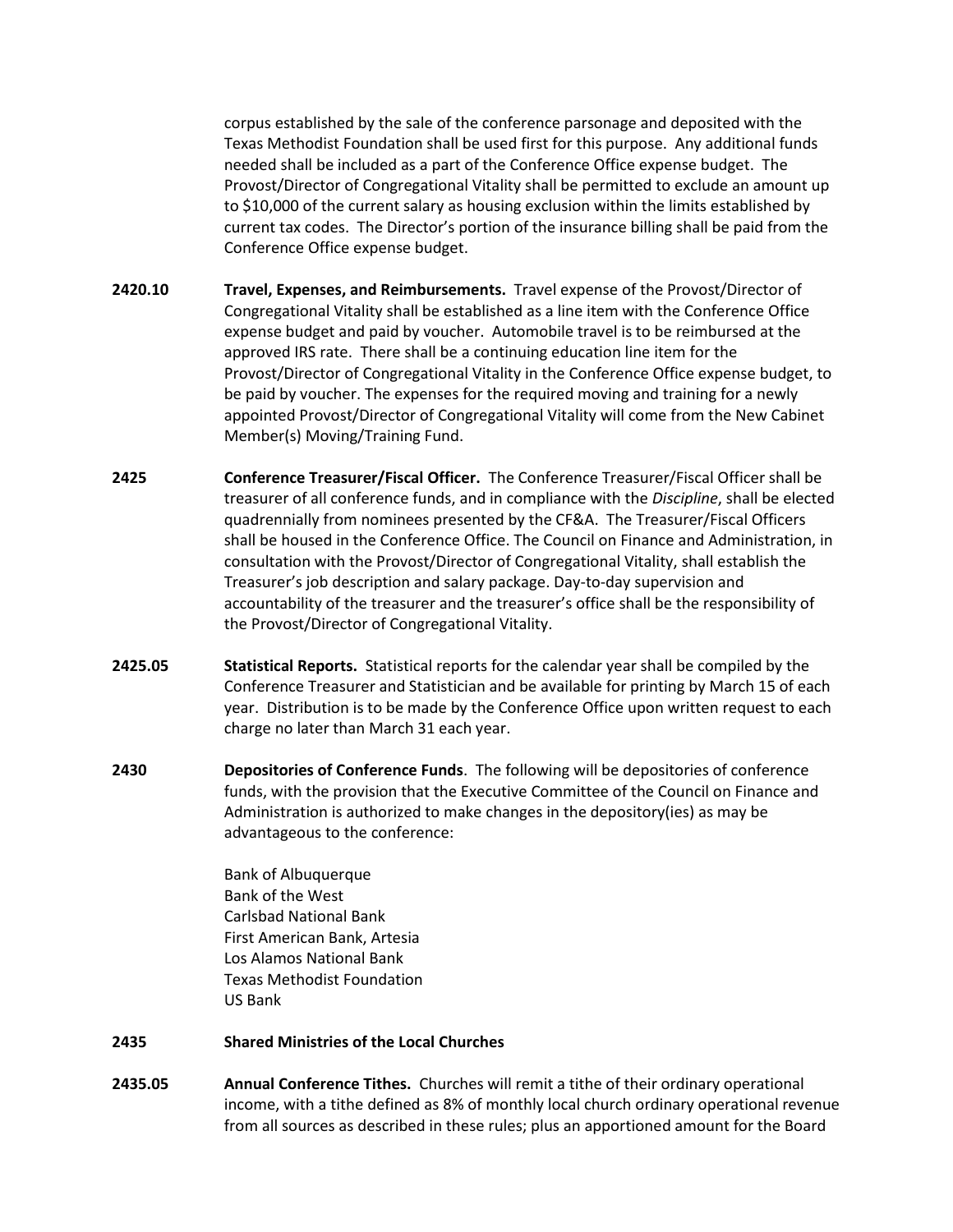corpus established by the sale of the conference parsonage and deposited with the Texas Methodist Foundation shall be used first for this purpose. Any additional funds needed shall be included as a part of the Conference Office expense budget. The Provost/Director of Congregational Vitality shall be permitted to exclude an amount up to $10,000 of the current salary as housing exclusion within the limits established by current tax codes. The Director's portion of the insurance billing shall be paid from the Conference Office expense budget.

**2420.10** **Travel, Expenses, and Reimbursements.** Travel expense of the Provost/Director of Congregational Vitality shall be established as a line item with the Conference Office expense budget and paid by voucher. Automobile travel is to be reimbursed at the approved IRS rate. There shall be a continuing education line item for the Provost/Director of Congregational Vitality in the Conference Office expense budget, to be paid by voucher. The expenses for the required moving and training for a newly appointed Provost/Director of Congregational Vitality will come from the New Cabinet Member(s) Moving/Training Fund.

**2425** **Conference Treasurer/Fiscal Officer.** The Conference Treasurer/Fiscal Officer shall be treasurer of all conference funds, and in compliance with the *Discipline*, shall be elected quadrennially from nominees presented by the CF&A. The Treasurer/Fiscal Officers shall be housed in the Conference Office. The Council on Finance and Administration, in consultation with the Provost/Director of Congregational Vitality, shall establish the Treasurer's job description and salary package. Day-to-day supervision and accountability of the treasurer and the treasurer's office shall be the responsibility of the Provost/Director of Congregational Vitality.

**2425.05** **Statistical Reports.** Statistical reports for the calendar year shall be compiled by the Conference Treasurer and Statistician and be available for printing by March 15 of each year. Distribution is to be made by the Conference Office upon written request to each charge no later than March 31 each year.

**2430** **Depositories of Conference Funds**. The following will be depositories of conference funds, with the provision that the Executive Committee of the Council on Finance and Administration is authorized to make changes in the depository(ies) as may be advantageous to the conference:

Bank of Albuquerque
Bank of the West
Carlsbad National Bank
First American Bank, Artesia
Los Alamos National Bank
Texas Methodist Foundation
US Bank

**2435** **Shared Ministries of the Local Churches**

**2435.05** **Annual Conference Tithes.** Churches will remit a tithe of their ordinary operational income, with a tithe defined as 8% of monthly local church ordinary operational revenue from all sources as described in these rules; plus an apportioned amount for the Board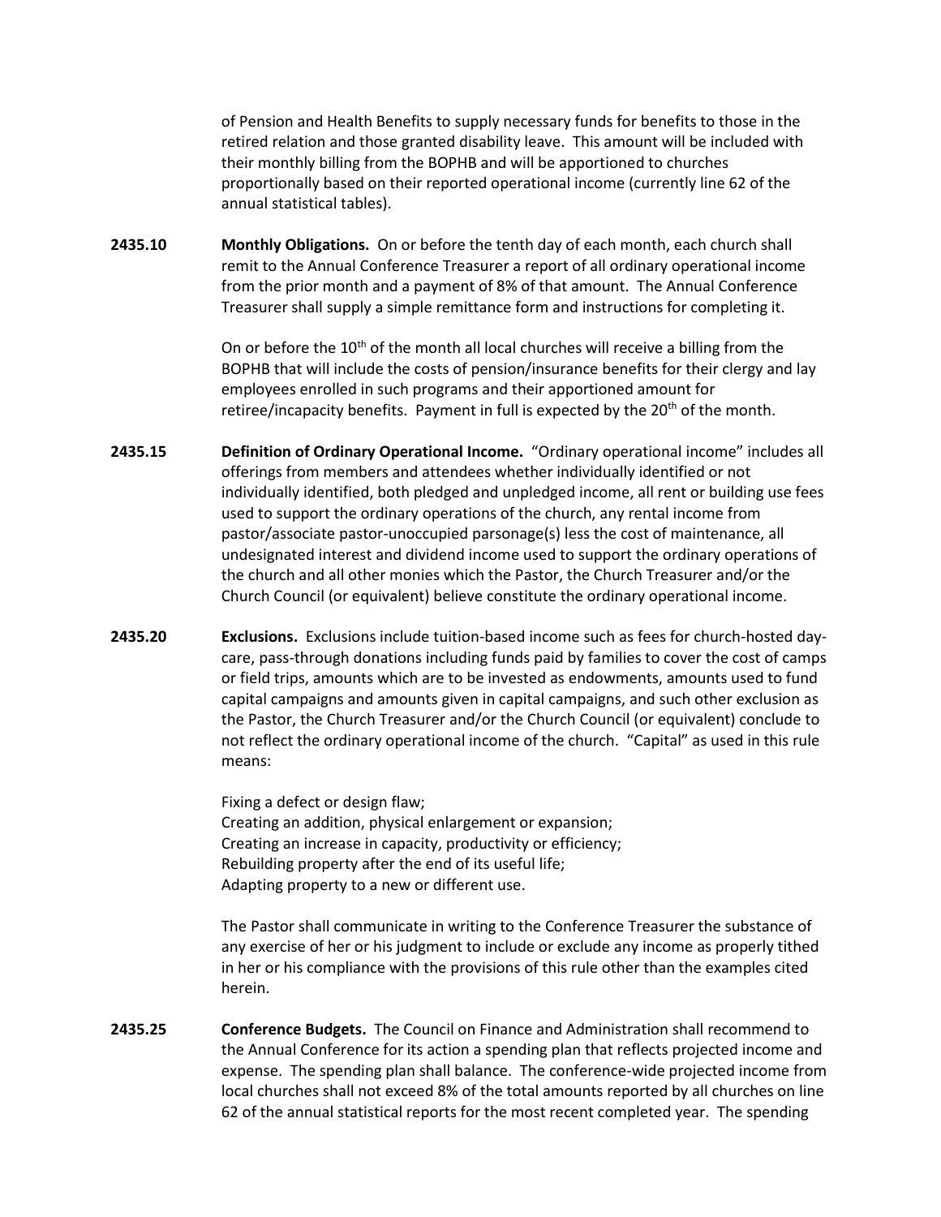of Pension and Health Benefits to supply necessary funds for benefits to those in the retired relation and those granted disability leave. This amount will be included with their monthly billing from the BOPHB and will be apportioned to churches proportionally based on their reported operational income (currently line 62 of the annual statistical tables).

**2435.10 Monthly Obligations.** On or before the tenth day of each month, each church shall remit to the Annual Conference Treasurer a report of all ordinary operational income from the prior month and a payment of 8% of that amount. The Annual Conference Treasurer shall supply a simple remittance form and instructions for completing it.

On or before the 10th of the month all local churches will receive a billing from the BOPHB that will include the costs of pension/insurance benefits for their clergy and lay employees enrolled in such programs and their apportioned amount for retiree/incapacity benefits. Payment in full is expected by the 20th of the month.

**2435.15 Definition of Ordinary Operational Income.** "Ordinary operational income" includes all offerings from members and attendees whether individually identified or not individually identified, both pledged and unpledged income, all rent or building use fees used to support the ordinary operations of the church, any rental income from pastor/associate pastor-unoccupied parsonage(s) less the cost of maintenance, all undesignated interest and dividend income used to support the ordinary operations of the church and all other monies which the Pastor, the Church Treasurer and/or the Church Council (or equivalent) believe constitute the ordinary operational income.

**2435.20 Exclusions.** Exclusions include tuition-based income such as fees for church-hosted day-care, pass-through donations including funds paid by families to cover the cost of camps or field trips, amounts which are to be invested as endowments, amounts used to fund capital campaigns and amounts given in capital campaigns, and such other exclusion as the Pastor, the Church Treasurer and/or the Church Council (or equivalent) conclude to not reflect the ordinary operational income of the church. "Capital" as used in this rule means:

Fixing a defect or design flaw;
Creating an addition, physical enlargement or expansion;
Creating an increase in capacity, productivity or efficiency;
Rebuilding property after the end of its useful life;
Adapting property to a new or different use.

The Pastor shall communicate in writing to the Conference Treasurer the substance of any exercise of her or his judgment to include or exclude any income as properly tithed in her or his compliance with the provisions of this rule other than the examples cited herein.

**2435.25 Conference Budgets.** The Council on Finance and Administration shall recommend to the Annual Conference for its action a spending plan that reflects projected income and expense. The spending plan shall balance. The conference-wide projected income from local churches shall not exceed 8% of the total amounts reported by all churches on line 62 of the annual statistical reports for the most recent completed year. The spending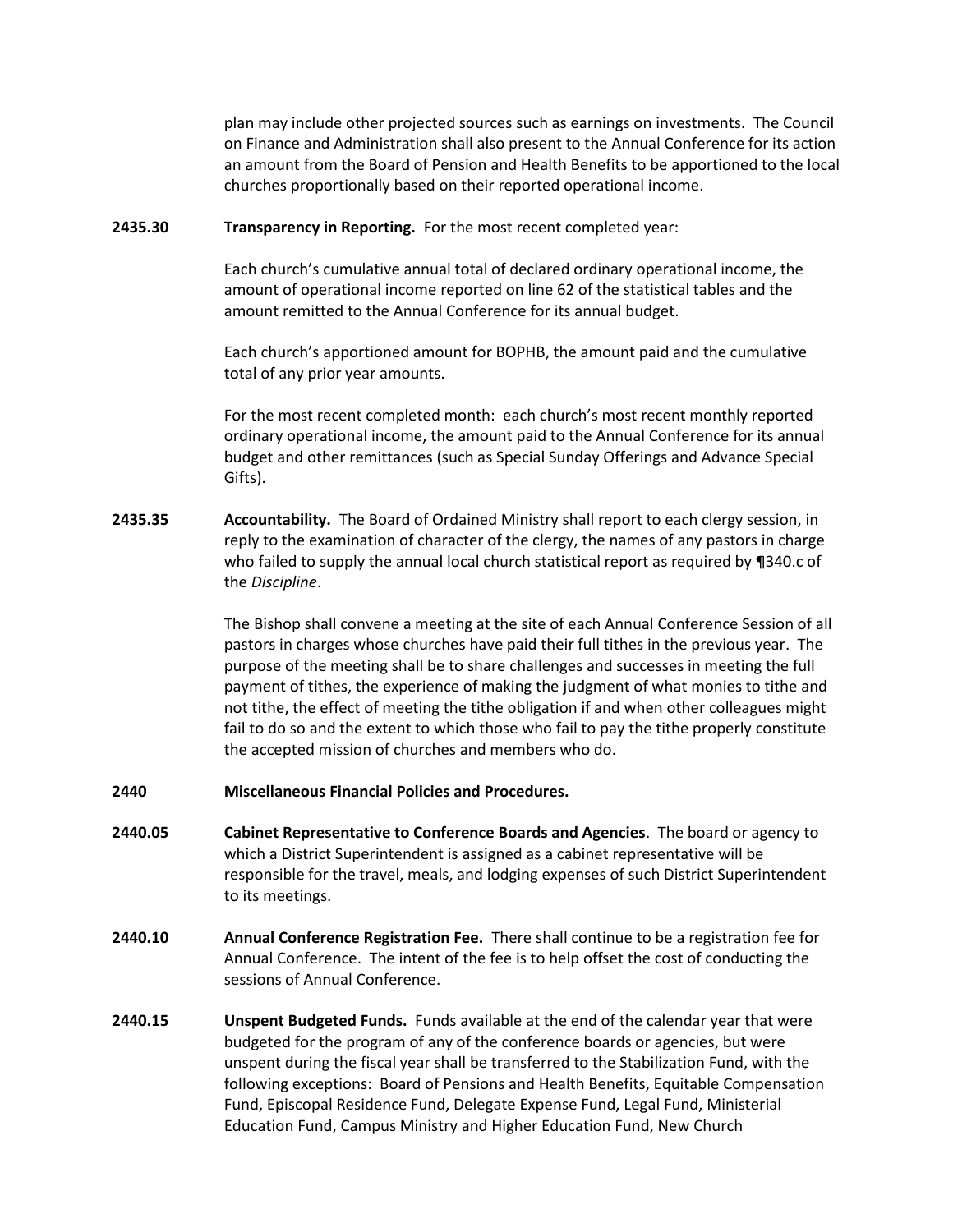plan may include other projected sources such as earnings on investments. The Council on Finance and Administration shall also present to the Annual Conference for its action an amount from the Board of Pension and Health Benefits to be apportioned to the local churches proportionally based on their reported operational income.

**2435.30** **Transparency in Reporting.** For the most recent completed year:

Each church's cumulative annual total of declared ordinary operational income, the amount of operational income reported on line 62 of the statistical tables and the amount remitted to the Annual Conference for its annual budget.

Each church's apportioned amount for BOPHB, the amount paid and the cumulative total of any prior year amounts.

For the most recent completed month: each church's most recent monthly reported ordinary operational income, the amount paid to the Annual Conference for its annual budget and other remittances (such as Special Sunday Offerings and Advance Special Gifts).

**2435.35** **Accountability.** The Board of Ordained Ministry shall report to each clergy session, in reply to the examination of character of the clergy, the names of any pastors in charge who failed to supply the annual local church statistical report as required by ¶340.c of the *Discipline*.

The Bishop shall convene a meeting at the site of each Annual Conference Session of all pastors in charges whose churches have paid their full tithes in the previous year. The purpose of the meeting shall be to share challenges and successes in meeting the full payment of tithes, the experience of making the judgment of what monies to tithe and not tithe, the effect of meeting the tithe obligation if and when other colleagues might fail to do so and the extent to which those who fail to pay the tithe properly constitute the accepted mission of churches and members who do.

**2440** **Miscellaneous Financial Policies and Procedures.**

**2440.05** **Cabinet Representative to Conference Boards and Agencies**. The board or agency to which a District Superintendent is assigned as a cabinet representative will be responsible for the travel, meals, and lodging expenses of such District Superintendent to its meetings.

**2440.10** **Annual Conference Registration Fee.** There shall continue to be a registration fee for Annual Conference. The intent of the fee is to help offset the cost of conducting the sessions of Annual Conference.

**2440.15** **Unspent Budgeted Funds.** Funds available at the end of the calendar year that were budgeted for the program of any of the conference boards or agencies, but were unspent during the fiscal year shall be transferred to the Stabilization Fund, with the following exceptions: Board of Pensions and Health Benefits, Equitable Compensation Fund, Episcopal Residence Fund, Delegate Expense Fund, Legal Fund, Ministerial Education Fund, Campus Ministry and Higher Education Fund, New Church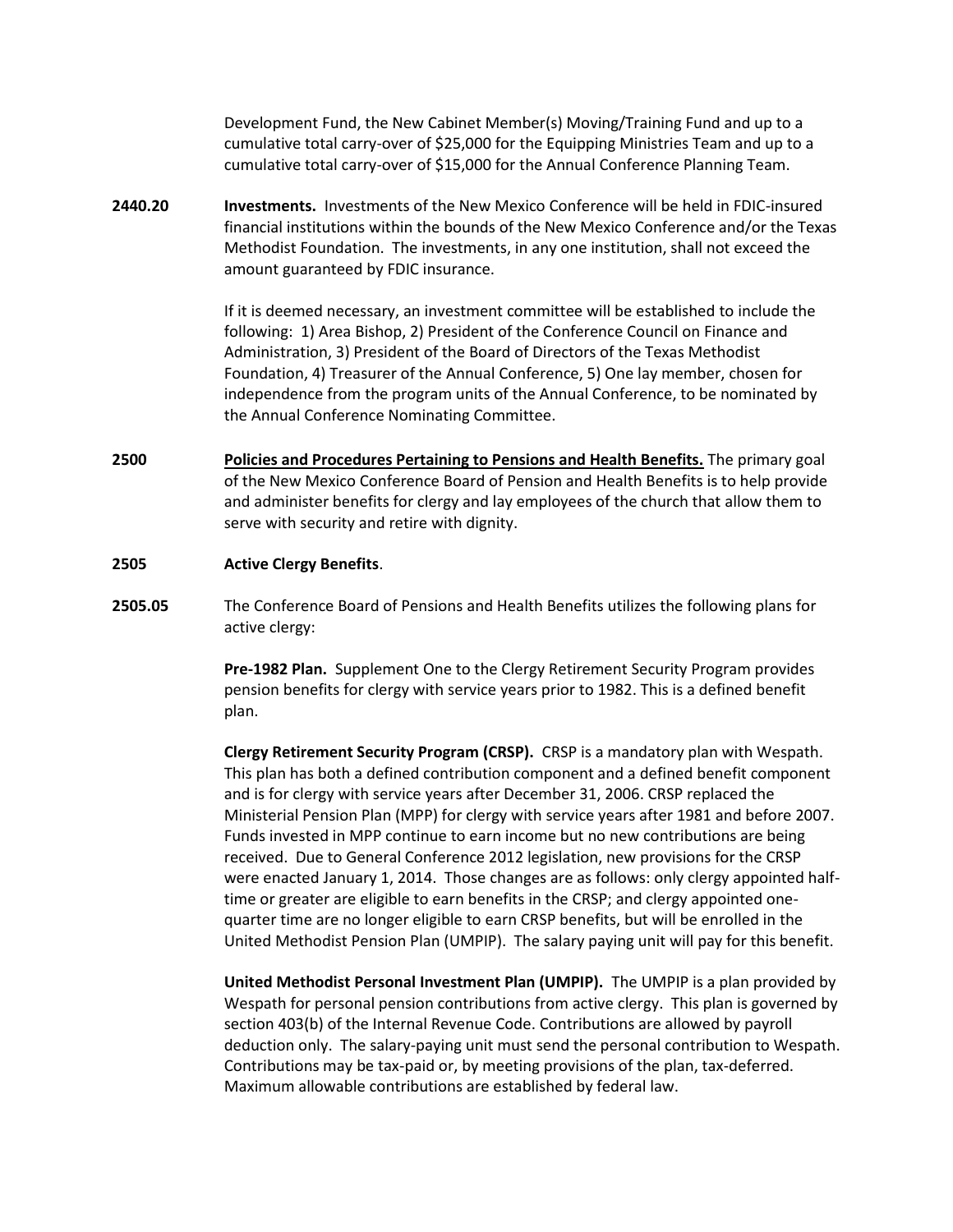Development Fund, the New Cabinet Member(s) Moving/Training Fund and up to a cumulative total carry-over of $25,000 for the Equipping Ministries Team and up to a cumulative total carry-over of $15,000 for the Annual Conference Planning Team.

**2440.20** **Investments.** Investments of the New Mexico Conference will be held in FDIC-insured financial institutions within the bounds of the New Mexico Conference and/or the Texas Methodist Foundation. The investments, in any one institution, shall not exceed the amount guaranteed by FDIC insurance.

If it is deemed necessary, an investment committee will be established to include the following: 1) Area Bishop, 2) President of the Conference Council on Finance and Administration, 3) President of the Board of Directors of the Texas Methodist Foundation, 4) Treasurer of the Annual Conference, 5) One lay member, chosen for independence from the program units of the Annual Conference, to be nominated by the Annual Conference Nominating Committee.

**2500** **Policies and Procedures Pertaining to Pensions and Health Benefits.** The primary goal of the New Mexico Conference Board of Pension and Health Benefits is to help provide and administer benefits for clergy and lay employees of the church that allow them to serve with security and retire with dignity.

**2505** **Active Clergy Benefits**.

**2505.05** The Conference Board of Pensions and Health Benefits utilizes the following plans for active clergy:

**Pre-1982 Plan.** Supplement One to the Clergy Retirement Security Program provides pension benefits for clergy with service years prior to 1982. This is a defined benefit plan.

**Clergy Retirement Security Program (CRSP).** CRSP is a mandatory plan with Wespath. This plan has both a defined contribution component and a defined benefit component and is for clergy with service years after December 31, 2006. CRSP replaced the Ministerial Pension Plan (MPP) for clergy with service years after 1981 and before 2007. Funds invested in MPP continue to earn income but no new contributions are being received. Due to General Conference 2012 legislation, new provisions for the CRSP were enacted January 1, 2014. Those changes are as follows: only clergy appointed half-time or greater are eligible to earn benefits in the CRSP; and clergy appointed one-quarter time are no longer eligible to earn CRSP benefits, but will be enrolled in the United Methodist Pension Plan (UMPIP). The salary paying unit will pay for this benefit.

**United Methodist Personal Investment Plan (UMPIP).** The UMPIP is a plan provided by Wespath for personal pension contributions from active clergy. This plan is governed by section 403(b) of the Internal Revenue Code. Contributions are allowed by payroll deduction only. The salary-paying unit must send the personal contribution to Wespath. Contributions may be tax-paid or, by meeting provisions of the plan, tax-deferred. Maximum allowable contributions are established by federal law.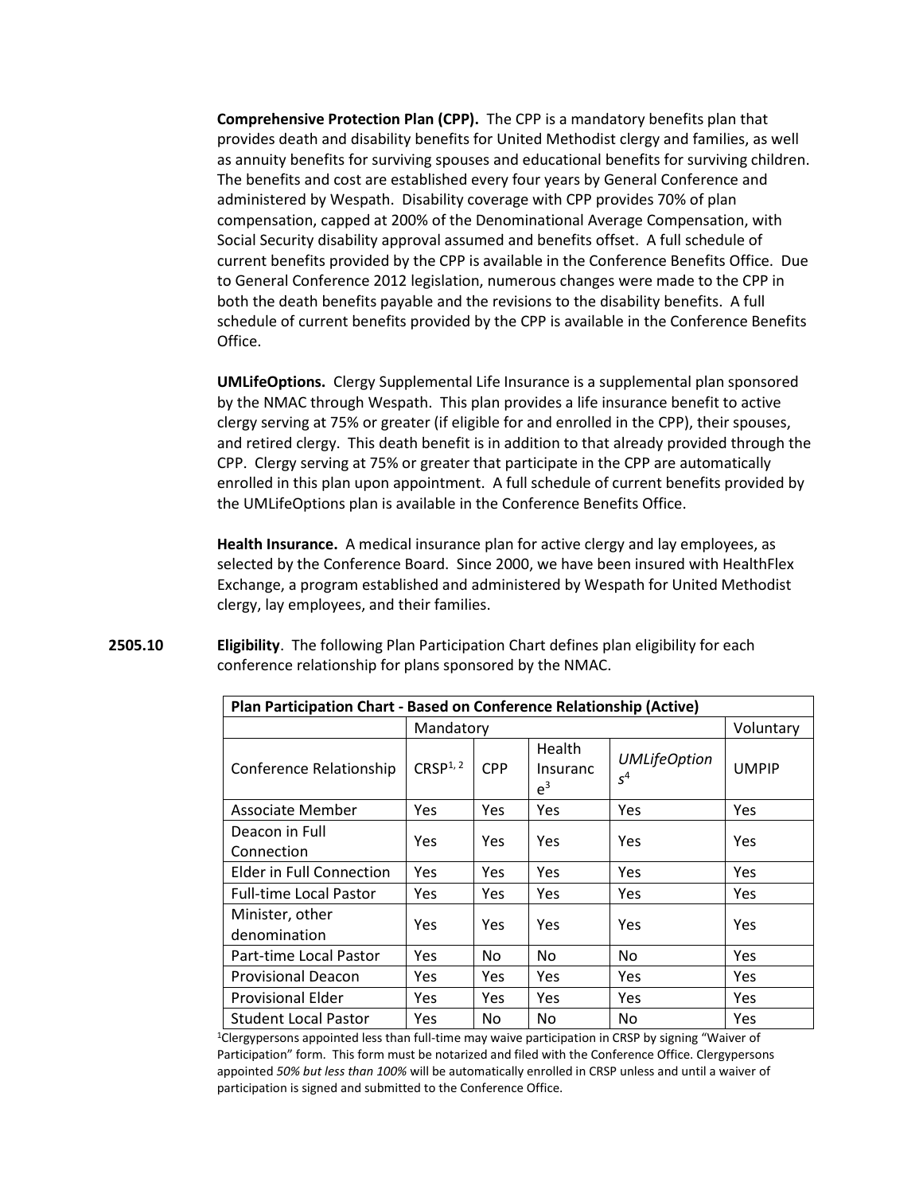**Comprehensive Protection Plan (CPP).** The CPP is a mandatory benefits plan that provides death and disability benefits for United Methodist clergy and families, as well as annuity benefits for surviving spouses and educational benefits for surviving children. The benefits and cost are established every four years by General Conference and administered by Wespath. Disability coverage with CPP provides 70% of plan compensation, capped at 200% of the Denominational Average Compensation, with Social Security disability approval assumed and benefits offset. A full schedule of current benefits provided by the CPP is available in the Conference Benefits Office. Due to General Conference 2012 legislation, numerous changes were made to the CPP in both the death benefits payable and the revisions to the disability benefits. A full schedule of current benefits provided by the CPP is available in the Conference Benefits Office.

**UMLifeOptions.** Clergy Supplemental Life Insurance is a supplemental plan sponsored by the NMAC through Wespath. This plan provides a life insurance benefit to active clergy serving at 75% or greater (if eligible for and enrolled in the CPP), their spouses, and retired clergy. This death benefit is in addition to that already provided through the CPP. Clergy serving at 75% or greater that participate in the CPP are automatically enrolled in this plan upon appointment. A full schedule of current benefits provided by the UMLifeOptions plan is available in the Conference Benefits Office.

**Health Insurance.** A medical insurance plan for active clergy and lay employees, as selected by the Conference Board. Since 2000, we have been insured with HealthFlex Exchange, a program established and administered by Wespath for United Methodist clergy, lay employees, and their families.

**2505.10** **Eligibility**. The following Plan Participation Chart defines plan eligibility for each conference relationship for plans sponsored by the NMAC.

| Plan Participation Chart - Based on Conference Relationship (Active) | | | | | |
|---|---|---|---|---|---|
| | Mandatory | | | | Voluntary |
| Conference Relationship | CRSP[1, 2] | CPP | Health Insurance[3] | *UMLifeOptions*[4] | UMPIP |
| Associate Member | Yes | Yes | Yes | Yes | Yes |
| Deacon in Full Connection | Yes | Yes | Yes | Yes | Yes |
| Elder in Full Connection | Yes | Yes | Yes | Yes | Yes |
| Full-time Local Pastor | Yes | Yes | Yes | Yes | Yes |
| Minister, other denomination | Yes | Yes | Yes | Yes | Yes |
| Part-time Local Pastor | Yes | No | No | No | Yes |
| Provisional Deacon | Yes | Yes | Yes | Yes | Yes |
| Provisional Elder | Yes | Yes | Yes | Yes | Yes |
| Student Local Pastor | Yes | No | No | No | Yes |

[1]Clergypersons appointed less than full-time may waive participation in CRSP by signing "Waiver of Participation" form. This form must be notarized and filed with the Conference Office. Clergypersons appointed *50% but less than 100%* will be automatically enrolled in CRSP unless and until a waiver of participation is signed and submitted to the Conference Office.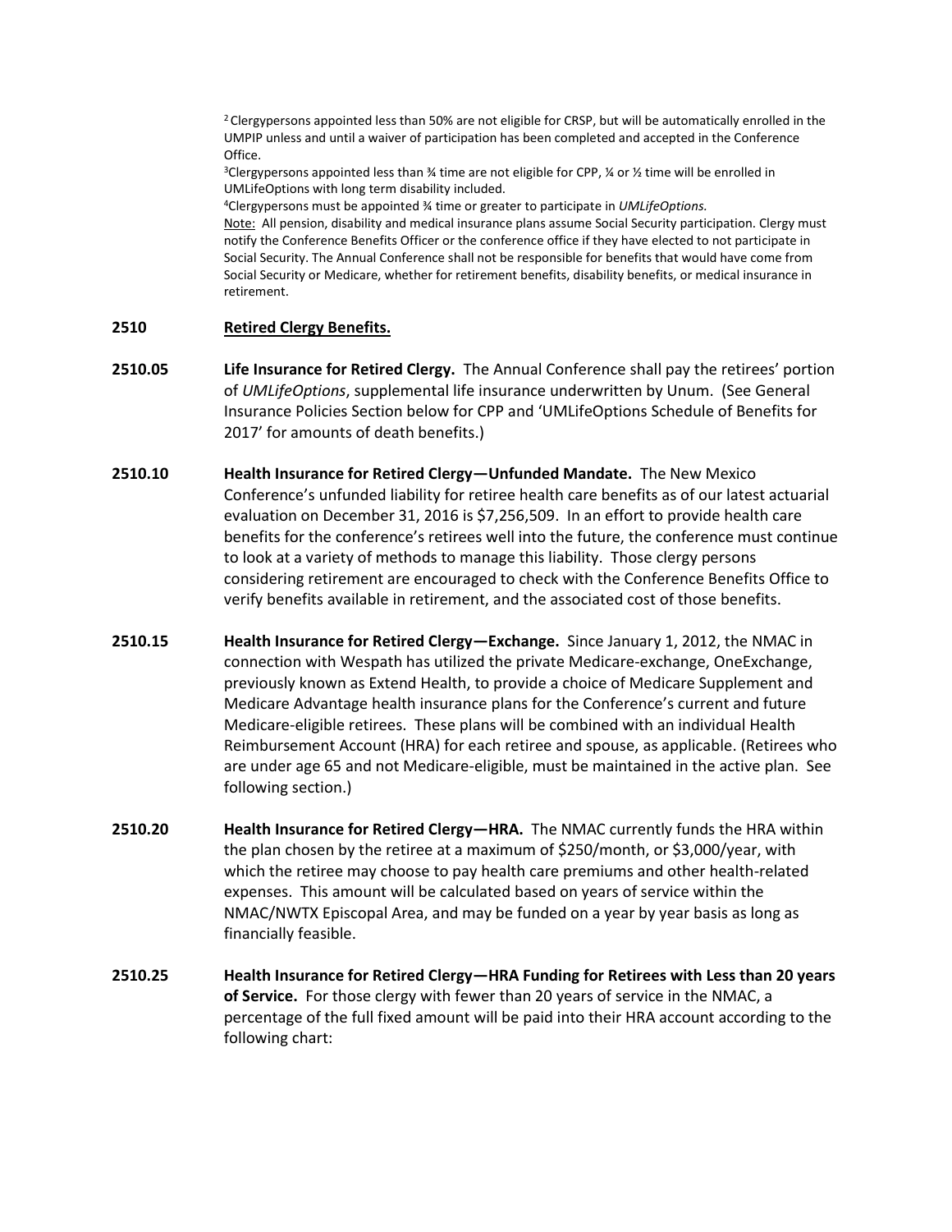[2] Clergypersons appointed less than 50% are not eligible for CRSP, but will be automatically enrolled in the UMPIP unless and until a waiver of participation has been completed and accepted in the Conference Office.

[3] Clergypersons appointed less than ¾ time are not eligible for CPP, ¼ or ½ time will be enrolled in UMLifeOptions with long term disability included.

[4] Clergypersons must be appointed ¾ time or greater to participate in *UMLifeOptions.*

Note: All pension, disability and medical insurance plans assume Social Security participation. Clergy must notify the Conference Benefits Officer or the conference office if they have elected to not participate in Social Security. The Annual Conference shall not be responsible for benefits that would have come from Social Security or Medicare, whether for retirement benefits, disability benefits, or medical insurance in retirement.

## 2510 Retired Clergy Benefits.

**2510.05 Life Insurance for Retired Clergy.** The Annual Conference shall pay the retirees' portion of *UMLifeOptions*, supplemental life insurance underwritten by Unum. (See General Insurance Policies Section below for CPP and 'UMLifeOptions Schedule of Benefits for 2017' for amounts of death benefits.)

**2510.10 Health Insurance for Retired Clergy—Unfunded Mandate.** The New Mexico Conference's unfunded liability for retiree health care benefits as of our latest actuarial evaluation on December 31, 2016 is $7,256,509. In an effort to provide health care benefits for the conference's retirees well into the future, the conference must continue to look at a variety of methods to manage this liability. Those clergy persons considering retirement are encouraged to check with the Conference Benefits Office to verify benefits available in retirement, and the associated cost of those benefits.

**2510.15 Health Insurance for Retired Clergy—Exchange.** Since January 1, 2012, the NMAC in connection with Wespath has utilized the private Medicare-exchange, OneExchange, previously known as Extend Health, to provide a choice of Medicare Supplement and Medicare Advantage health insurance plans for the Conference's current and future Medicare-eligible retirees. These plans will be combined with an individual Health Reimbursement Account (HRA) for each retiree and spouse, as applicable. (Retirees who are under age 65 and not Medicare-eligible, must be maintained in the active plan. See following section.)

**2510.20 Health Insurance for Retired Clergy—HRA.** The NMAC currently funds the HRA within the plan chosen by the retiree at a maximum of $250/month, or $3,000/year, with which the retiree may choose to pay health care premiums and other health-related expenses. This amount will be calculated based on years of service within the NMAC/NWTX Episcopal Area, and may be funded on a year by year basis as long as financially feasible.

**2510.25 Health Insurance for Retired Clergy—HRA Funding for Retirees with Less than 20 years of Service.** For those clergy with fewer than 20 years of service in the NMAC, a percentage of the full fixed amount will be paid into their HRA account according to the following chart: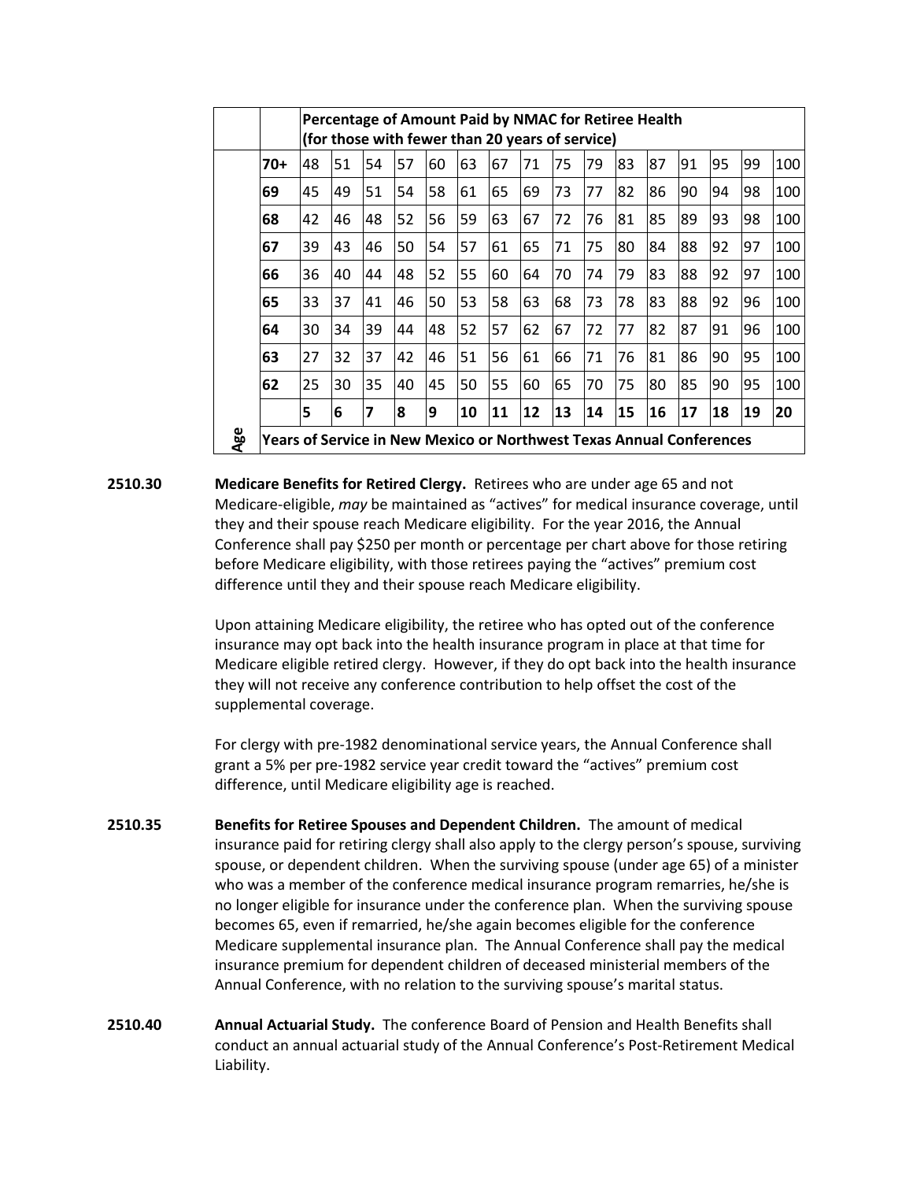| | | Percentage of Amount Paid by NMAC for Retiree Health (for those with fewer than 20 years of service) | | | | | | | | | | | | | | | |
|---|---|---|---|---|---|---|---|---|---|---|---|---|---|---|---|---|---|
| | **70+** | 48 | 51 | 54 | 57 | 60 | 63 | 67 | 71 | 75 | 79 | 83 | 87 | 91 | 95 | 99 | 100 |
| | **69** | 45 | 49 | 51 | 54 | 58 | 61 | 65 | 69 | 73 | 77 | 82 | 86 | 90 | 94 | 98 | 100 |
| | **68** | 42 | 46 | 48 | 52 | 56 | 59 | 63 | 67 | 72 | 76 | 81 | 85 | 89 | 93 | 98 | 100 |
| | **67** | 39 | 43 | 46 | 50 | 54 | 57 | 61 | 65 | 71 | 75 | 80 | 84 | 88 | 92 | 97 | 100 |
| | **66** | 36 | 40 | 44 | 48 | 52 | 55 | 60 | 64 | 70 | 74 | 79 | 83 | 88 | 92 | 97 | 100 |
| | **65** | 33 | 37 | 41 | 46 | 50 | 53 | 58 | 63 | 68 | 73 | 78 | 83 | 88 | 92 | 96 | 100 |
| | **64** | 30 | 34 | 39 | 44 | 48 | 52 | 57 | 62 | 67 | 72 | 77 | 82 | 87 | 91 | 96 | 100 |
| | **63** | 27 | 32 | 37 | 42 | 46 | 51 | 56 | 61 | 66 | 71 | 76 | 81 | 86 | 90 | 95 | 100 |
| | **62** | 25 | 30 | 35 | 40 | 45 | 50 | 55 | 60 | 65 | 70 | 75 | 80 | 85 | 90 | 95 | 100 |
| | | **5** | **6** | **7** | **8** | **9** | **10** | **11** | **12** | **13** | **14** | **15** | **16** | **17** | **18** | **19** | **20** |
| **Age** | **Years of Service in New Mexico or Northwest Texas Annual Conferences** | | | | | | | | | | | | | | | | |

**2510.30** **Medicare Benefits for Retired Clergy.** Retirees who are under age 65 and not Medicare-eligible, *may* be maintained as "actives" for medical insurance coverage, until they and their spouse reach Medicare eligibility. For the year 2016, the Annual Conference shall pay $250 per month or percentage per chart above for those retiring before Medicare eligibility, with those retirees paying the "actives" premium cost difference until they and their spouse reach Medicare eligibility.

Upon attaining Medicare eligibility, the retiree who has opted out of the conference insurance may opt back into the health insurance program in place at that time for Medicare eligible retired clergy. However, if they do opt back into the health insurance they will not receive any conference contribution to help offset the cost of the supplemental coverage.

For clergy with pre-1982 denominational service years, the Annual Conference shall grant a 5% per pre-1982 service year credit toward the "actives" premium cost difference, until Medicare eligibility age is reached.

**2510.35** **Benefits for Retiree Spouses and Dependent Children.** The amount of medical insurance paid for retiring clergy shall also apply to the clergy person's spouse, surviving spouse, or dependent children. When the surviving spouse (under age 65) of a minister who was a member of the conference medical insurance program remarries, he/she is no longer eligible for insurance under the conference plan. When the surviving spouse becomes 65, even if remarried, he/she again becomes eligible for the conference Medicare supplemental insurance plan. The Annual Conference shall pay the medical insurance premium for dependent children of deceased ministerial members of the Annual Conference, with no relation to the surviving spouse's marital status.

**2510.40** **Annual Actuarial Study.** The conference Board of Pension and Health Benefits shall conduct an annual actuarial study of the Annual Conference's Post-Retirement Medical Liability.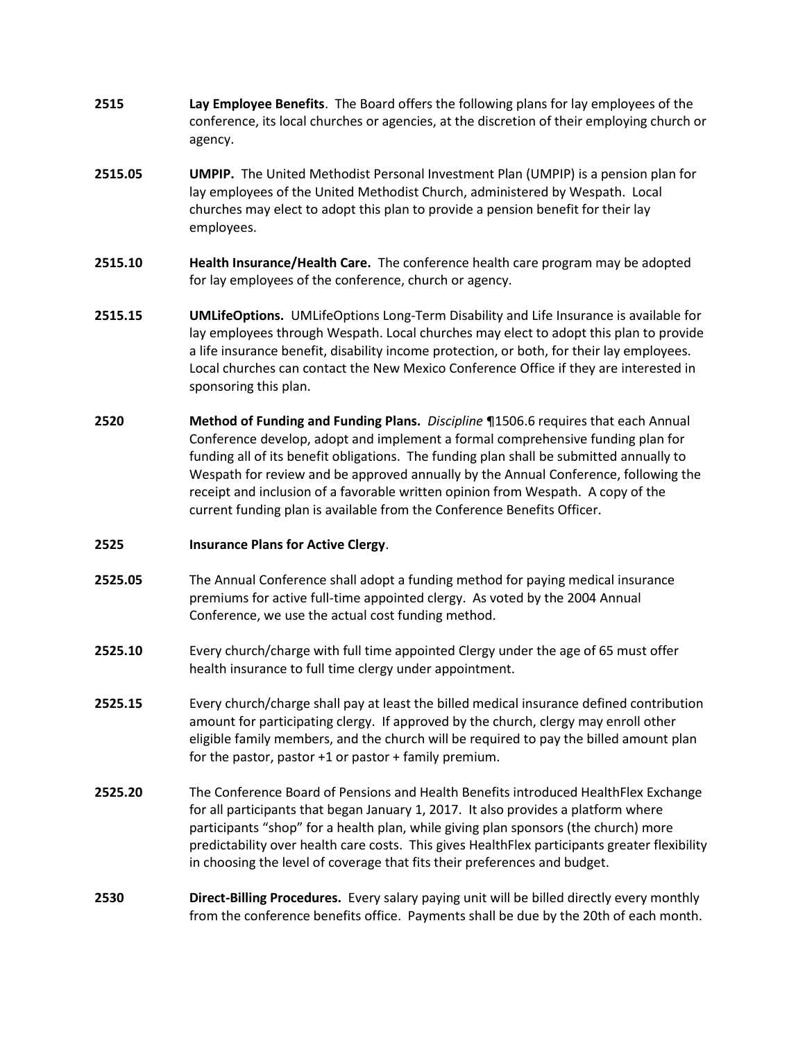**2515** **Lay Employee Benefits**. The Board offers the following plans for lay employees of the conference, its local churches or agencies, at the discretion of their employing church or agency.

**2515.05** **UMPIP.** The United Methodist Personal Investment Plan (UMPIP) is a pension plan for lay employees of the United Methodist Church, administered by Wespath. Local churches may elect to adopt this plan to provide a pension benefit for their lay employees.

**2515.10** **Health Insurance/Health Care.** The conference health care program may be adopted for lay employees of the conference, church or agency.

**2515.15** **UMLifeOptions.** UMLifeOptions Long-Term Disability and Life Insurance is available for lay employees through Wespath. Local churches may elect to adopt this plan to provide a life insurance benefit, disability income protection, or both, for their lay employees. Local churches can contact the New Mexico Conference Office if they are interested in sponsoring this plan.

**2520** **Method of Funding and Funding Plans.** *Discipline* ¶1506.6 requires that each Annual Conference develop, adopt and implement a formal comprehensive funding plan for funding all of its benefit obligations. The funding plan shall be submitted annually to Wespath for review and be approved annually by the Annual Conference, following the receipt and inclusion of a favorable written opinion from Wespath. A copy of the current funding plan is available from the Conference Benefits Officer.

**2525** **Insurance Plans for Active Clergy**.

**2525.05** The Annual Conference shall adopt a funding method for paying medical insurance premiums for active full-time appointed clergy. As voted by the 2004 Annual Conference, we use the actual cost funding method.

**2525.10** Every church/charge with full time appointed Clergy under the age of 65 must offer health insurance to full time clergy under appointment.

**2525.15** Every church/charge shall pay at least the billed medical insurance defined contribution amount for participating clergy. If approved by the church, clergy may enroll other eligible family members, and the church will be required to pay the billed amount plan for the pastor, pastor +1 or pastor + family premium.

**2525.20** The Conference Board of Pensions and Health Benefits introduced HealthFlex Exchange for all participants that began January 1, 2017. It also provides a platform where participants "shop" for a health plan, while giving plan sponsors (the church) more predictability over health care costs. This gives HealthFlex participants greater flexibility in choosing the level of coverage that fits their preferences and budget.

**2530** **Direct-Billing Procedures.** Every salary paying unit will be billed directly every monthly from the conference benefits office. Payments shall be due by the 20th of each month.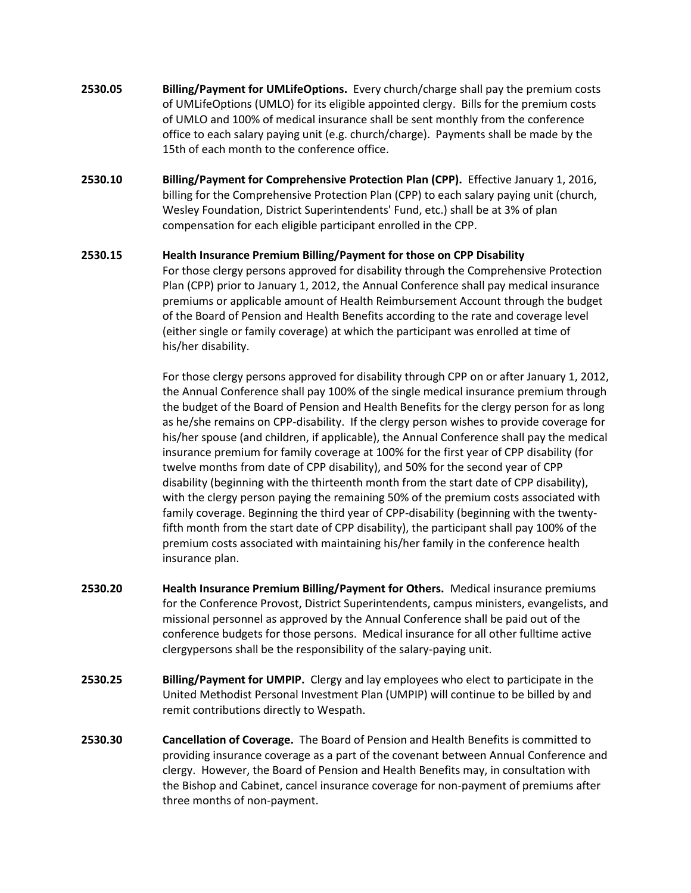**2530.05** **Billing/Payment for UMLifeOptions.** Every church/charge shall pay the premium costs of UMLifeOptions (UMLO) for its eligible appointed clergy. Bills for the premium costs of UMLO and 100% of medical insurance shall be sent monthly from the conference office to each salary paying unit (e.g. church/charge). Payments shall be made by the 15th of each month to the conference office.

**2530.10** **Billing/Payment for Comprehensive Protection Plan (CPP).** Effective January 1, 2016, billing for the Comprehensive Protection Plan (CPP) to each salary paying unit (church, Wesley Foundation, District Superintendents' Fund, etc.) shall be at 3% of plan compensation for each eligible participant enrolled in the CPP.

**2530.15** **Health Insurance Premium Billing/Payment for those on CPP Disability**

For those clergy persons approved for disability through the Comprehensive Protection Plan (CPP) prior to January 1, 2012, the Annual Conference shall pay medical insurance premiums or applicable amount of Health Reimbursement Account through the budget of the Board of Pension and Health Benefits according to the rate and coverage level (either single or family coverage) at which the participant was enrolled at time of his/her disability.

For those clergy persons approved for disability through CPP on or after January 1, 2012, the Annual Conference shall pay 100% of the single medical insurance premium through the budget of the Board of Pension and Health Benefits for the clergy person for as long as he/she remains on CPP-disability. If the clergy person wishes to provide coverage for his/her spouse (and children, if applicable), the Annual Conference shall pay the medical insurance premium for family coverage at 100% for the first year of CPP disability (for twelve months from date of CPP disability), and 50% for the second year of CPP disability (beginning with the thirteenth month from the start date of CPP disability), with the clergy person paying the remaining 50% of the premium costs associated with family coverage. Beginning the third year of CPP-disability (beginning with the twenty-fifth month from the start date of CPP disability), the participant shall pay 100% of the premium costs associated with maintaining his/her family in the conference health insurance plan.

**2530.20** **Health Insurance Premium Billing/Payment for Others.** Medical insurance premiums for the Conference Provost, District Superintendents, campus ministers, evangelists, and missional personnel as approved by the Annual Conference shall be paid out of the conference budgets for those persons. Medical insurance for all other fulltime active clergypersons shall be the responsibility of the salary-paying unit.

**2530.25** **Billing/Payment for UMPIP.** Clergy and lay employees who elect to participate in the United Methodist Personal Investment Plan (UMPIP) will continue to be billed by and remit contributions directly to Wespath.

**2530.30** **Cancellation of Coverage.** The Board of Pension and Health Benefits is committed to providing insurance coverage as a part of the covenant between Annual Conference and clergy. However, the Board of Pension and Health Benefits may, in consultation with the Bishop and Cabinet, cancel insurance coverage for non-payment of premiums after three months of non-payment.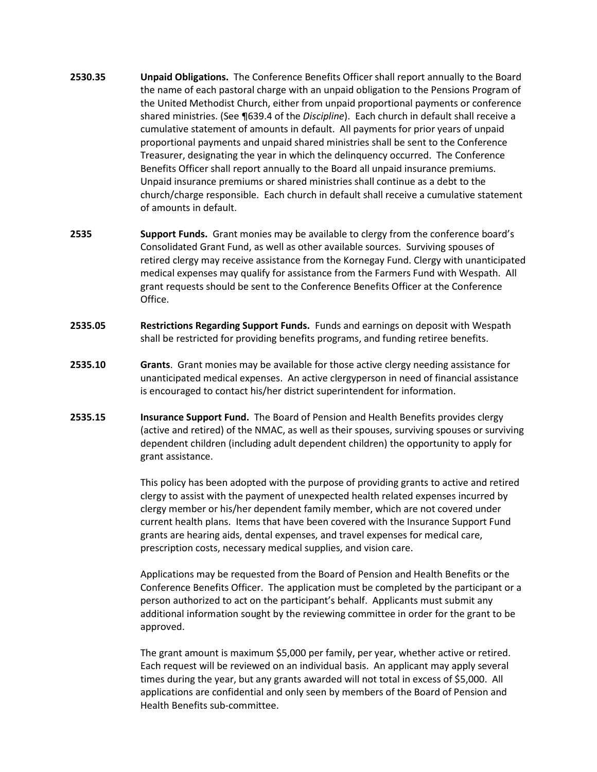**2530.35** **Unpaid Obligations.** The Conference Benefits Officer shall report annually to the Board the name of each pastoral charge with an unpaid obligation to the Pensions Program of the United Methodist Church, either from unpaid proportional payments or conference shared ministries. (See ¶639.4 of the *Discipline*). Each church in default shall receive a cumulative statement of amounts in default. All payments for prior years of unpaid proportional payments and unpaid shared ministries shall be sent to the Conference Treasurer, designating the year in which the delinquency occurred. The Conference Benefits Officer shall report annually to the Board all unpaid insurance premiums. Unpaid insurance premiums or shared ministries shall continue as a debt to the church/charge responsible. Each church in default shall receive a cumulative statement of amounts in default.

**2535** **Support Funds.** Grant monies may be available to clergy from the conference board's Consolidated Grant Fund, as well as other available sources. Surviving spouses of retired clergy may receive assistance from the Kornegay Fund. Clergy with unanticipated medical expenses may qualify for assistance from the Farmers Fund with Wespath. All grant requests should be sent to the Conference Benefits Officer at the Conference Office.

**2535.05** **Restrictions Regarding Support Funds.** Funds and earnings on deposit with Wespath shall be restricted for providing benefits programs, and funding retiree benefits.

**2535.10** **Grants**. Grant monies may be available for those active clergy needing assistance for unanticipated medical expenses. An active clergyperson in need of financial assistance is encouraged to contact his/her district superintendent for information.

**2535.15** **Insurance Support Fund.** The Board of Pension and Health Benefits provides clergy (active and retired) of the NMAC, as well as their spouses, surviving spouses or surviving dependent children (including adult dependent children) the opportunity to apply for grant assistance.

This policy has been adopted with the purpose of providing grants to active and retired clergy to assist with the payment of unexpected health related expenses incurred by clergy member or his/her dependent family member, which are not covered under current health plans. Items that have been covered with the Insurance Support Fund grants are hearing aids, dental expenses, and travel expenses for medical care, prescription costs, necessary medical supplies, and vision care.

Applications may be requested from the Board of Pension and Health Benefits or the Conference Benefits Officer. The application must be completed by the participant or a person authorized to act on the participant's behalf. Applicants must submit any additional information sought by the reviewing committee in order for the grant to be approved.

The grant amount is maximum $5,000 per family, per year, whether active or retired. Each request will be reviewed on an individual basis. An applicant may apply several times during the year, but any grants awarded will not total in excess of $5,000. All applications are confidential and only seen by members of the Board of Pension and Health Benefits sub-committee.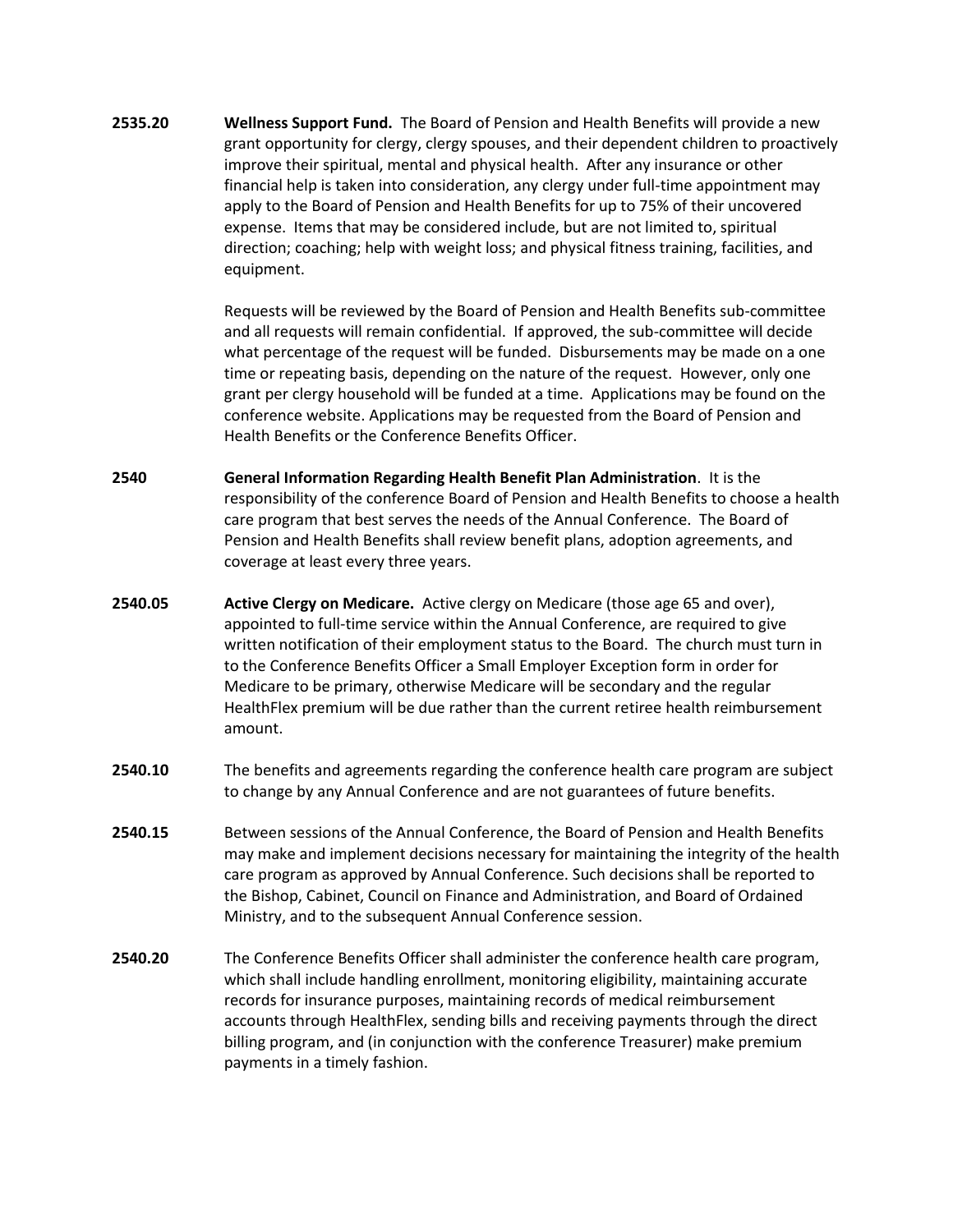**2535.20** **Wellness Support Fund.** The Board of Pension and Health Benefits will provide a new grant opportunity for clergy, clergy spouses, and their dependent children to proactively improve their spiritual, mental and physical health. After any insurance or other financial help is taken into consideration, any clergy under full-time appointment may apply to the Board of Pension and Health Benefits for up to 75% of their uncovered expense. Items that may be considered include, but are not limited to, spiritual direction; coaching; help with weight loss; and physical fitness training, facilities, and equipment.

Requests will be reviewed by the Board of Pension and Health Benefits sub-committee and all requests will remain confidential. If approved, the sub-committee will decide what percentage of the request will be funded. Disbursements may be made on a one time or repeating basis, depending on the nature of the request. However, only one grant per clergy household will be funded at a time. Applications may be found on the conference website. Applications may be requested from the Board of Pension and Health Benefits or the Conference Benefits Officer.

**2540** **General Information Regarding Health Benefit Plan Administration**. It is the responsibility of the conference Board of Pension and Health Benefits to choose a health care program that best serves the needs of the Annual Conference. The Board of Pension and Health Benefits shall review benefit plans, adoption agreements, and coverage at least every three years.

**2540.05** **Active Clergy on Medicare.** Active clergy on Medicare (those age 65 and over), appointed to full-time service within the Annual Conference, are required to give written notification of their employment status to the Board. The church must turn in to the Conference Benefits Officer a Small Employer Exception form in order for Medicare to be primary, otherwise Medicare will be secondary and the regular HealthFlex premium will be due rather than the current retiree health reimbursement amount.

**2540.10** The benefits and agreements regarding the conference health care program are subject to change by any Annual Conference and are not guarantees of future benefits.

**2540.15** Between sessions of the Annual Conference, the Board of Pension and Health Benefits may make and implement decisions necessary for maintaining the integrity of the health care program as approved by Annual Conference. Such decisions shall be reported to the Bishop, Cabinet, Council on Finance and Administration, and Board of Ordained Ministry, and to the subsequent Annual Conference session.

**2540.20** The Conference Benefits Officer shall administer the conference health care program, which shall include handling enrollment, monitoring eligibility, maintaining accurate records for insurance purposes, maintaining records of medical reimbursement accounts through HealthFlex, sending bills and receiving payments through the direct billing program, and (in conjunction with the conference Treasurer) make premium payments in a timely fashion.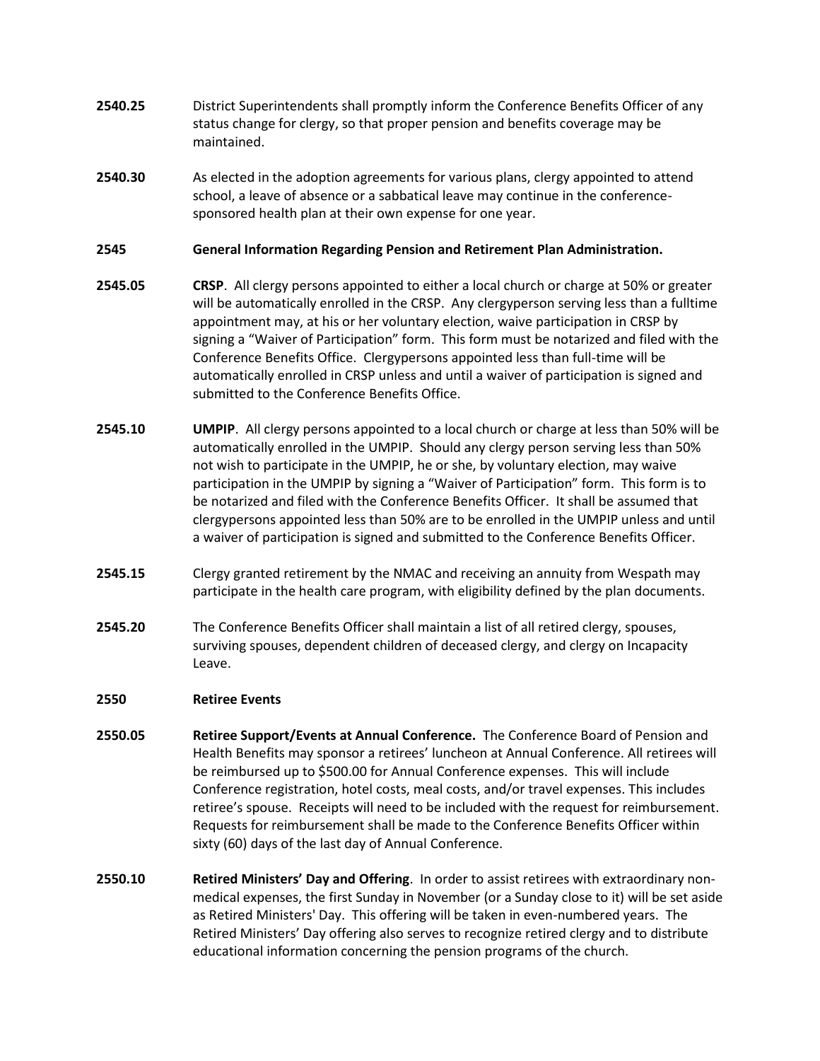**2540.25** District Superintendents shall promptly inform the Conference Benefits Officer of any status change for clergy, so that proper pension and benefits coverage may be maintained.

**2540.30** As elected in the adoption agreements for various plans, clergy appointed to attend school, a leave of absence or a sabbatical leave may continue in the conference-sponsored health plan at their own expense for one year.

**2545 General Information Regarding Pension and Retirement Plan Administration.**

**2545.05** **CRSP**. All clergy persons appointed to either a local church or charge at 50% or greater will be automatically enrolled in the CRSP. Any clergyperson serving less than a fulltime appointment may, at his or her voluntary election, waive participation in CRSP by signing a "Waiver of Participation" form. This form must be notarized and filed with the Conference Benefits Office. Clergypersons appointed less than full-time will be automatically enrolled in CRSP unless and until a waiver of participation is signed and submitted to the Conference Benefits Office.

**2545.10** **UMPIP**. All clergy persons appointed to a local church or charge at less than 50% will be automatically enrolled in the UMPIP. Should any clergy person serving less than 50% not wish to participate in the UMPIP, he or she, by voluntary election, may waive participation in the UMPIP by signing a "Waiver of Participation" form. This form is to be notarized and filed with the Conference Benefits Officer. It shall be assumed that clergypersons appointed less than 50% are to be enrolled in the UMPIP unless and until a waiver of participation is signed and submitted to the Conference Benefits Officer.

**2545.15** Clergy granted retirement by the NMAC and receiving an annuity from Wespath may participate in the health care program, with eligibility defined by the plan documents.

**2545.20** The Conference Benefits Officer shall maintain a list of all retired clergy, spouses, surviving spouses, dependent children of deceased clergy, and clergy on Incapacity Leave.

**2550 Retiree Events**

**2550.05** **Retiree Support/Events at Annual Conference.** The Conference Board of Pension and Health Benefits may sponsor a retirees' luncheon at Annual Conference. All retirees will be reimbursed up to $500.00 for Annual Conference expenses. This will include Conference registration, hotel costs, meal costs, and/or travel expenses. This includes retiree's spouse. Receipts will need to be included with the request for reimbursement. Requests for reimbursement shall be made to the Conference Benefits Officer within sixty (60) days of the last day of Annual Conference.

**2550.10** **Retired Ministers' Day and Offering**. In order to assist retirees with extraordinary non-medical expenses, the first Sunday in November (or a Sunday close to it) will be set aside as Retired Ministers' Day. This offering will be taken in even-numbered years. The Retired Ministers' Day offering also serves to recognize retired clergy and to distribute educational information concerning the pension programs of the church.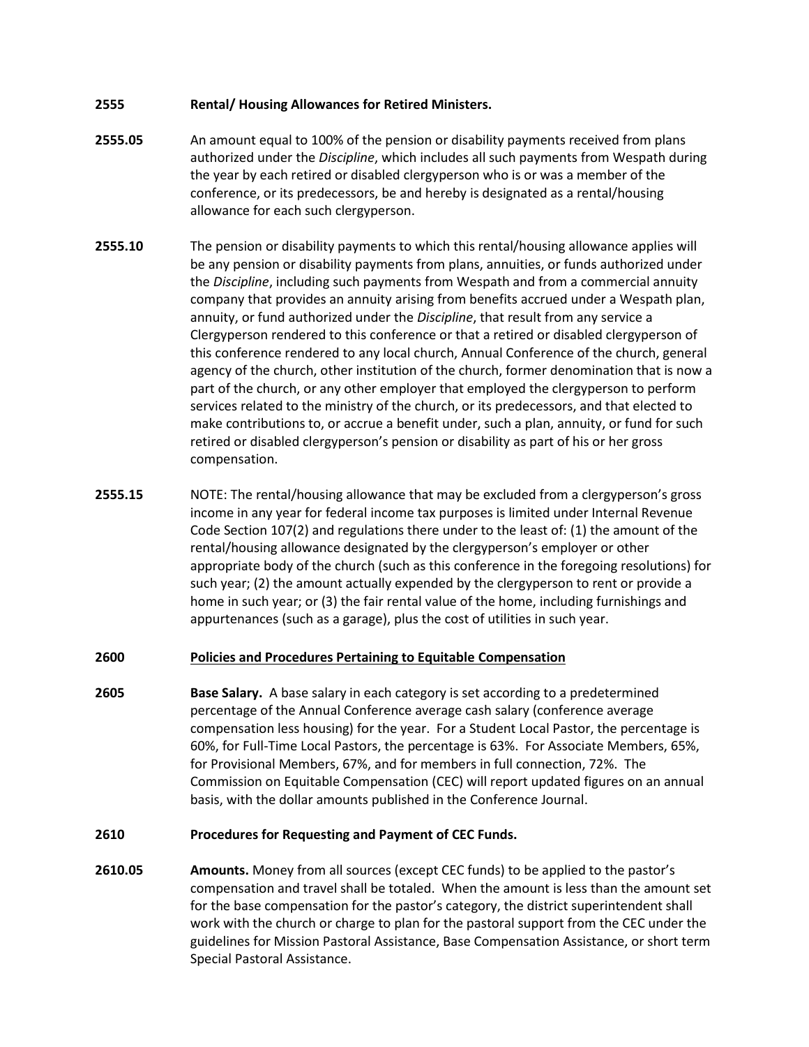**2555 Rental/ Housing Allowances for Retired Ministers.**

**2555.05** An amount equal to 100% of the pension or disability payments received from plans authorized under the *Discipline*, which includes all such payments from Wespath during the year by each retired or disabled clergyperson who is or was a member of the conference, or its predecessors, be and hereby is designated as a rental/housing allowance for each such clergyperson.

**2555.10** The pension or disability payments to which this rental/housing allowance applies will be any pension or disability payments from plans, annuities, or funds authorized under the *Discipline*, including such payments from Wespath and from a commercial annuity company that provides an annuity arising from benefits accrued under a Wespath plan, annuity, or fund authorized under the *Discipline*, that result from any service a Clergyperson rendered to this conference or that a retired or disabled clergyperson of this conference rendered to any local church, Annual Conference of the church, general agency of the church, other institution of the church, former denomination that is now a part of the church, or any other employer that employed the clergyperson to perform services related to the ministry of the church, or its predecessors, and that elected to make contributions to, or accrue a benefit under, such a plan, annuity, or fund for such retired or disabled clergyperson's pension or disability as part of his or her gross compensation.

**2555.15** NOTE: The rental/housing allowance that may be excluded from a clergyperson's gross income in any year for federal income tax purposes is limited under Internal Revenue Code Section 107(2) and regulations there under to the least of: (1) the amount of the rental/housing allowance designated by the clergyperson's employer or other appropriate body of the church (such as this conference in the foregoing resolutions) for such year; (2) the amount actually expended by the clergyperson to rent or provide a home in such year; or (3) the fair rental value of the home, including furnishings and appurtenances (such as a garage), plus the cost of utilities in such year.

## 2600 Policies and Procedures Pertaining to Equitable Compensation

**2605** **Base Salary.** A base salary in each category is set according to a predetermined percentage of the Annual Conference average cash salary (conference average compensation less housing) for the year. For a Student Local Pastor, the percentage is 60%, for Full-Time Local Pastors, the percentage is 63%. For Associate Members, 65%, for Provisional Members, 67%, and for members in full connection, 72%. The Commission on Equitable Compensation (CEC) will report updated figures on an annual basis, with the dollar amounts published in the Conference Journal.

**2610 Procedures for Requesting and Payment of CEC Funds.**

**2610.05** **Amounts.** Money from all sources (except CEC funds) to be applied to the pastor's compensation and travel shall be totaled. When the amount is less than the amount set for the base compensation for the pastor's category, the district superintendent shall work with the church or charge to plan for the pastoral support from the CEC under the guidelines for Mission Pastoral Assistance, Base Compensation Assistance, or short term Special Pastoral Assistance.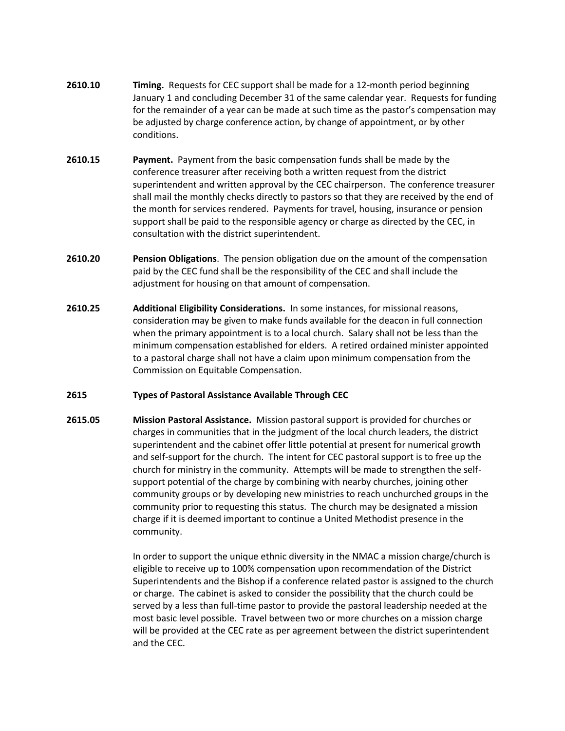**2610.10** **Timing.** Requests for CEC support shall be made for a 12-month period beginning January 1 and concluding December 31 of the same calendar year. Requests for funding for the remainder of a year can be made at such time as the pastor's compensation may be adjusted by charge conference action, by change of appointment, or by other conditions.

**2610.15** **Payment.** Payment from the basic compensation funds shall be made by the conference treasurer after receiving both a written request from the district superintendent and written approval by the CEC chairperson. The conference treasurer shall mail the monthly checks directly to pastors so that they are received by the end of the month for services rendered. Payments for travel, housing, insurance or pension support shall be paid to the responsible agency or charge as directed by the CEC, in consultation with the district superintendent.

**2610.20** **Pension Obligations**. The pension obligation due on the amount of the compensation paid by the CEC fund shall be the responsibility of the CEC and shall include the adjustment for housing on that amount of compensation.

**2610.25** **Additional Eligibility Considerations.** In some instances, for missional reasons, consideration may be given to make funds available for the deacon in full connection when the primary appointment is to a local church. Salary shall not be less than the minimum compensation established for elders. A retired ordained minister appointed to a pastoral charge shall not have a claim upon minimum compensation from the Commission on Equitable Compensation.

**2615** **Types of Pastoral Assistance Available Through CEC**

**2615.05** **Mission Pastoral Assistance.** Mission pastoral support is provided for churches or charges in communities that in the judgment of the local church leaders, the district superintendent and the cabinet offer little potential at present for numerical growth and self-support for the church. The intent for CEC pastoral support is to free up the church for ministry in the community. Attempts will be made to strengthen the self-support potential of the charge by combining with nearby churches, joining other community groups or by developing new ministries to reach unchurched groups in the community prior to requesting this status. The church may be designated a mission charge if it is deemed important to continue a United Methodist presence in the community.

In order to support the unique ethnic diversity in the NMAC a mission charge/church is eligible to receive up to 100% compensation upon recommendation of the District Superintendents and the Bishop if a conference related pastor is assigned to the church or charge. The cabinet is asked to consider the possibility that the church could be served by a less than full-time pastor to provide the pastoral leadership needed at the most basic level possible. Travel between two or more churches on a mission charge will be provided at the CEC rate as per agreement between the district superintendent and the CEC.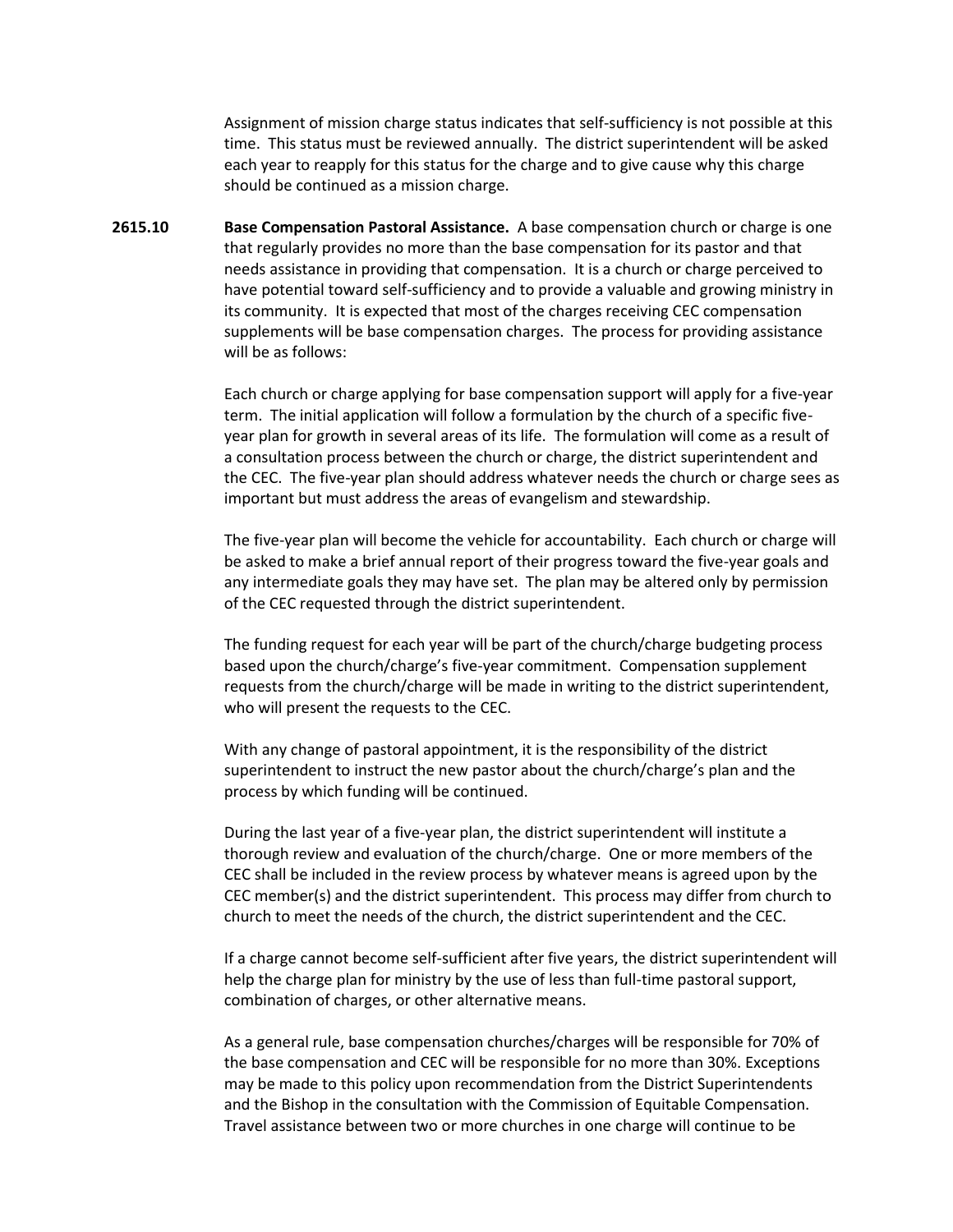Assignment of mission charge status indicates that self-sufficiency is not possible at this time. This status must be reviewed annually. The district superintendent will be asked each year to reapply for this status for the charge and to give cause why this charge should be continued as a mission charge.

**2615.10** **Base Compensation Pastoral Assistance.** A base compensation church or charge is one that regularly provides no more than the base compensation for its pastor and that needs assistance in providing that compensation. It is a church or charge perceived to have potential toward self-sufficiency and to provide a valuable and growing ministry in its community. It is expected that most of the charges receiving CEC compensation supplements will be base compensation charges. The process for providing assistance will be as follows:

Each church or charge applying for base compensation support will apply for a five-year term. The initial application will follow a formulation by the church of a specific five-year plan for growth in several areas of its life. The formulation will come as a result of a consultation process between the church or charge, the district superintendent and the CEC. The five-year plan should address whatever needs the church or charge sees as important but must address the areas of evangelism and stewardship.

The five-year plan will become the vehicle for accountability. Each church or charge will be asked to make a brief annual report of their progress toward the five-year goals and any intermediate goals they may have set. The plan may be altered only by permission of the CEC requested through the district superintendent.

The funding request for each year will be part of the church/charge budgeting process based upon the church/charge's five-year commitment. Compensation supplement requests from the church/charge will be made in writing to the district superintendent, who will present the requests to the CEC.

With any change of pastoral appointment, it is the responsibility of the district superintendent to instruct the new pastor about the church/charge's plan and the process by which funding will be continued.

During the last year of a five-year plan, the district superintendent will institute a thorough review and evaluation of the church/charge. One or more members of the CEC shall be included in the review process by whatever means is agreed upon by the CEC member(s) and the district superintendent. This process may differ from church to church to meet the needs of the church, the district superintendent and the CEC.

If a charge cannot become self-sufficient after five years, the district superintendent will help the charge plan for ministry by the use of less than full-time pastoral support, combination of charges, or other alternative means.

As a general rule, base compensation churches/charges will be responsible for 70% of the base compensation and CEC will be responsible for no more than 30%. Exceptions may be made to this policy upon recommendation from the District Superintendents and the Bishop in the consultation with the Commission of Equitable Compensation. Travel assistance between two or more churches in one charge will continue to be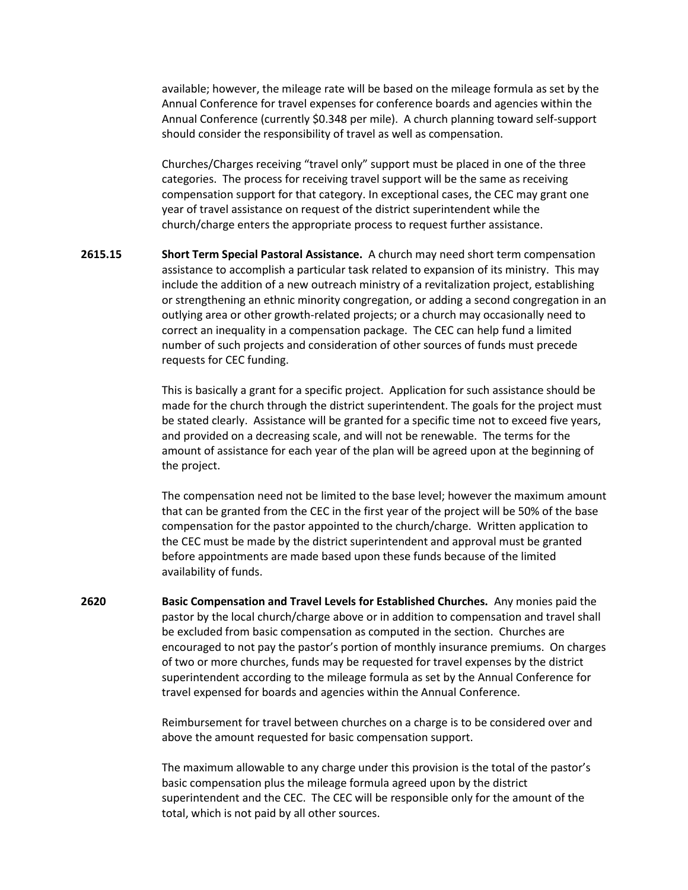available; however, the mileage rate will be based on the mileage formula as set by the Annual Conference for travel expenses for conference boards and agencies within the Annual Conference (currently $0.348 per mile). A church planning toward self-support should consider the responsibility of travel as well as compensation.

Churches/Charges receiving "travel only" support must be placed in one of the three categories. The process for receiving travel support will be the same as receiving compensation support for that category. In exceptional cases, the CEC may grant one year of travel assistance on request of the district superintendent while the church/charge enters the appropriate process to request further assistance.

**2615.15** **Short Term Special Pastoral Assistance.** A church may need short term compensation assistance to accomplish a particular task related to expansion of its ministry. This may include the addition of a new outreach ministry of a revitalization project, establishing or strengthening an ethnic minority congregation, or adding a second congregation in an outlying area or other growth-related projects; or a church may occasionally need to correct an inequality in a compensation package. The CEC can help fund a limited number of such projects and consideration of other sources of funds must precede requests for CEC funding.

This is basically a grant for a specific project. Application for such assistance should be made for the church through the district superintendent. The goals for the project must be stated clearly. Assistance will be granted for a specific time not to exceed five years, and provided on a decreasing scale, and will not be renewable. The terms for the amount of assistance for each year of the plan will be agreed upon at the beginning of the project.

The compensation need not be limited to the base level; however the maximum amount that can be granted from the CEC in the first year of the project will be 50% of the base compensation for the pastor appointed to the church/charge. Written application to the CEC must be made by the district superintendent and approval must be granted before appointments are made based upon these funds because of the limited availability of funds.

**2620** **Basic Compensation and Travel Levels for Established Churches.** Any monies paid the pastor by the local church/charge above or in addition to compensation and travel shall be excluded from basic compensation as computed in the section. Churches are encouraged to not pay the pastor's portion of monthly insurance premiums. On charges of two or more churches, funds may be requested for travel expenses by the district superintendent according to the mileage formula as set by the Annual Conference for travel expensed for boards and agencies within the Annual Conference.

Reimbursement for travel between churches on a charge is to be considered over and above the amount requested for basic compensation support.

The maximum allowable to any charge under this provision is the total of the pastor's basic compensation plus the mileage formula agreed upon by the district superintendent and the CEC. The CEC will be responsible only for the amount of the total, which is not paid by all other sources.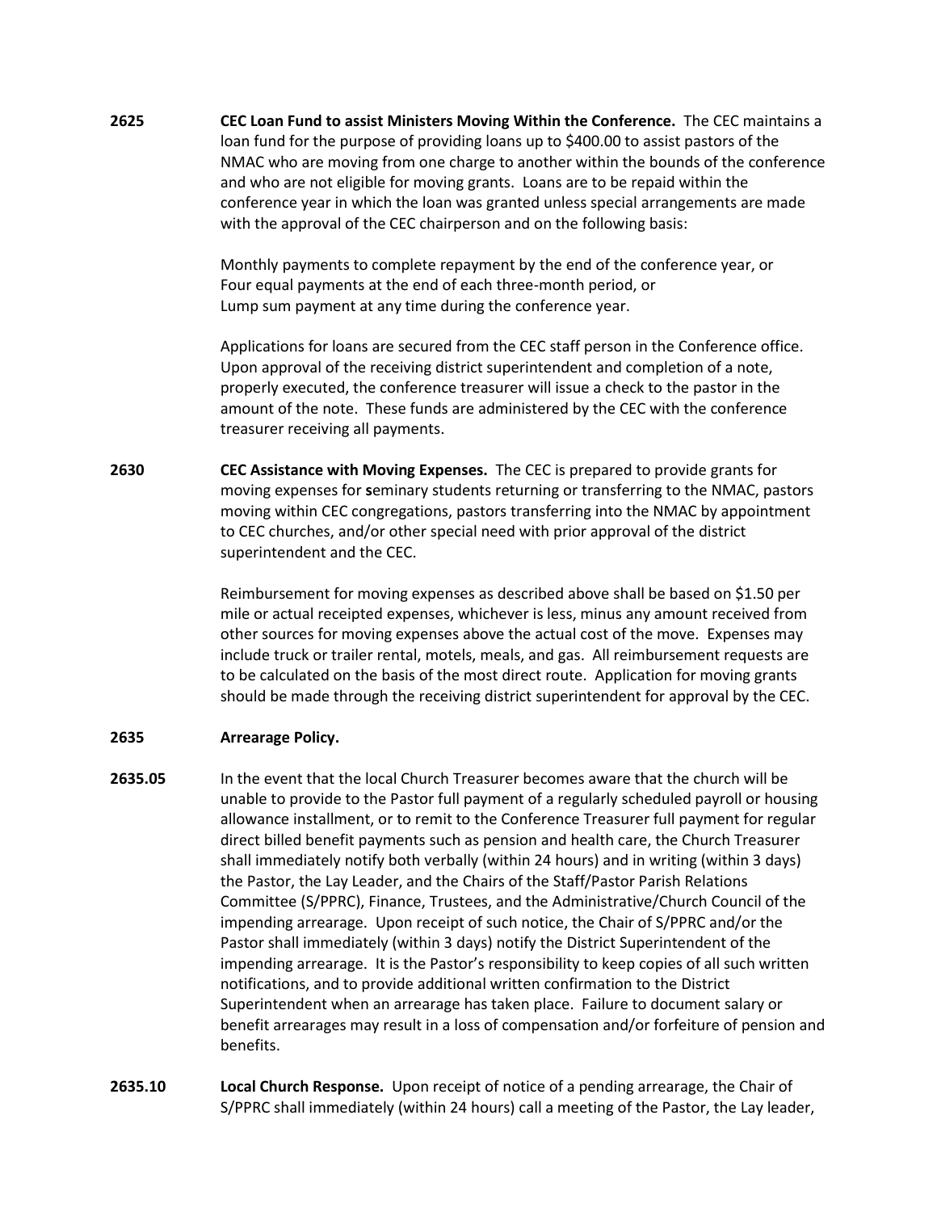**2625** **CEC Loan Fund to assist Ministers Moving Within the Conference.** The CEC maintains a loan fund for the purpose of providing loans up to $400.00 to assist pastors of the NMAC who are moving from one charge to another within the bounds of the conference and who are not eligible for moving grants. Loans are to be repaid within the conference year in which the loan was granted unless special arrangements are made with the approval of the CEC chairperson and on the following basis:

Monthly payments to complete repayment by the end of the conference year, or
Four equal payments at the end of each three-month period, or
Lump sum payment at any time during the conference year.

Applications for loans are secured from the CEC staff person in the Conference office. Upon approval of the receiving district superintendent and completion of a note, properly executed, the conference treasurer will issue a check to the pastor in the amount of the note. These funds are administered by the CEC with the conference treasurer receiving all payments.

**2630** **CEC Assistance with Moving Expenses.** The CEC is prepared to provide grants for moving expenses for seminary students returning or transferring to the NMAC, pastors moving within CEC congregations, pastors transferring into the NMAC by appointment to CEC churches, and/or other special need with prior approval of the district superintendent and the CEC.

Reimbursement for moving expenses as described above shall be based on $1.50 per mile or actual receipted expenses, whichever is less, minus any amount received from other sources for moving expenses above the actual cost of the move. Expenses may include truck or trailer rental, motels, meals, and gas. All reimbursement requests are to be calculated on the basis of the most direct route. Application for moving grants should be made through the receiving district superintendent for approval by the CEC.

**2635** **Arrearage Policy.**

**2635.05** In the event that the local Church Treasurer becomes aware that the church will be unable to provide to the Pastor full payment of a regularly scheduled payroll or housing allowance installment, or to remit to the Conference Treasurer full payment for regular direct billed benefit payments such as pension and health care, the Church Treasurer shall immediately notify both verbally (within 24 hours) and in writing (within 3 days) the Pastor, the Lay Leader, and the Chairs of the Staff/Pastor Parish Relations Committee (S/PPRC), Finance, Trustees, and the Administrative/Church Council of the impending arrearage. Upon receipt of such notice, the Chair of S/PPRC and/or the Pastor shall immediately (within 3 days) notify the District Superintendent of the impending arrearage. It is the Pastor's responsibility to keep copies of all such written notifications, and to provide additional written confirmation to the District Superintendent when an arrearage has taken place. Failure to document salary or benefit arrearages may result in a loss of compensation and/or forfeiture of pension and benefits.

**2635.10** **Local Church Response.** Upon receipt of notice of a pending arrearage, the Chair of S/PPRC shall immediately (within 24 hours) call a meeting of the Pastor, the Lay leader,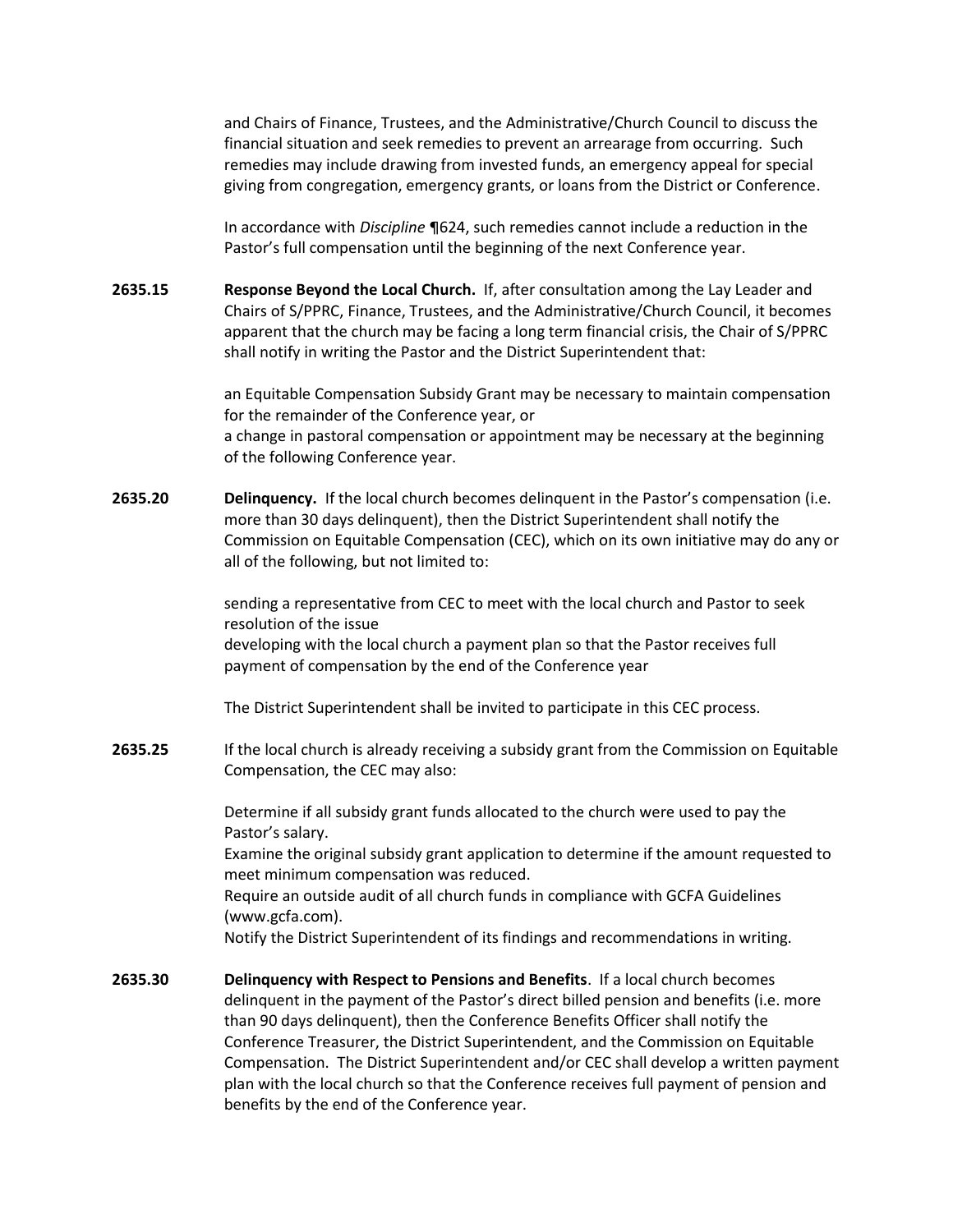and Chairs of Finance, Trustees, and the Administrative/Church Council to discuss the financial situation and seek remedies to prevent an arrearage from occurring. Such remedies may include drawing from invested funds, an emergency appeal for special giving from congregation, emergency grants, or loans from the District or Conference.

In accordance with *Discipline* ¶624, such remedies cannot include a reduction in the Pastor's full compensation until the beginning of the next Conference year.

**2635.15** **Response Beyond the Local Church.** If, after consultation among the Lay Leader and Chairs of S/PPRC, Finance, Trustees, and the Administrative/Church Council, it becomes apparent that the church may be facing a long term financial crisis, the Chair of S/PPRC shall notify in writing the Pastor and the District Superintendent that:

an Equitable Compensation Subsidy Grant may be necessary to maintain compensation for the remainder of the Conference year, or
a change in pastoral compensation or appointment may be necessary at the beginning of the following Conference year.

**2635.20** **Delinquency.** If the local church becomes delinquent in the Pastor's compensation (i.e. more than 30 days delinquent), then the District Superintendent shall notify the Commission on Equitable Compensation (CEC), which on its own initiative may do any or all of the following, but not limited to:

sending a representative from CEC to meet with the local church and Pastor to seek resolution of the issue
developing with the local church a payment plan so that the Pastor receives full payment of compensation by the end of the Conference year

The District Superintendent shall be invited to participate in this CEC process.

**2635.25** If the local church is already receiving a subsidy grant from the Commission on Equitable Compensation, the CEC may also:

Determine if all subsidy grant funds allocated to the church were used to pay the Pastor's salary.
Examine the original subsidy grant application to determine if the amount requested to meet minimum compensation was reduced.
Require an outside audit of all church funds in compliance with GCFA Guidelines (www.gcfa.com).
Notify the District Superintendent of its findings and recommendations in writing.

**2635.30** **Delinquency with Respect to Pensions and Benefits**. If a local church becomes delinquent in the payment of the Pastor's direct billed pension and benefits (i.e. more than 90 days delinquent), then the Conference Benefits Officer shall notify the Conference Treasurer, the District Superintendent, and the Commission on Equitable Compensation. The District Superintendent and/or CEC shall develop a written payment plan with the local church so that the Conference receives full payment of pension and benefits by the end of the Conference year.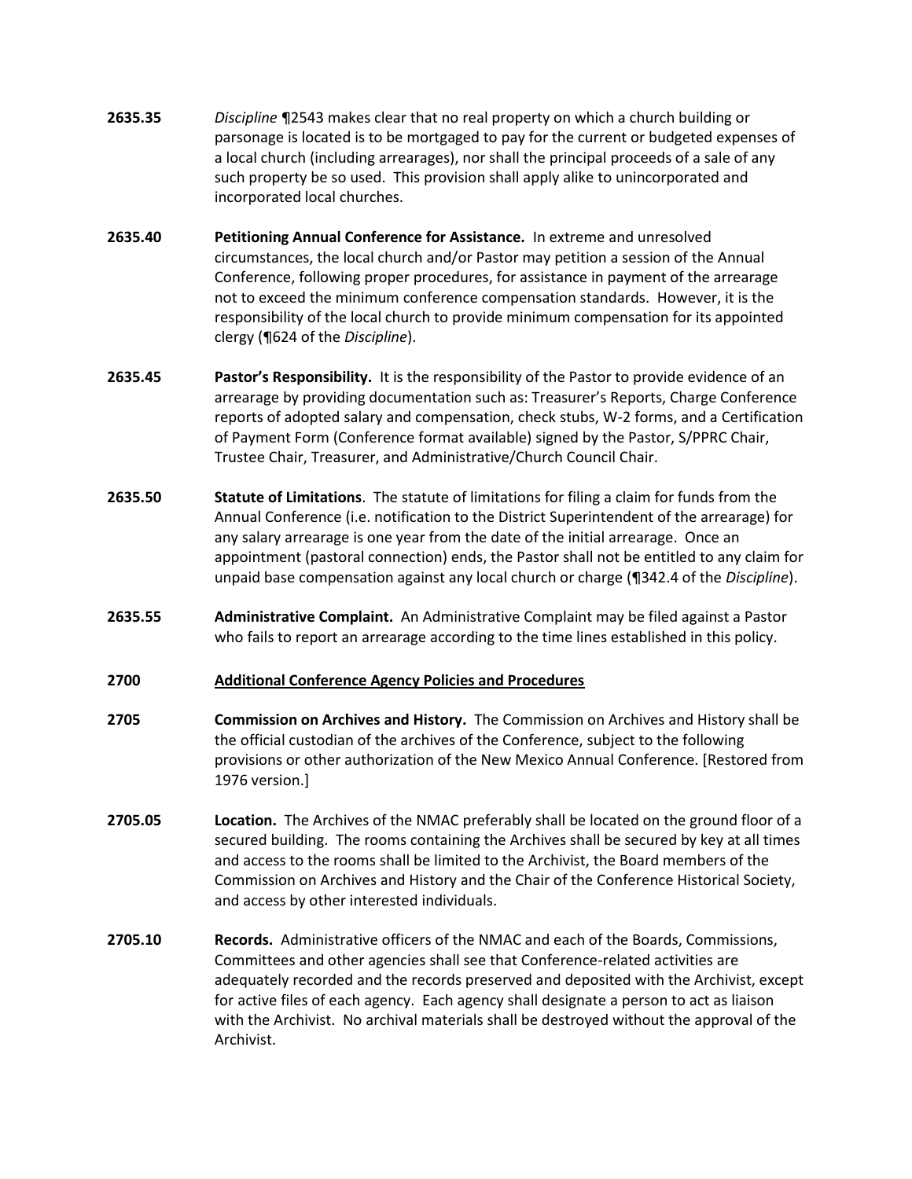**2635.35** *Discipline* ¶2543 makes clear that no real property on which a church building or parsonage is located is to be mortgaged to pay for the current or budgeted expenses of a local church (including arrearages), nor shall the principal proceeds of a sale of any such property be so used. This provision shall apply alike to unincorporated and incorporated local churches.

**2635.40** **Petitioning Annual Conference for Assistance.** In extreme and unresolved circumstances, the local church and/or Pastor may petition a session of the Annual Conference, following proper procedures, for assistance in payment of the arrearage not to exceed the minimum conference compensation standards. However, it is the responsibility of the local church to provide minimum compensation for its appointed clergy (¶624 of the *Discipline*).

**2635.45** **Pastor's Responsibility.** It is the responsibility of the Pastor to provide evidence of an arrearage by providing documentation such as: Treasurer's Reports, Charge Conference reports of adopted salary and compensation, check stubs, W-2 forms, and a Certification of Payment Form (Conference format available) signed by the Pastor, S/PPRC Chair, Trustee Chair, Treasurer, and Administrative/Church Council Chair.

**2635.50** **Statute of Limitations**. The statute of limitations for filing a claim for funds from the Annual Conference (i.e. notification to the District Superintendent of the arrearage) for any salary arrearage is one year from the date of the initial arrearage. Once an appointment (pastoral connection) ends, the Pastor shall not be entitled to any claim for unpaid base compensation against any local church or charge (¶342.4 of the *Discipline*).

**2635.55** **Administrative Complaint.** An Administrative Complaint may be filed against a Pastor who fails to report an arrearage according to the time lines established in this policy.

## 2700 Additional Conference Agency Policies and Procedures

**2705** **Commission on Archives and History.** The Commission on Archives and History shall be the official custodian of the archives of the Conference, subject to the following provisions or other authorization of the New Mexico Annual Conference. [Restored from 1976 version.]

**2705.05** **Location.** The Archives of the NMAC preferably shall be located on the ground floor of a secured building. The rooms containing the Archives shall be secured by key at all times and access to the rooms shall be limited to the Archivist, the Board members of the Commission on Archives and History and the Chair of the Conference Historical Society, and access by other interested individuals.

**2705.10** **Records.** Administrative officers of the NMAC and each of the Boards, Commissions, Committees and other agencies shall see that Conference-related activities are adequately recorded and the records preserved and deposited with the Archivist, except for active files of each agency. Each agency shall designate a person to act as liaison with the Archivist. No archival materials shall be destroyed without the approval of the Archivist.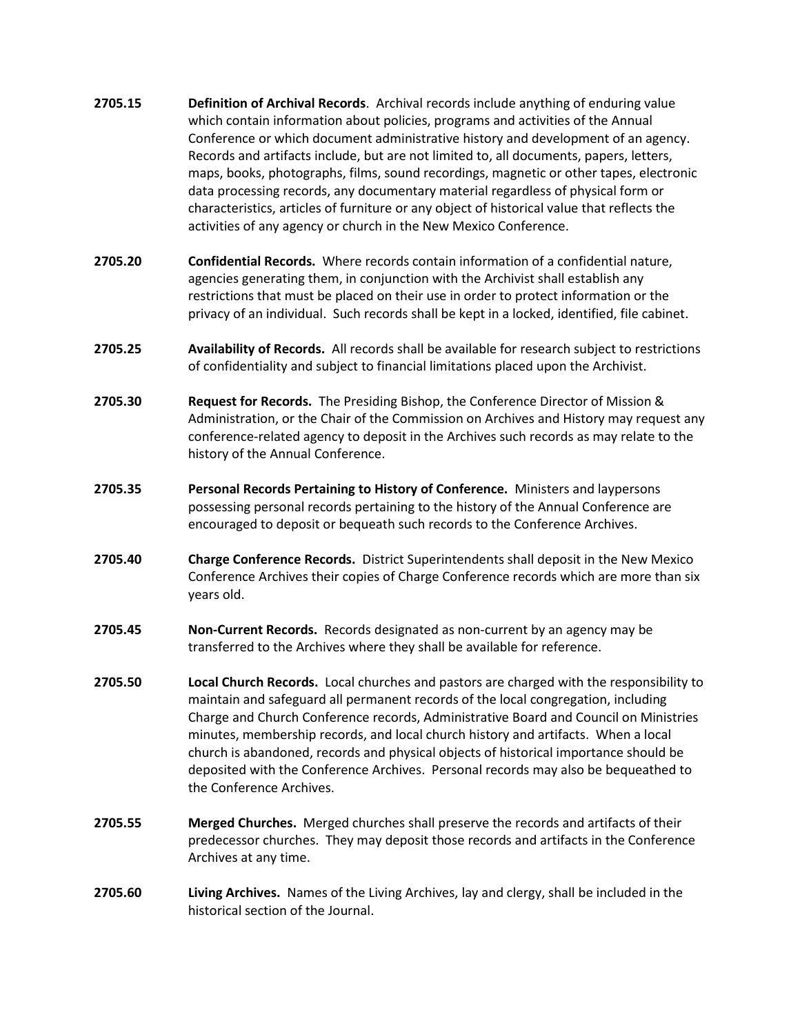**2705.15** **Definition of Archival Records**. Archival records include anything of enduring value which contain information about policies, programs and activities of the Annual Conference or which document administrative history and development of an agency. Records and artifacts include, but are not limited to, all documents, papers, letters, maps, books, photographs, films, sound recordings, magnetic or other tapes, electronic data processing records, any documentary material regardless of physical form or characteristics, articles of furniture or any object of historical value that reflects the activities of any agency or church in the New Mexico Conference.

**2705.20** **Confidential Records.** Where records contain information of a confidential nature, agencies generating them, in conjunction with the Archivist shall establish any restrictions that must be placed on their use in order to protect information or the privacy of an individual. Such records shall be kept in a locked, identified, file cabinet.

**2705.25** **Availability of Records.** All records shall be available for research subject to restrictions of confidentiality and subject to financial limitations placed upon the Archivist.

**2705.30** **Request for Records.** The Presiding Bishop, the Conference Director of Mission & Administration, or the Chair of the Commission on Archives and History may request any conference-related agency to deposit in the Archives such records as may relate to the history of the Annual Conference.

**2705.35** **Personal Records Pertaining to History of Conference.** Ministers and laypersons possessing personal records pertaining to the history of the Annual Conference are encouraged to deposit or bequeath such records to the Conference Archives.

**2705.40** **Charge Conference Records.** District Superintendents shall deposit in the New Mexico Conference Archives their copies of Charge Conference records which are more than six years old.

**2705.45** **Non-Current Records.** Records designated as non-current by an agency may be transferred to the Archives where they shall be available for reference.

**2705.50** **Local Church Records.** Local churches and pastors are charged with the responsibility to maintain and safeguard all permanent records of the local congregation, including Charge and Church Conference records, Administrative Board and Council on Ministries minutes, membership records, and local church history and artifacts. When a local church is abandoned, records and physical objects of historical importance should be deposited with the Conference Archives. Personal records may also be bequeathed to the Conference Archives.

**2705.55** **Merged Churches.** Merged churches shall preserve the records and artifacts of their predecessor churches. They may deposit those records and artifacts in the Conference Archives at any time.

**2705.60** **Living Archives.** Names of the Living Archives, lay and clergy, shall be included in the historical section of the Journal.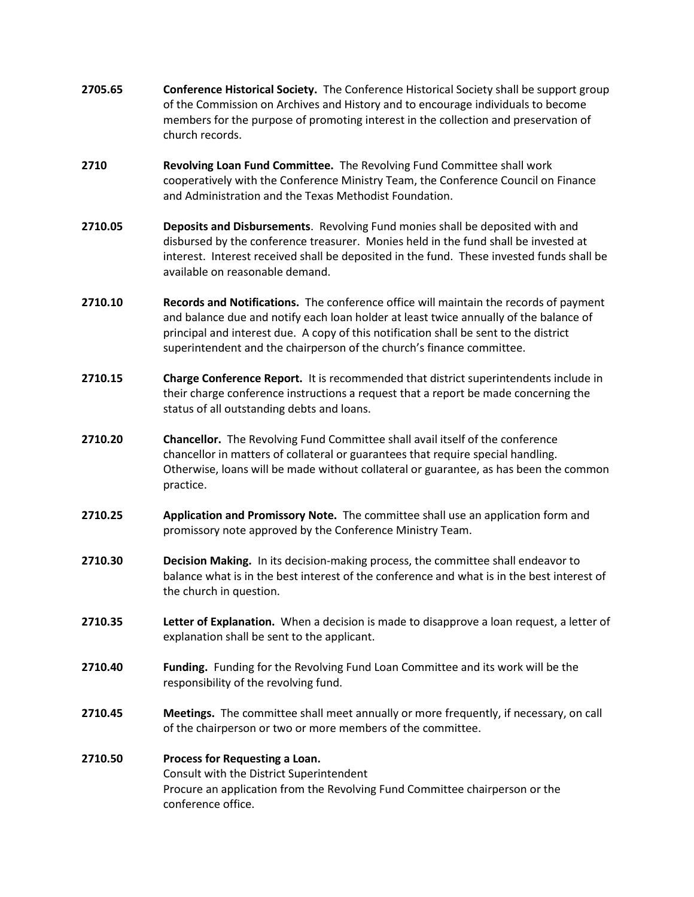**2705.65** **Conference Historical Society.** The Conference Historical Society shall be support group of the Commission on Archives and History and to encourage individuals to become members for the purpose of promoting interest in the collection and preservation of church records.

**2710** **Revolving Loan Fund Committee.** The Revolving Fund Committee shall work cooperatively with the Conference Ministry Team, the Conference Council on Finance and Administration and the Texas Methodist Foundation.

**2710.05** **Deposits and Disbursements**. Revolving Fund monies shall be deposited with and disbursed by the conference treasurer. Monies held in the fund shall be invested at interest. Interest received shall be deposited in the fund. These invested funds shall be available on reasonable demand.

**2710.10** **Records and Notifications.** The conference office will maintain the records of payment and balance due and notify each loan holder at least twice annually of the balance of principal and interest due. A copy of this notification shall be sent to the district superintendent and the chairperson of the church's finance committee.

**2710.15** **Charge Conference Report.** It is recommended that district superintendents include in their charge conference instructions a request that a report be made concerning the status of all outstanding debts and loans.

**2710.20** **Chancellor.** The Revolving Fund Committee shall avail itself of the conference chancellor in matters of collateral or guarantees that require special handling. Otherwise, loans will be made without collateral or guarantee, as has been the common practice.

**2710.25** **Application and Promissory Note.** The committee shall use an application form and promissory note approved by the Conference Ministry Team.

**2710.30** **Decision Making.** In its decision-making process, the committee shall endeavor to balance what is in the best interest of the conference and what is in the best interest of the church in question.

**2710.35** **Letter of Explanation.** When a decision is made to disapprove a loan request, a letter of explanation shall be sent to the applicant.

**2710.40** **Funding.** Funding for the Revolving Fund Loan Committee and its work will be the responsibility of the revolving fund.

**2710.45** **Meetings.** The committee shall meet annually or more frequently, if necessary, on call of the chairperson or two or more members of the committee.

**2710.50** **Process for Requesting a Loan.**
Consult with the District Superintendent
Procure an application from the Revolving Fund Committee chairperson or the conference office.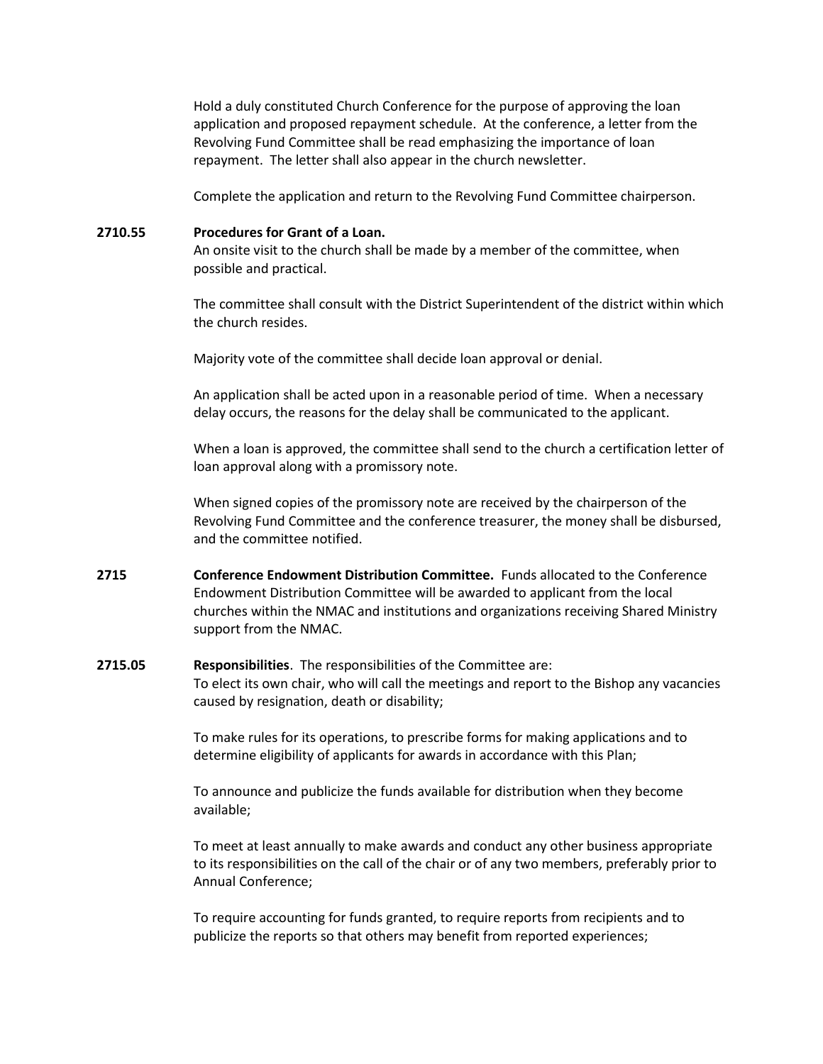Hold a duly constituted Church Conference for the purpose of approving the loan application and proposed repayment schedule. At the conference, a letter from the Revolving Fund Committee shall be read emphasizing the importance of loan repayment. The letter shall also appear in the church newsletter.

Complete the application and return to the Revolving Fund Committee chairperson.

**2710.55 Procedures for Grant of a Loan.**
An onsite visit to the church shall be made by a member of the committee, when possible and practical.

The committee shall consult with the District Superintendent of the district within which the church resides.

Majority vote of the committee shall decide loan approval or denial.

An application shall be acted upon in a reasonable period of time. When a necessary delay occurs, the reasons for the delay shall be communicated to the applicant.

When a loan is approved, the committee shall send to the church a certification letter of loan approval along with a promissory note.

When signed copies of the promissory note are received by the chairperson of the Revolving Fund Committee and the conference treasurer, the money shall be disbursed, and the committee notified.

**2715 Conference Endowment Distribution Committee.** Funds allocated to the Conference Endowment Distribution Committee will be awarded to applicant from the local churches within the NMAC and institutions and organizations receiving Shared Ministry support from the NMAC.

**2715.05 Responsibilities**. The responsibilities of the Committee are:
To elect its own chair, who will call the meetings and report to the Bishop any vacancies caused by resignation, death or disability;

To make rules for its operations, to prescribe forms for making applications and to determine eligibility of applicants for awards in accordance with this Plan;

To announce and publicize the funds available for distribution when they become available;

To meet at least annually to make awards and conduct any other business appropriate to its responsibilities on the call of the chair or of any two members, preferably prior to Annual Conference;

To require accounting for funds granted, to require reports from recipients and to publicize the reports so that others may benefit from reported experiences;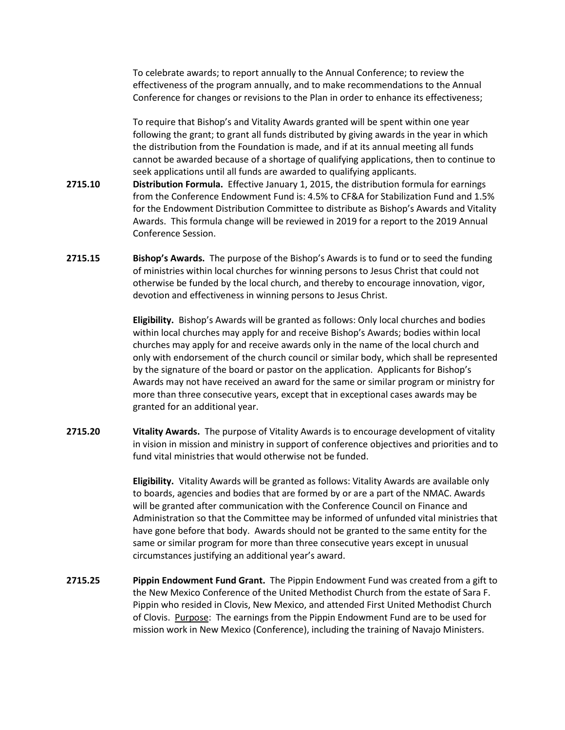To celebrate awards; to report annually to the Annual Conference; to review the effectiveness of the program annually, and to make recommendations to the Annual Conference for changes or revisions to the Plan in order to enhance its effectiveness;

To require that Bishop's and Vitality Awards granted will be spent within one year following the grant; to grant all funds distributed by giving awards in the year in which the distribution from the Foundation is made, and if at its annual meeting all funds cannot be awarded because of a shortage of qualifying applications, then to continue to seek applications until all funds are awarded to qualifying applicants.

**2715.10** **Distribution Formula.** Effective January 1, 2015, the distribution formula for earnings from the Conference Endowment Fund is: 4.5% to CF&A for Stabilization Fund and 1.5% for the Endowment Distribution Committee to distribute as Bishop's Awards and Vitality Awards. This formula change will be reviewed in 2019 for a report to the 2019 Annual Conference Session.

**2715.15** **Bishop's Awards.** The purpose of the Bishop's Awards is to fund or to seed the funding of ministries within local churches for winning persons to Jesus Christ that could not otherwise be funded by the local church, and thereby to encourage innovation, vigor, devotion and effectiveness in winning persons to Jesus Christ.

**Eligibility.** Bishop's Awards will be granted as follows: Only local churches and bodies within local churches may apply for and receive Bishop's Awards; bodies within local churches may apply for and receive awards only in the name of the local church and only with endorsement of the church council or similar body, which shall be represented by the signature of the board or pastor on the application. Applicants for Bishop's Awards may not have received an award for the same or similar program or ministry for more than three consecutive years, except that in exceptional cases awards may be granted for an additional year.

**2715.20** **Vitality Awards.** The purpose of Vitality Awards is to encourage development of vitality in vision in mission and ministry in support of conference objectives and priorities and to fund vital ministries that would otherwise not be funded.

**Eligibility.** Vitality Awards will be granted as follows: Vitality Awards are available only to boards, agencies and bodies that are formed by or are a part of the NMAC. Awards will be granted after communication with the Conference Council on Finance and Administration so that the Committee may be informed of unfunded vital ministries that have gone before that body. Awards should not be granted to the same entity for the same or similar program for more than three consecutive years except in unusual circumstances justifying an additional year's award.

**2715.25** **Pippin Endowment Fund Grant.** The Pippin Endowment Fund was created from a gift to the New Mexico Conference of the United Methodist Church from the estate of Sara F. Pippin who resided in Clovis, New Mexico, and attended First United Methodist Church of Clovis. Purpose: The earnings from the Pippin Endowment Fund are to be used for mission work in New Mexico (Conference), including the training of Navajo Ministers.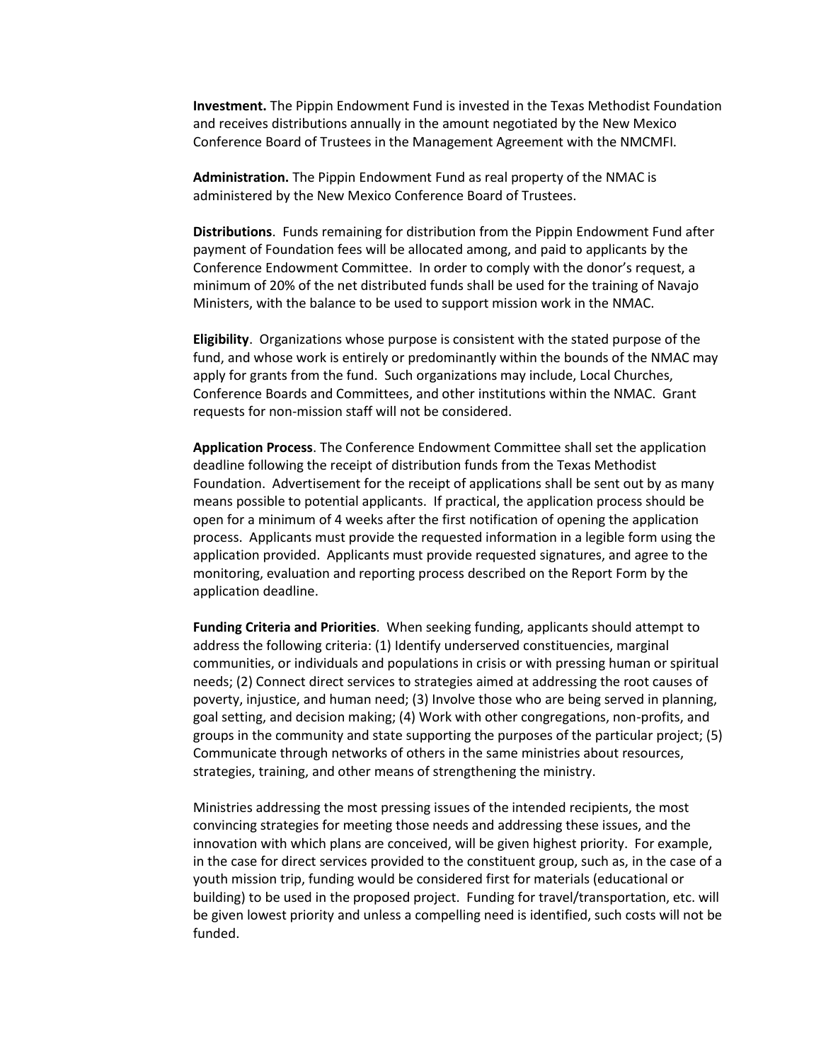**Investment.** The Pippin Endowment Fund is invested in the Texas Methodist Foundation and receives distributions annually in the amount negotiated by the New Mexico Conference Board of Trustees in the Management Agreement with the NMCMFI.

**Administration.** The Pippin Endowment Fund as real property of the NMAC is administered by the New Mexico Conference Board of Trustees.

**Distributions**. Funds remaining for distribution from the Pippin Endowment Fund after payment of Foundation fees will be allocated among, and paid to applicants by the Conference Endowment Committee. In order to comply with the donor's request, a minimum of 20% of the net distributed funds shall be used for the training of Navajo Ministers, with the balance to be used to support mission work in the NMAC.

**Eligibility**. Organizations whose purpose is consistent with the stated purpose of the fund, and whose work is entirely or predominantly within the bounds of the NMAC may apply for grants from the fund. Such organizations may include, Local Churches, Conference Boards and Committees, and other institutions within the NMAC. Grant requests for non-mission staff will not be considered.

**Application Process**. The Conference Endowment Committee shall set the application deadline following the receipt of distribution funds from the Texas Methodist Foundation. Advertisement for the receipt of applications shall be sent out by as many means possible to potential applicants. If practical, the application process should be open for a minimum of 4 weeks after the first notification of opening the application process. Applicants must provide the requested information in a legible form using the application provided. Applicants must provide requested signatures, and agree to the monitoring, evaluation and reporting process described on the Report Form by the application deadline.

**Funding Criteria and Priorities**. When seeking funding, applicants should attempt to address the following criteria: (1) Identify underserved constituencies, marginal communities, or individuals and populations in crisis or with pressing human or spiritual needs; (2) Connect direct services to strategies aimed at addressing the root causes of poverty, injustice, and human need; (3) Involve those who are being served in planning, goal setting, and decision making; (4) Work with other congregations, non-profits, and groups in the community and state supporting the purposes of the particular project; (5) Communicate through networks of others in the same ministries about resources, strategies, training, and other means of strengthening the ministry.

Ministries addressing the most pressing issues of the intended recipients, the most convincing strategies for meeting those needs and addressing these issues, and the innovation with which plans are conceived, will be given highest priority. For example, in the case for direct services provided to the constituent group, such as, in the case of a youth mission trip, funding would be considered first for materials (educational or building) to be used in the proposed project. Funding for travel/transportation, etc. will be given lowest priority and unless a compelling need is identified, such costs will not be funded.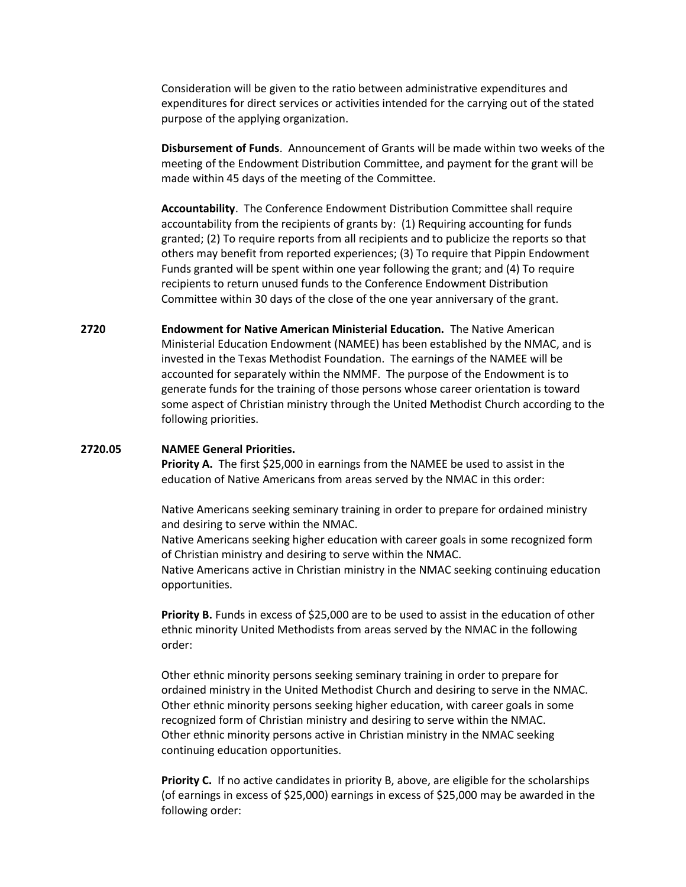Consideration will be given to the ratio between administrative expenditures and expenditures for direct services or activities intended for the carrying out of the stated purpose of the applying organization.

**Disbursement of Funds**. Announcement of Grants will be made within two weeks of the meeting of the Endowment Distribution Committee, and payment for the grant will be made within 45 days of the meeting of the Committee.

**Accountability**. The Conference Endowment Distribution Committee shall require accountability from the recipients of grants by: (1) Requiring accounting for funds granted; (2) To require reports from all recipients and to publicize the reports so that others may benefit from reported experiences; (3) To require that Pippin Endowment Funds granted will be spent within one year following the grant; and (4) To require recipients to return unused funds to the Conference Endowment Distribution Committee within 30 days of the close of the one year anniversary of the grant.

**2720** **Endowment for Native American Ministerial Education.** The Native American Ministerial Education Endowment (NAMEE) has been established by the NMAC, and is invested in the Texas Methodist Foundation. The earnings of the NAMEE will be accounted for separately within the NMMF. The purpose of the Endowment is to generate funds for the training of those persons whose career orientation is toward some aspect of Christian ministry through the United Methodist Church according to the following priorities.

**2720.05** **NAMEE General Priorities.**

**Priority A.** The first $25,000 in earnings from the NAMEE be used to assist in the education of Native Americans from areas served by the NMAC in this order:

Native Americans seeking seminary training in order to prepare for ordained ministry and desiring to serve within the NMAC.
Native Americans seeking higher education with career goals in some recognized form of Christian ministry and desiring to serve within the NMAC.
Native Americans active in Christian ministry in the NMAC seeking continuing education opportunities.

**Priority B.** Funds in excess of $25,000 are to be used to assist in the education of other ethnic minority United Methodists from areas served by the NMAC in the following order:

Other ethnic minority persons seeking seminary training in order to prepare for ordained ministry in the United Methodist Church and desiring to serve in the NMAC.
Other ethnic minority persons seeking higher education, with career goals in some recognized form of Christian ministry and desiring to serve within the NMAC.
Other ethnic minority persons active in Christian ministry in the NMAC seeking continuing education opportunities.

**Priority C.** If no active candidates in priority B, above, are eligible for the scholarships (of earnings in excess of $25,000) earnings in excess of $25,000 may be awarded in the following order: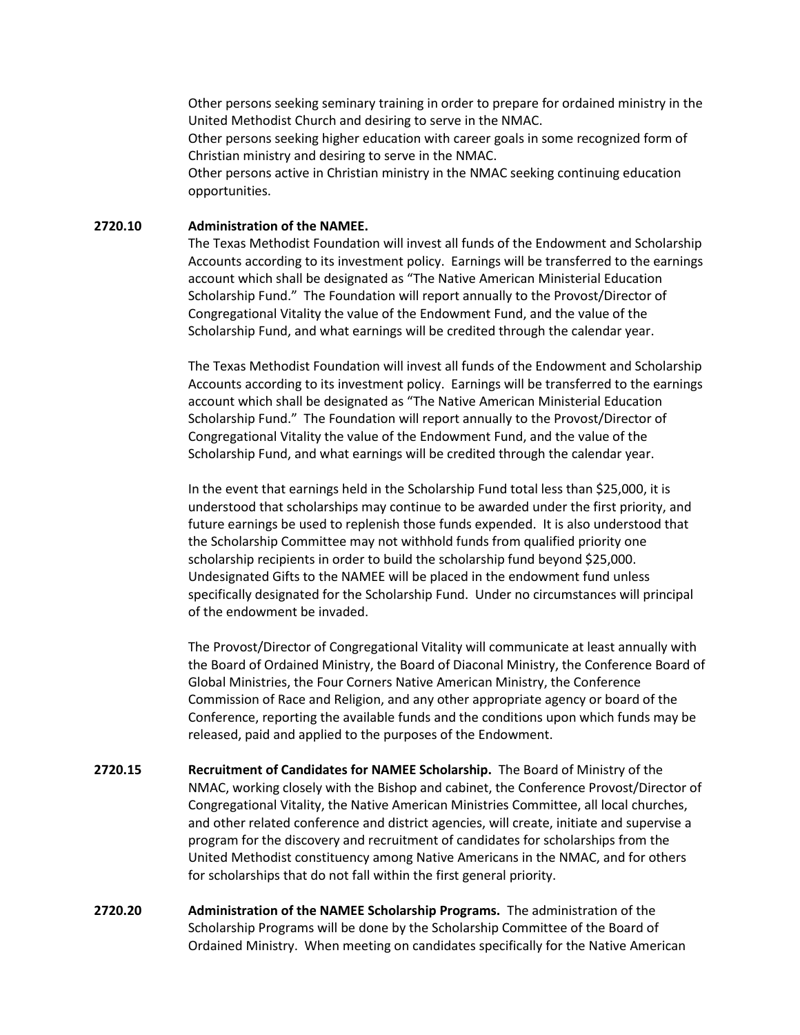Other persons seeking seminary training in order to prepare for ordained ministry in the United Methodist Church and desiring to serve in the NMAC.
Other persons seeking higher education with career goals in some recognized form of Christian ministry and desiring to serve in the NMAC.
Other persons active in Christian ministry in the NMAC seeking continuing education opportunities.

**2720.10 Administration of the NAMEE.**

The Texas Methodist Foundation will invest all funds of the Endowment and Scholarship Accounts according to its investment policy. Earnings will be transferred to the earnings account which shall be designated as "The Native American Ministerial Education Scholarship Fund." The Foundation will report annually to the Provost/Director of Congregational Vitality the value of the Endowment Fund, and the value of the Scholarship Fund, and what earnings will be credited through the calendar year.

The Texas Methodist Foundation will invest all funds of the Endowment and Scholarship Accounts according to its investment policy. Earnings will be transferred to the earnings account which shall be designated as "The Native American Ministerial Education Scholarship Fund." The Foundation will report annually to the Provost/Director of Congregational Vitality the value of the Endowment Fund, and the value of the Scholarship Fund, and what earnings will be credited through the calendar year.

In the event that earnings held in the Scholarship Fund total less than $25,000, it is understood that scholarships may continue to be awarded under the first priority, and future earnings be used to replenish those funds expended. It is also understood that the Scholarship Committee may not withhold funds from qualified priority one scholarship recipients in order to build the scholarship fund beyond $25,000. Undesignated Gifts to the NAMEE will be placed in the endowment fund unless specifically designated for the Scholarship Fund. Under no circumstances will principal of the endowment be invaded.

The Provost/Director of Congregational Vitality will communicate at least annually with the Board of Ordained Ministry, the Board of Diaconal Ministry, the Conference Board of Global Ministries, the Four Corners Native American Ministry, the Conference Commission of Race and Religion, and any other appropriate agency or board of the Conference, reporting the available funds and the conditions upon which funds may be released, paid and applied to the purposes of the Endowment.

**2720.15 Recruitment of Candidates for NAMEE Scholarship.** The Board of Ministry of the NMAC, working closely with the Bishop and cabinet, the Conference Provost/Director of Congregational Vitality, the Native American Ministries Committee, all local churches, and other related conference and district agencies, will create, initiate and supervise a program for the discovery and recruitment of candidates for scholarships from the United Methodist constituency among Native Americans in the NMAC, and for others for scholarships that do not fall within the first general priority.

**2720.20 Administration of the NAMEE Scholarship Programs.** The administration of the Scholarship Programs will be done by the Scholarship Committee of the Board of Ordained Ministry. When meeting on candidates specifically for the Native American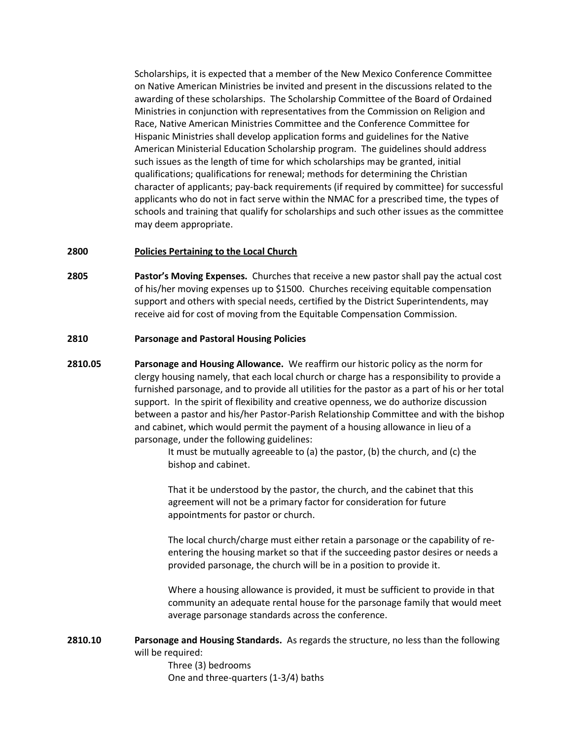Scholarships, it is expected that a member of the New Mexico Conference Committee on Native American Ministries be invited and present in the discussions related to the awarding of these scholarships. The Scholarship Committee of the Board of Ordained Ministries in conjunction with representatives from the Commission on Religion and Race, Native American Ministries Committee and the Conference Committee for Hispanic Ministries shall develop application forms and guidelines for the Native American Ministerial Education Scholarship program. The guidelines should address such issues as the length of time for which scholarships may be granted, initial qualifications; qualifications for renewal; methods for determining the Christian character of applicants; pay-back requirements (if required by committee) for successful applicants who do not in fact serve within the NMAC for a prescribed time, the types of schools and training that qualify for scholarships and such other issues as the committee may deem appropriate.

**2800 Policies Pertaining to the Local Church**

**2805 Pastor's Moving Expenses.** Churches that receive a new pastor shall pay the actual cost of his/her moving expenses up to $1500. Churches receiving equitable compensation support and others with special needs, certified by the District Superintendents, may receive aid for cost of moving from the Equitable Compensation Commission.

**2810 Parsonage and Pastoral Housing Policies**

**2810.05 Parsonage and Housing Allowance.** We reaffirm our historic policy as the norm for clergy housing namely, that each local church or charge has a responsibility to provide a furnished parsonage, and to provide all utilities for the pastor as a part of his or her total support. In the spirit of flexibility and creative openness, we do authorize discussion between a pastor and his/her Pastor-Parish Relationship Committee and with the bishop and cabinet, which would permit the payment of a housing allowance in lieu of a parsonage, under the following guidelines:

It must be mutually agreeable to (a) the pastor, (b) the church, and (c) the bishop and cabinet.

That it be understood by the pastor, the church, and the cabinet that this agreement will not be a primary factor for consideration for future appointments for pastor or church.

The local church/charge must either retain a parsonage or the capability of re-entering the housing market so that if the succeeding pastor desires or needs a provided parsonage, the church will be in a position to provide it.

Where a housing allowance is provided, it must be sufficient to provide in that community an adequate rental house for the parsonage family that would meet average parsonage standards across the conference.

**2810.10 Parsonage and Housing Standards.** As regards the structure, no less than the following will be required:

Three (3) bedrooms
One and three-quarters (1-3/4) baths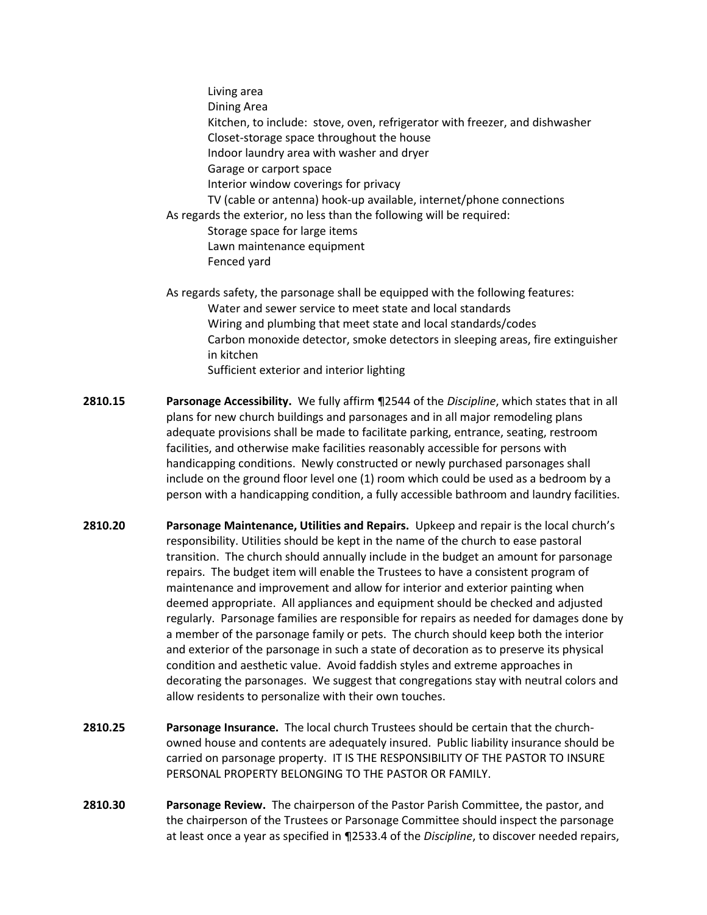Living area
Dining Area
Kitchen, to include: stove, oven, refrigerator with freezer, and dishwasher
Closet-storage space throughout the house
Indoor laundry area with washer and dryer
Garage or carport space
Interior window coverings for privacy
TV (cable or antenna) hook-up available, internet/phone connections

As regards the exterior, no less than the following will be required:

Storage space for large items
Lawn maintenance equipment
Fenced yard

As regards safety, the parsonage shall be equipped with the following features:

Water and sewer service to meet state and local standards
Wiring and plumbing that meet state and local standards/codes
Carbon monoxide detector, smoke detectors in sleeping areas, fire extinguisher in kitchen
Sufficient exterior and interior lighting

**2810.15** **Parsonage Accessibility.** We fully affirm ¶2544 of the *Discipline*, which states that in all plans for new church buildings and parsonages and in all major remodeling plans adequate provisions shall be made to facilitate parking, entrance, seating, restroom facilities, and otherwise make facilities reasonably accessible for persons with handicapping conditions. Newly constructed or newly purchased parsonages shall include on the ground floor level one (1) room which could be used as a bedroom by a person with a handicapping condition, a fully accessible bathroom and laundry facilities.

**2810.20** **Parsonage Maintenance, Utilities and Repairs.** Upkeep and repair is the local church's responsibility. Utilities should be kept in the name of the church to ease pastoral transition. The church should annually include in the budget an amount for parsonage repairs. The budget item will enable the Trustees to have a consistent program of maintenance and improvement and allow for interior and exterior painting when deemed appropriate. All appliances and equipment should be checked and adjusted regularly. Parsonage families are responsible for repairs as needed for damages done by a member of the parsonage family or pets. The church should keep both the interior and exterior of the parsonage in such a state of decoration as to preserve its physical condition and aesthetic value. Avoid faddish styles and extreme approaches in decorating the parsonages. We suggest that congregations stay with neutral colors and allow residents to personalize with their own touches.

**2810.25** **Parsonage Insurance.** The local church Trustees should be certain that the church-owned house and contents are adequately insured. Public liability insurance should be carried on parsonage property. IT IS THE RESPONSIBILITY OF THE PASTOR TO INSURE PERSONAL PROPERTY BELONGING TO THE PASTOR OR FAMILY.

**2810.30** **Parsonage Review.** The chairperson of the Pastor Parish Committee, the pastor, and the chairperson of the Trustees or Parsonage Committee should inspect the parsonage at least once a year as specified in ¶2533.4 of the *Discipline*, to discover needed repairs,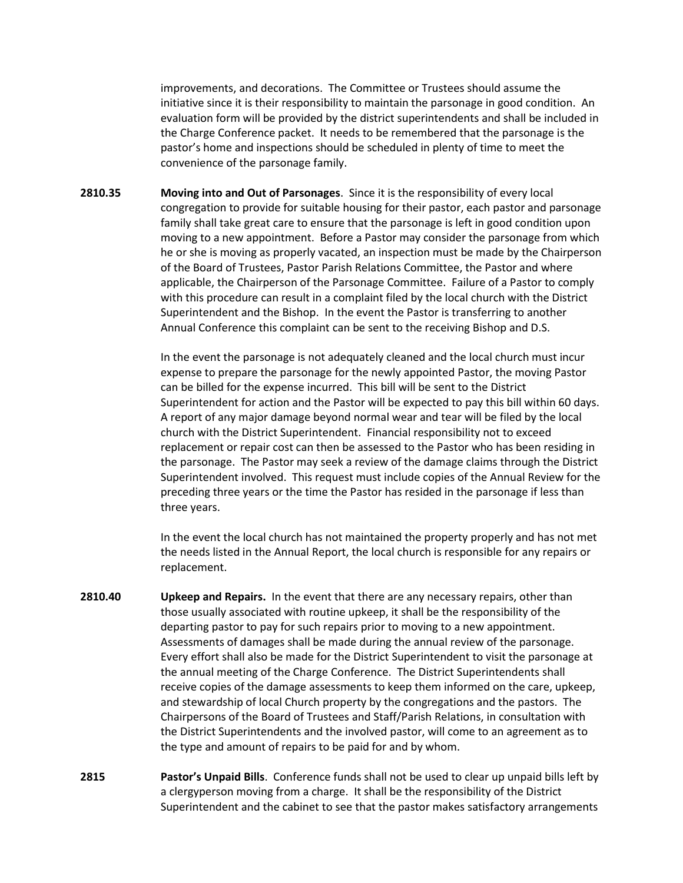improvements, and decorations. The Committee or Trustees should assume the initiative since it is their responsibility to maintain the parsonage in good condition. An evaluation form will be provided by the district superintendents and shall be included in the Charge Conference packet. It needs to be remembered that the parsonage is the pastor's home and inspections should be scheduled in plenty of time to meet the convenience of the parsonage family.

**2810.35** **Moving into and Out of Parsonages**. Since it is the responsibility of every local congregation to provide for suitable housing for their pastor, each pastor and parsonage family shall take great care to ensure that the parsonage is left in good condition upon moving to a new appointment. Before a Pastor may consider the parsonage from which he or she is moving as properly vacated, an inspection must be made by the Chairperson of the Board of Trustees, Pastor Parish Relations Committee, the Pastor and where applicable, the Chairperson of the Parsonage Committee. Failure of a Pastor to comply with this procedure can result in a complaint filed by the local church with the District Superintendent and the Bishop. In the event the Pastor is transferring to another Annual Conference this complaint can be sent to the receiving Bishop and D.S.

In the event the parsonage is not adequately cleaned and the local church must incur expense to prepare the parsonage for the newly appointed Pastor, the moving Pastor can be billed for the expense incurred. This bill will be sent to the District Superintendent for action and the Pastor will be expected to pay this bill within 60 days. A report of any major damage beyond normal wear and tear will be filed by the local church with the District Superintendent. Financial responsibility not to exceed replacement or repair cost can then be assessed to the Pastor who has been residing in the parsonage. The Pastor may seek a review of the damage claims through the District Superintendent involved. This request must include copies of the Annual Review for the preceding three years or the time the Pastor has resided in the parsonage if less than three years.

In the event the local church has not maintained the property properly and has not met the needs listed in the Annual Report, the local church is responsible for any repairs or replacement.

**2810.40** **Upkeep and Repairs.** In the event that there are any necessary repairs, other than those usually associated with routine upkeep, it shall be the responsibility of the departing pastor to pay for such repairs prior to moving to a new appointment. Assessments of damages shall be made during the annual review of the parsonage. Every effort shall also be made for the District Superintendent to visit the parsonage at the annual meeting of the Charge Conference. The District Superintendents shall receive copies of the damage assessments to keep them informed on the care, upkeep, and stewardship of local Church property by the congregations and the pastors. The Chairpersons of the Board of Trustees and Staff/Parish Relations, in consultation with the District Superintendents and the involved pastor, will come to an agreement as to the type and amount of repairs to be paid for and by whom.

**2815** **Pastor's Unpaid Bills**. Conference funds shall not be used to clear up unpaid bills left by a clergyperson moving from a charge. It shall be the responsibility of the District Superintendent and the cabinet to see that the pastor makes satisfactory arrangements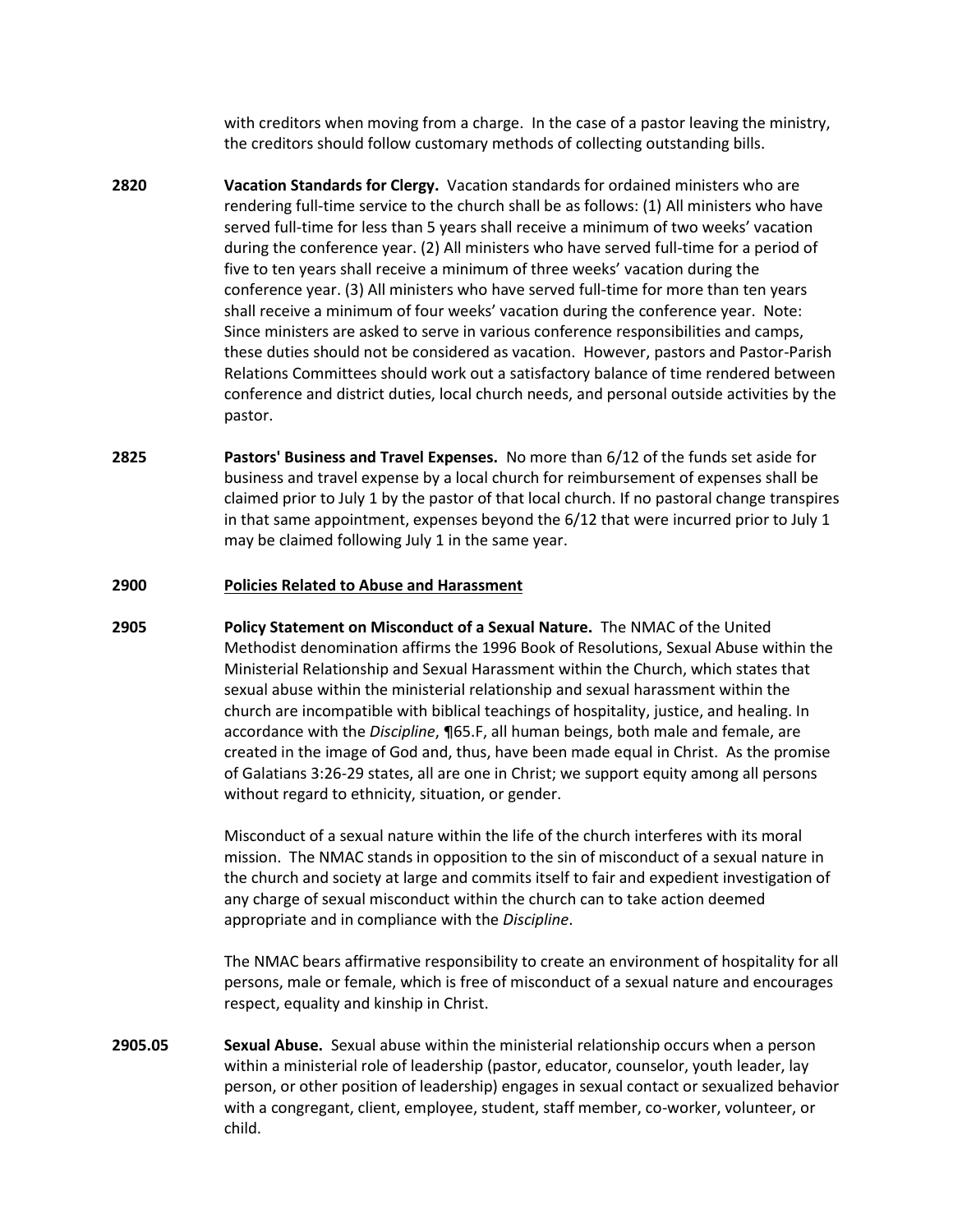with creditors when moving from a charge. In the case of a pastor leaving the ministry, the creditors should follow customary methods of collecting outstanding bills.

**2820** **Vacation Standards for Clergy.** Vacation standards for ordained ministers who are rendering full-time service to the church shall be as follows: (1) All ministers who have served full-time for less than 5 years shall receive a minimum of two weeks' vacation during the conference year. (2) All ministers who have served full-time for a period of five to ten years shall receive a minimum of three weeks' vacation during the conference year. (3) All ministers who have served full-time for more than ten years shall receive a minimum of four weeks' vacation during the conference year. Note: Since ministers are asked to serve in various conference responsibilities and camps, these duties should not be considered as vacation. However, pastors and Pastor-Parish Relations Committees should work out a satisfactory balance of time rendered between conference and district duties, local church needs, and personal outside activities by the pastor.

**2825** **Pastors' Business and Travel Expenses.** No more than 6/12 of the funds set aside for business and travel expense by a local church for reimbursement of expenses shall be claimed prior to July 1 by the pastor of that local church. If no pastoral change transpires in that same appointment, expenses beyond the 6/12 that were incurred prior to July 1 may be claimed following July 1 in the same year.

## 2900 Policies Related to Abuse and Harassment

**2905** **Policy Statement on Misconduct of a Sexual Nature.** The NMAC of the United Methodist denomination affirms the 1996 Book of Resolutions, Sexual Abuse within the Ministerial Relationship and Sexual Harassment within the Church, which states that sexual abuse within the ministerial relationship and sexual harassment within the church are incompatible with biblical teachings of hospitality, justice, and healing. In accordance with the *Discipline*, ¶65.F, all human beings, both male and female, are created in the image of God and, thus, have been made equal in Christ. As the promise of Galatians 3:26-29 states, all are one in Christ; we support equity among all persons without regard to ethnicity, situation, or gender.

Misconduct of a sexual nature within the life of the church interferes with its moral mission. The NMAC stands in opposition to the sin of misconduct of a sexual nature in the church and society at large and commits itself to fair and expedient investigation of any charge of sexual misconduct within the church can to take action deemed appropriate and in compliance with the *Discipline*.

The NMAC bears affirmative responsibility to create an environment of hospitality for all persons, male or female, which is free of misconduct of a sexual nature and encourages respect, equality and kinship in Christ.

**2905.05** **Sexual Abuse.** Sexual abuse within the ministerial relationship occurs when a person within a ministerial role of leadership (pastor, educator, counselor, youth leader, lay person, or other position of leadership) engages in sexual contact or sexualized behavior with a congregant, client, employee, student, staff member, co-worker, volunteer, or child.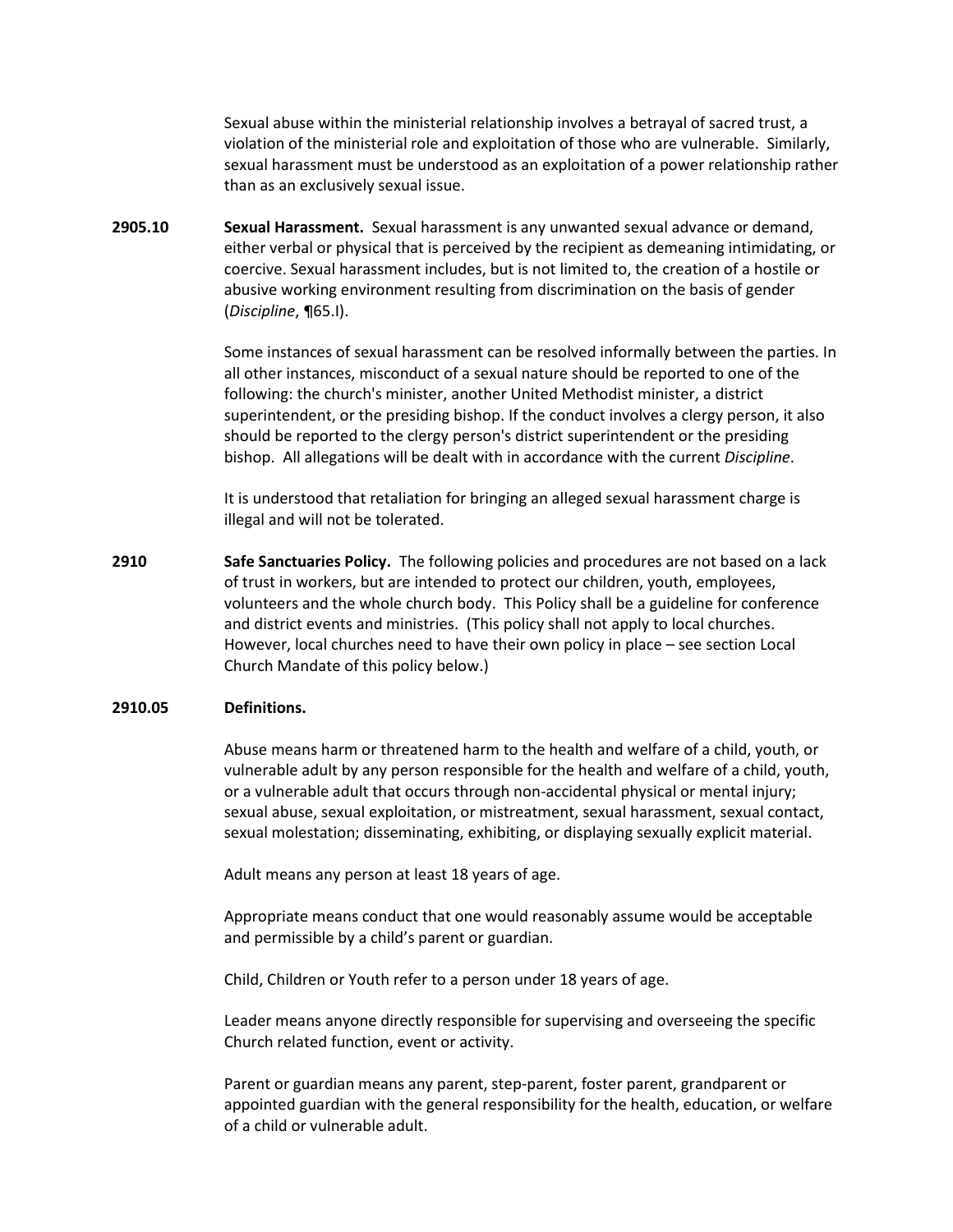Sexual abuse within the ministerial relationship involves a betrayal of sacred trust, a violation of the ministerial role and exploitation of those who are vulnerable. Similarly, sexual harassment must be understood as an exploitation of a power relationship rather than as an exclusively sexual issue.

**2905.10 Sexual Harassment.** Sexual harassment is any unwanted sexual advance or demand, either verbal or physical that is perceived by the recipient as demeaning intimidating, or coercive. Sexual harassment includes, but is not limited to, the creation of a hostile or abusive working environment resulting from discrimination on the basis of gender (*Discipline*, ¶65.I).

Some instances of sexual harassment can be resolved informally between the parties. In all other instances, misconduct of a sexual nature should be reported to one of the following: the church's minister, another United Methodist minister, a district superintendent, or the presiding bishop. If the conduct involves a clergy person, it also should be reported to the clergy person's district superintendent or the presiding bishop. All allegations will be dealt with in accordance with the current *Discipline*.

It is understood that retaliation for bringing an alleged sexual harassment charge is illegal and will not be tolerated.

**2910 Safe Sanctuaries Policy.** The following policies and procedures are not based on a lack of trust in workers, but are intended to protect our children, youth, employees, volunteers and the whole church body. This Policy shall be a guideline for conference and district events and ministries. (This policy shall not apply to local churches. However, local churches need to have their own policy in place – see section Local Church Mandate of this policy below.)

**2910.05 Definitions.**

Abuse means harm or threatened harm to the health and welfare of a child, youth, or vulnerable adult by any person responsible for the health and welfare of a child, youth, or a vulnerable adult that occurs through non-accidental physical or mental injury; sexual abuse, sexual exploitation, or mistreatment, sexual harassment, sexual contact, sexual molestation; disseminating, exhibiting, or displaying sexually explicit material.

Adult means any person at least 18 years of age.

Appropriate means conduct that one would reasonably assume would be acceptable and permissible by a child's parent or guardian.

Child, Children or Youth refer to a person under 18 years of age.

Leader means anyone directly responsible for supervising and overseeing the specific Church related function, event or activity.

Parent or guardian means any parent, step-parent, foster parent, grandparent or appointed guardian with the general responsibility for the health, education, or welfare of a child or vulnerable adult.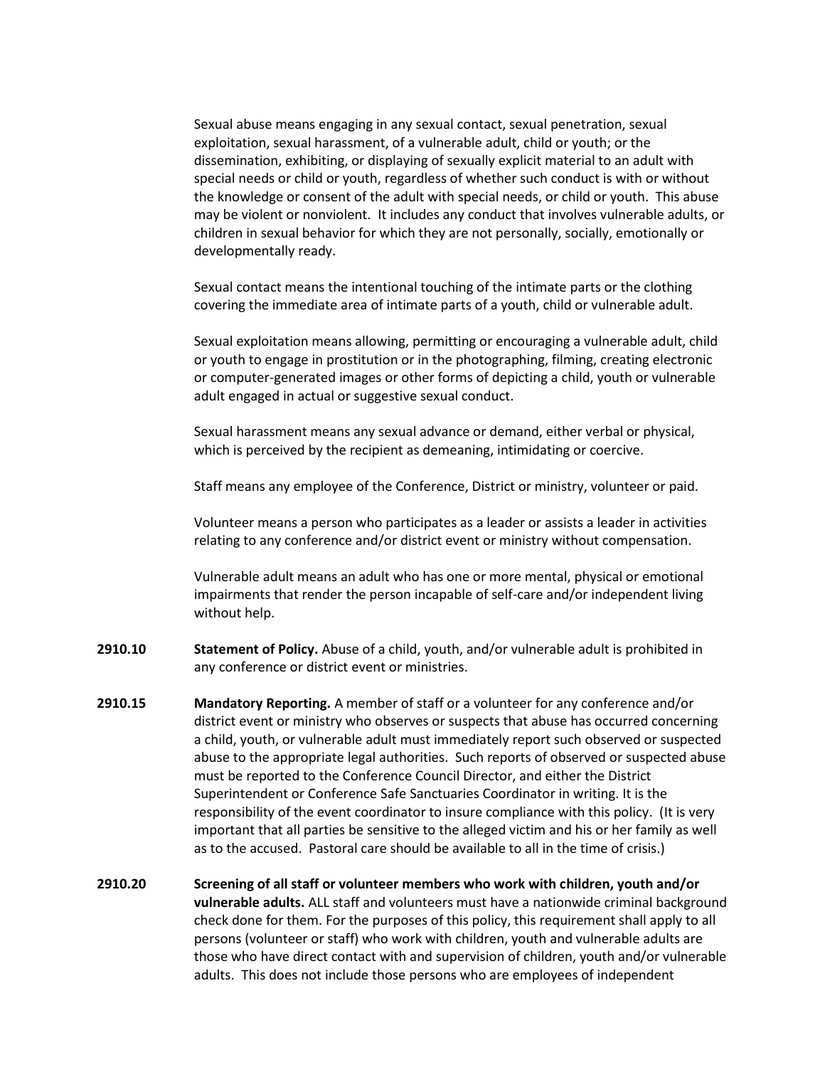Sexual abuse means engaging in any sexual contact, sexual penetration, sexual exploitation, sexual harassment, of a vulnerable adult, child or youth; or the dissemination, exhibiting, or displaying of sexually explicit material to an adult with special needs or child or youth, regardless of whether such conduct is with or without the knowledge or consent of the adult with special needs, or child or youth. This abuse may be violent or nonviolent. It includes any conduct that involves vulnerable adults, or children in sexual behavior for which they are not personally, socially, emotionally or developmentally ready.

Sexual contact means the intentional touching of the intimate parts or the clothing covering the immediate area of intimate parts of a youth, child or vulnerable adult.

Sexual exploitation means allowing, permitting or encouraging a vulnerable adult, child or youth to engage in prostitution or in the photographing, filming, creating electronic or computer-generated images or other forms of depicting a child, youth or vulnerable adult engaged in actual or suggestive sexual conduct.

Sexual harassment means any sexual advance or demand, either verbal or physical, which is perceived by the recipient as demeaning, intimidating or coercive.

Staff means any employee of the Conference, District or ministry, volunteer or paid.

Volunteer means a person who participates as a leader or assists a leader in activities relating to any conference and/or district event or ministry without compensation.

Vulnerable adult means an adult who has one or more mental, physical or emotional impairments that render the person incapable of self-care and/or independent living without help.

**2910.10** **Statement of Policy.** Abuse of a child, youth, and/or vulnerable adult is prohibited in any conference or district event or ministries.

**2910.15** **Mandatory Reporting.** A member of staff or a volunteer for any conference and/or district event or ministry who observes or suspects that abuse has occurred concerning a child, youth, or vulnerable adult must immediately report such observed or suspected abuse to the appropriate legal authorities. Such reports of observed or suspected abuse must be reported to the Conference Council Director, and either the District Superintendent or Conference Safe Sanctuaries Coordinator in writing. It is the responsibility of the event coordinator to insure compliance with this policy. (It is very important that all parties be sensitive to the alleged victim and his or her family as well as to the accused. Pastoral care should be available to all in the time of crisis.)

**2910.20** **Screening of all staff or volunteer members who work with children, youth and/or vulnerable adults.** ALL staff and volunteers must have a nationwide criminal background check done for them. For the purposes of this policy, this requirement shall apply to all persons (volunteer or staff) who work with children, youth and vulnerable adults are those who have direct contact with and supervision of children, youth and/or vulnerable adults. This does not include those persons who are employees of independent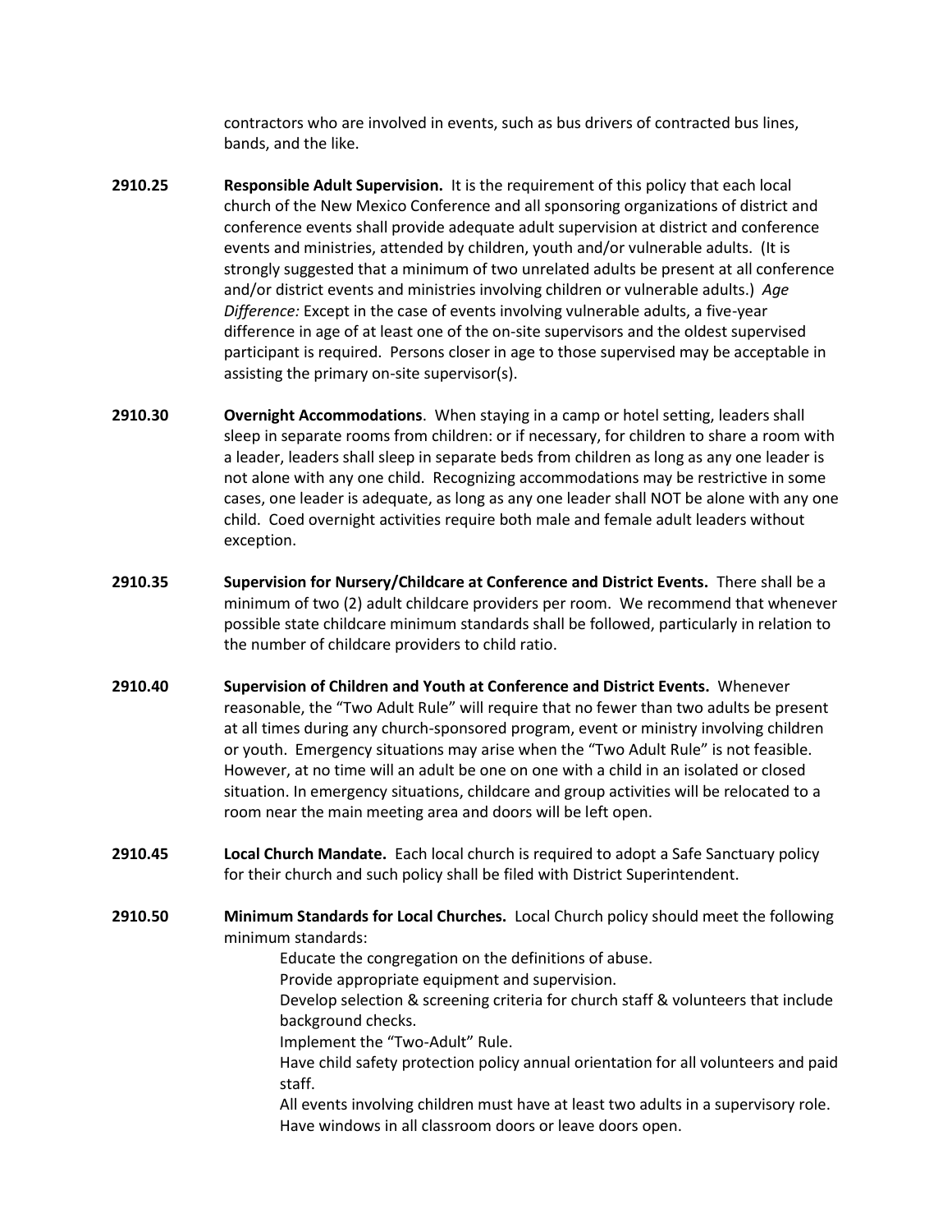contractors who are involved in events, such as bus drivers of contracted bus lines, bands, and the like.

**2910.25** **Responsible Adult Supervision.** It is the requirement of this policy that each local church of the New Mexico Conference and all sponsoring organizations of district and conference events shall provide adequate adult supervision at district and conference events and ministries, attended by children, youth and/or vulnerable adults. (It is strongly suggested that a minimum of two unrelated adults be present at all conference and/or district events and ministries involving children or vulnerable adults.) *Age Difference:* Except in the case of events involving vulnerable adults, a five-year difference in age of at least one of the on-site supervisors and the oldest supervised participant is required. Persons closer in age to those supervised may be acceptable in assisting the primary on-site supervisor(s).

**2910.30** **Overnight Accommodations**. When staying in a camp or hotel setting, leaders shall sleep in separate rooms from children: or if necessary, for children to share a room with a leader, leaders shall sleep in separate beds from children as long as any one leader is not alone with any one child. Recognizing accommodations may be restrictive in some cases, one leader is adequate, as long as any one leader shall NOT be alone with any one child. Coed overnight activities require both male and female adult leaders without exception.

**2910.35** **Supervision for Nursery/Childcare at Conference and District Events.** There shall be a minimum of two (2) adult childcare providers per room. We recommend that whenever possible state childcare minimum standards shall be followed, particularly in relation to the number of childcare providers to child ratio.

**2910.40** **Supervision of Children and Youth at Conference and District Events.** Whenever reasonable, the "Two Adult Rule" will require that no fewer than two adults be present at all times during any church-sponsored program, event or ministry involving children or youth. Emergency situations may arise when the "Two Adult Rule" is not feasible. However, at no time will an adult be one on one with a child in an isolated or closed situation. In emergency situations, childcare and group activities will be relocated to a room near the main meeting area and doors will be left open.

**2910.45** **Local Church Mandate.** Each local church is required to adopt a Safe Sanctuary policy for their church and such policy shall be filed with District Superintendent.

**2910.50** **Minimum Standards for Local Churches.** Local Church policy should meet the following minimum standards:

Educate the congregation on the definitions of abuse.
Provide appropriate equipment and supervision.
Develop selection & screening criteria for church staff & volunteers that include background checks.
Implement the "Two-Adult" Rule.
Have child safety protection policy annual orientation for all volunteers and paid staff.
All events involving children must have at least two adults in a supervisory role.
Have windows in all classroom doors or leave doors open.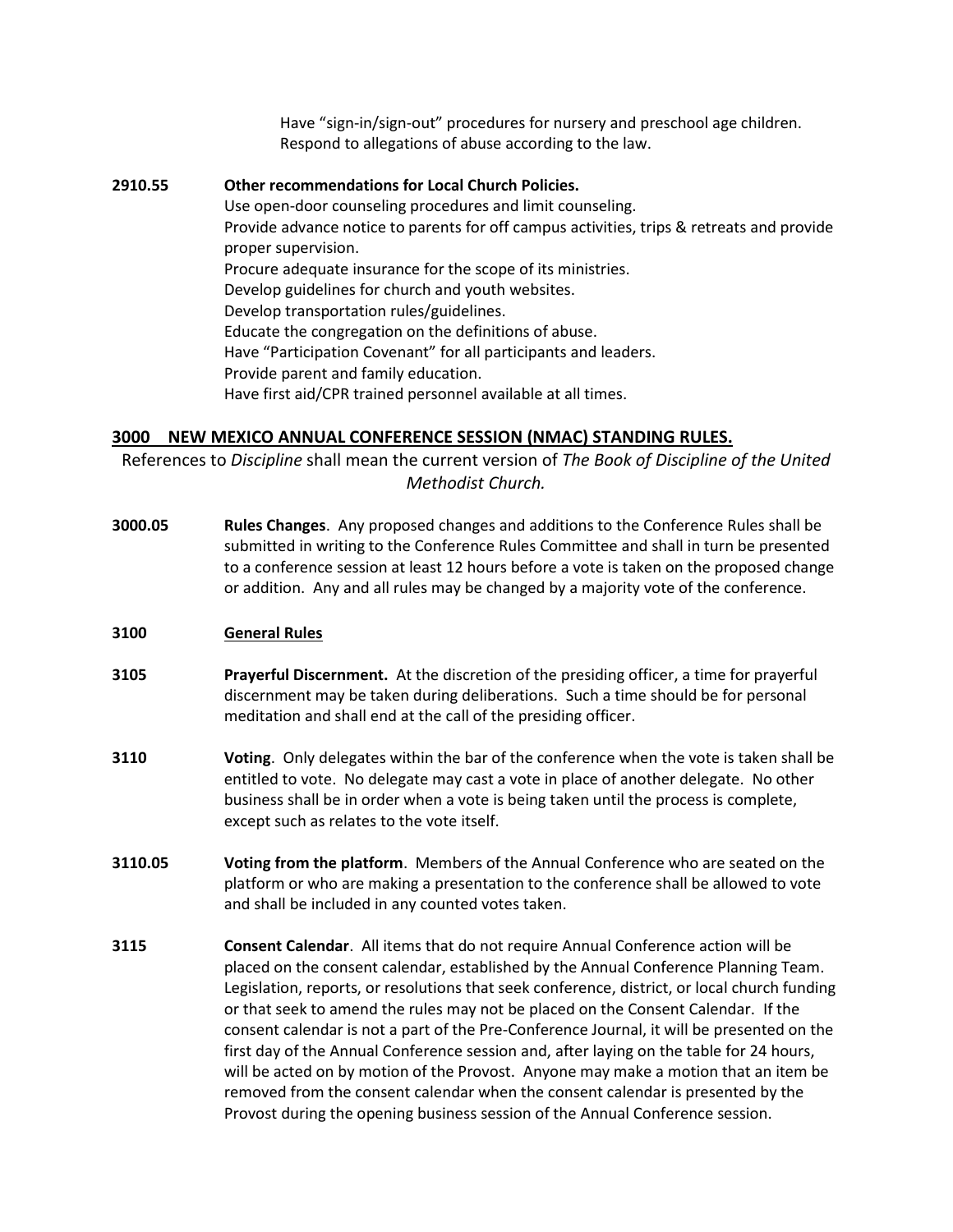Have "sign-in/sign-out" procedures for nursery and preschool age children.
Respond to allegations of abuse according to the law.

**2910.55 Other recommendations for Local Church Policies.**
Use open-door counseling procedures and limit counseling.
Provide advance notice to parents for off campus activities, trips & retreats and provide proper supervision.
Procure adequate insurance for the scope of its ministries.
Develop guidelines for church and youth websites.
Develop transportation rules/guidelines.
Educate the congregation on the definitions of abuse.
Have "Participation Covenant" for all participants and leaders.
Provide parent and family education.
Have first aid/CPR trained personnel available at all times.

## 3000 NEW MEXICO ANNUAL CONFERENCE SESSION (NMAC) STANDING RULES.

References to *Discipline* shall mean the current version of *The Book of Discipline of the United Methodist Church.*

**3000.05 Rules Changes**. Any proposed changes and additions to the Conference Rules shall be submitted in writing to the Conference Rules Committee and shall in turn be presented to a conference session at least 12 hours before a vote is taken on the proposed change or addition. Any and all rules may be changed by a majority vote of the conference.

### 3100 General Rules

**3105 Prayerful Discernment.** At the discretion of the presiding officer, a time for prayerful discernment may be taken during deliberations. Such a time should be for personal meditation and shall end at the call of the presiding officer.

**3110 Voting**. Only delegates within the bar of the conference when the vote is taken shall be entitled to vote. No delegate may cast a vote in place of another delegate. No other business shall be in order when a vote is being taken until the process is complete, except such as relates to the vote itself.

**3110.05 Voting from the platform**. Members of the Annual Conference who are seated on the platform or who are making a presentation to the conference shall be allowed to vote and shall be included in any counted votes taken.

**3115 Consent Calendar**. All items that do not require Annual Conference action will be placed on the consent calendar, established by the Annual Conference Planning Team. Legislation, reports, or resolutions that seek conference, district, or local church funding or that seek to amend the rules may not be placed on the Consent Calendar. If the consent calendar is not a part of the Pre-Conference Journal, it will be presented on the first day of the Annual Conference session and, after laying on the table for 24 hours, will be acted on by motion of the Provost. Anyone may make a motion that an item be removed from the consent calendar when the consent calendar is presented by the Provost during the opening business session of the Annual Conference session.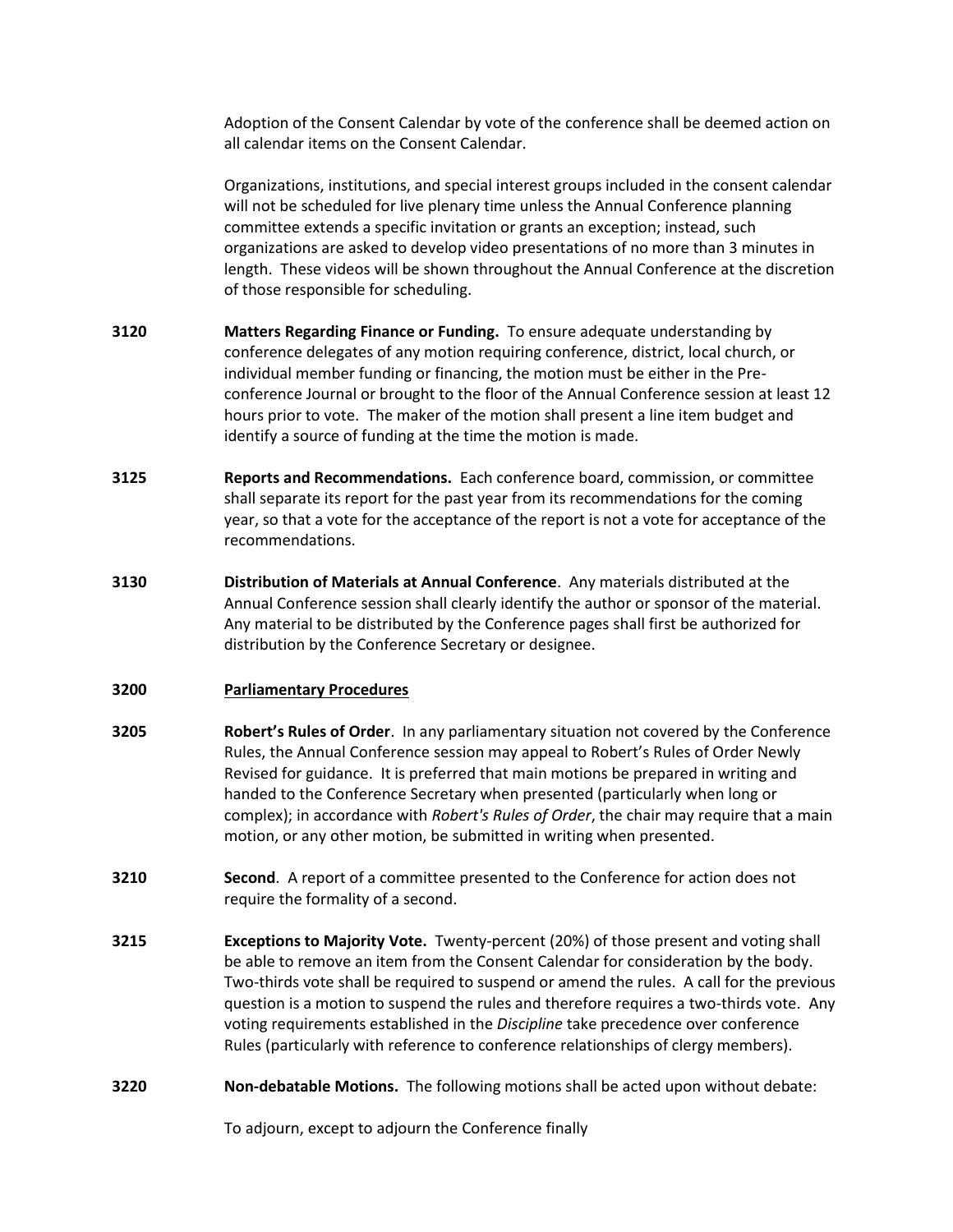Adoption of the Consent Calendar by vote of the conference shall be deemed action on all calendar items on the Consent Calendar.

Organizations, institutions, and special interest groups included in the consent calendar will not be scheduled for live plenary time unless the Annual Conference planning committee extends a specific invitation or grants an exception; instead, such organizations are asked to develop video presentations of no more than 3 minutes in length. These videos will be shown throughout the Annual Conference at the discretion of those responsible for scheduling.

**3120** **Matters Regarding Finance or Funding.** To ensure adequate understanding by conference delegates of any motion requiring conference, district, local church, or individual member funding or financing, the motion must be either in the Pre-conference Journal or brought to the floor of the Annual Conference session at least 12 hours prior to vote. The maker of the motion shall present a line item budget and identify a source of funding at the time the motion is made.

**3125** **Reports and Recommendations.** Each conference board, commission, or committee shall separate its report for the past year from its recommendations for the coming year, so that a vote for the acceptance of the report is not a vote for acceptance of the recommendations.

**3130** **Distribution of Materials at Annual Conference**. Any materials distributed at the Annual Conference session shall clearly identify the author or sponsor of the material. Any material to be distributed by the Conference pages shall first be authorized for distribution by the Conference Secretary or designee.

## 3200 <u>Parliamentary Procedures</u>

**3205** **Robert's Rules of Order**. In any parliamentary situation not covered by the Conference Rules, the Annual Conference session may appeal to Robert's Rules of Order Newly Revised for guidance. It is preferred that main motions be prepared in writing and handed to the Conference Secretary when presented (particularly when long or complex); in accordance with *Robert's Rules of Order*, the chair may require that a main motion, or any other motion, be submitted in writing when presented.

**3210** **Second**. A report of a committee presented to the Conference for action does not require the formality of a second.

**3215** **Exceptions to Majority Vote.** Twenty-percent (20%) of those present and voting shall be able to remove an item from the Consent Calendar for consideration by the body. Two-thirds vote shall be required to suspend or amend the rules. A call for the previous question is a motion to suspend the rules and therefore requires a two-thirds vote. Any voting requirements established in the *Discipline* take precedence over conference Rules (particularly with reference to conference relationships of clergy members).

**3220** **Non-debatable Motions.** The following motions shall be acted upon without debate:

To adjourn, except to adjourn the Conference finally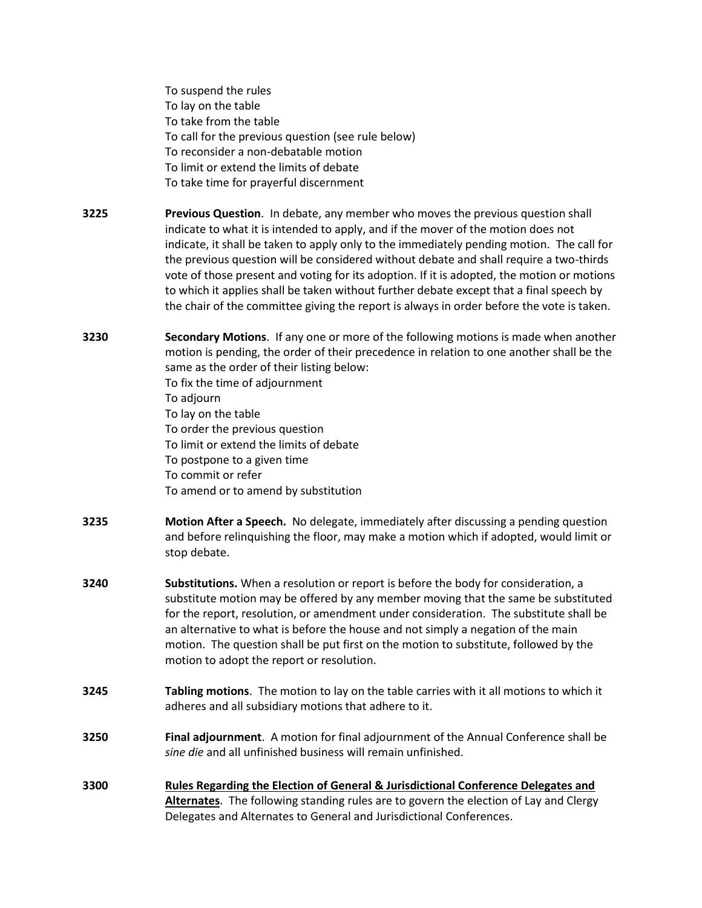To suspend the rules
To lay on the table
To take from the table
To call for the previous question (see rule below)
To reconsider a non-debatable motion
To limit or extend the limits of debate
To take time for prayerful discernment

**3225** **Previous Question**. In debate, any member who moves the previous question shall indicate to what it is intended to apply, and if the mover of the motion does not indicate, it shall be taken to apply only to the immediately pending motion. The call for the previous question will be considered without debate and shall require a two-thirds vote of those present and voting for its adoption. If it is adopted, the motion or motions to which it applies shall be taken without further debate except that a final speech by the chair of the committee giving the report is always in order before the vote is taken.

**3230** **Secondary Motions**. If any one or more of the following motions is made when another motion is pending, the order of their precedence in relation to one another shall be the same as the order of their listing below:
To fix the time of adjournment
To adjourn
To lay on the table
To order the previous question
To limit or extend the limits of debate
To postpone to a given time
To commit or refer
To amend or to amend by substitution

**3235** **Motion After a Speech.** No delegate, immediately after discussing a pending question and before relinquishing the floor, may make a motion which if adopted, would limit or stop debate.

**3240** **Substitutions.** When a resolution or report is before the body for consideration, a substitute motion may be offered by any member moving that the same be substituted for the report, resolution, or amendment under consideration. The substitute shall be an alternative to what is before the house and not simply a negation of the main motion. The question shall be put first on the motion to substitute, followed by the motion to adopt the report or resolution.

**3245** **Tabling motions**. The motion to lay on the table carries with it all motions to which it adheres and all subsidiary motions that adhere to it.

**3250** **Final adjournment**. A motion for final adjournment of the Annual Conference shall be *sine die* and all unfinished business will remain unfinished.

**3300** **Rules Regarding the Election of General & Jurisdictional Conference Delegates and Alternates**. The following standing rules are to govern the election of Lay and Clergy Delegates and Alternates to General and Jurisdictional Conferences.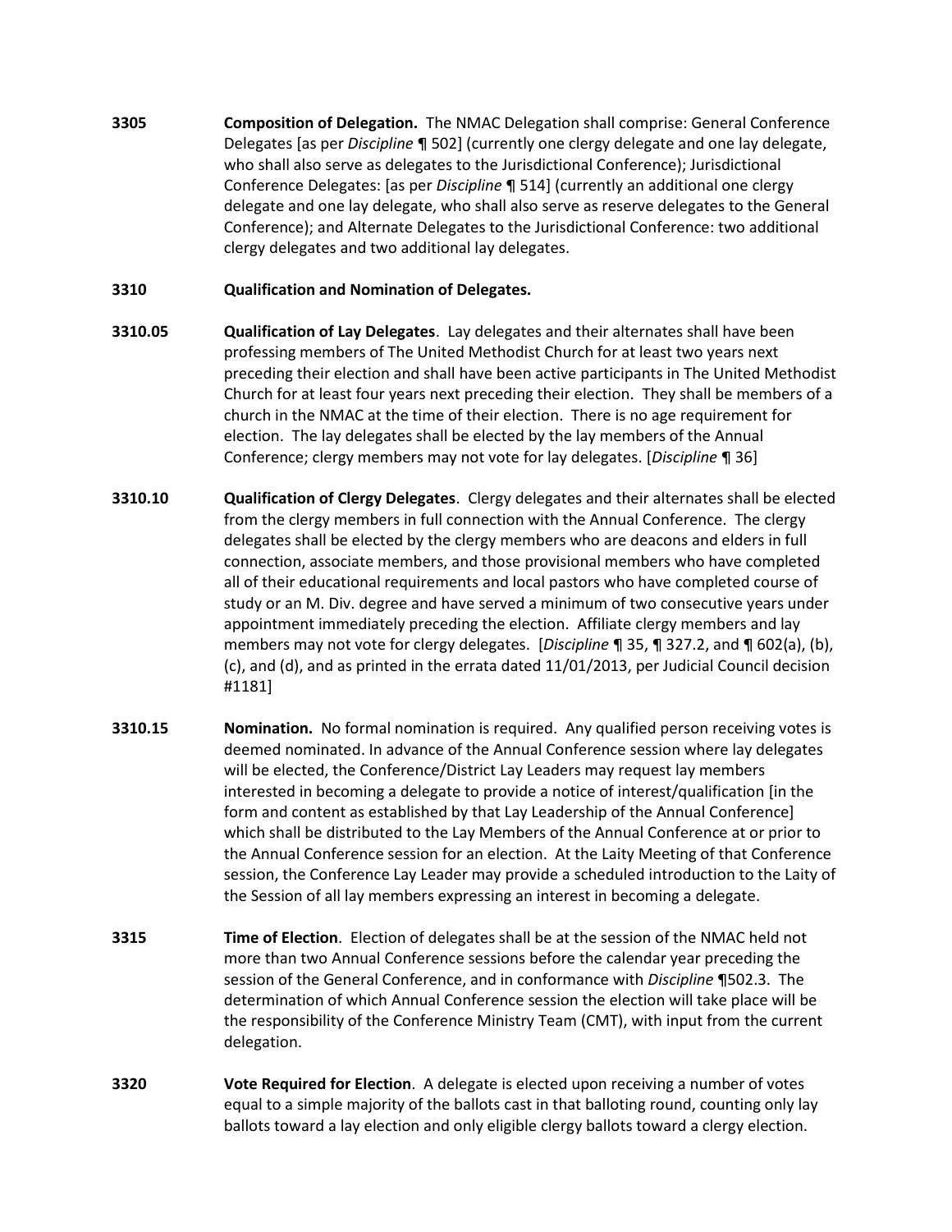**3305** **Composition of Delegation.** The NMAC Delegation shall comprise: General Conference Delegates [as per *Discipline* ¶ 502] (currently one clergy delegate and one lay delegate, who shall also serve as delegates to the Jurisdictional Conference); Jurisdictional Conference Delegates: [as per *Discipline* ¶ 514] (currently an additional one clergy delegate and one lay delegate, who shall also serve as reserve delegates to the General Conference); and Alternate Delegates to the Jurisdictional Conference: two additional clergy delegates and two additional lay delegates.

**3310** **Qualification and Nomination of Delegates.**

**3310.05** **Qualification of Lay Delegates**. Lay delegates and their alternates shall have been professing members of The United Methodist Church for at least two years next preceding their election and shall have been active participants in The United Methodist Church for at least four years next preceding their election. They shall be members of a church in the NMAC at the time of their election. There is no age requirement for election. The lay delegates shall be elected by the lay members of the Annual Conference; clergy members may not vote for lay delegates. [*Discipline* ¶ 36]

**3310.10** **Qualification of Clergy Delegates**. Clergy delegates and their alternates shall be elected from the clergy members in full connection with the Annual Conference. The clergy delegates shall be elected by the clergy members who are deacons and elders in full connection, associate members, and those provisional members who have completed all of their educational requirements and local pastors who have completed course of study or an M. Div. degree and have served a minimum of two consecutive years under appointment immediately preceding the election. Affiliate clergy members and lay members may not vote for clergy delegates. [*Discipline* ¶ 35, ¶ 327.2, and ¶ 602(a), (b), (c), and (d), and as printed in the errata dated 11/01/2013, per Judicial Council decision #1181]

**3310.15** **Nomination.** No formal nomination is required. Any qualified person receiving votes is deemed nominated. In advance of the Annual Conference session where lay delegates will be elected, the Conference/District Lay Leaders may request lay members interested in becoming a delegate to provide a notice of interest/qualification [in the form and content as established by that Lay Leadership of the Annual Conference] which shall be distributed to the Lay Members of the Annual Conference at or prior to the Annual Conference session for an election. At the Laity Meeting of that Conference session, the Conference Lay Leader may provide a scheduled introduction to the Laity of the Session of all lay members expressing an interest in becoming a delegate.

**3315** **Time of Election**. Election of delegates shall be at the session of the NMAC held not more than two Annual Conference sessions before the calendar year preceding the session of the General Conference, and in conformance with *Discipline* ¶502.3. The determination of which Annual Conference session the election will take place will be the responsibility of the Conference Ministry Team (CMT), with input from the current delegation.

**3320** **Vote Required for Election**. A delegate is elected upon receiving a number of votes equal to a simple majority of the ballots cast in that balloting round, counting only lay ballots toward a lay election and only eligible clergy ballots toward a clergy election.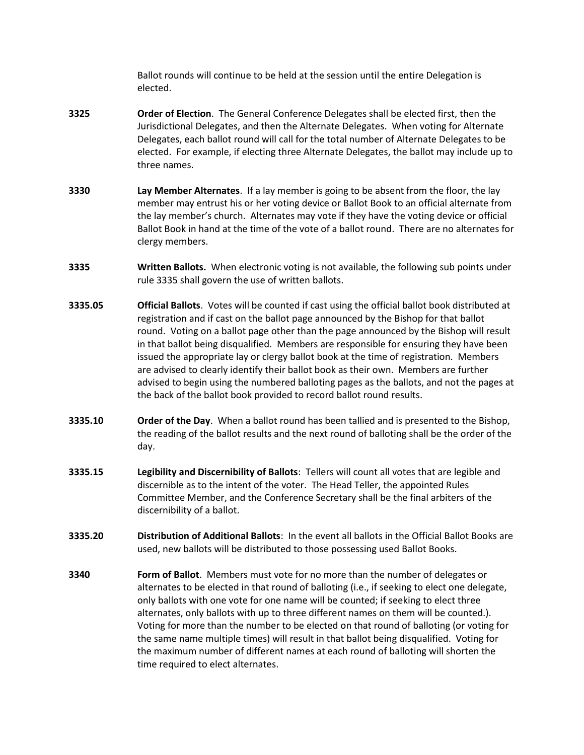Ballot rounds will continue to be held at the session until the entire Delegation is elected.

**3325** **Order of Election**. The General Conference Delegates shall be elected first, then the Jurisdictional Delegates, and then the Alternate Delegates. When voting for Alternate Delegates, each ballot round will call for the total number of Alternate Delegates to be elected. For example, if electing three Alternate Delegates, the ballot may include up to three names.

**3330** **Lay Member Alternates**. If a lay member is going to be absent from the floor, the lay member may entrust his or her voting device or Ballot Book to an official alternate from the lay member's church. Alternates may vote if they have the voting device or official Ballot Book in hand at the time of the vote of a ballot round. There are no alternates for clergy members.

**3335** **Written Ballots.** When electronic voting is not available, the following sub points under rule 3335 shall govern the use of written ballots.

**3335.05** **Official Ballots**. Votes will be counted if cast using the official ballot book distributed at registration and if cast on the ballot page announced by the Bishop for that ballot round. Voting on a ballot page other than the page announced by the Bishop will result in that ballot being disqualified. Members are responsible for ensuring they have been issued the appropriate lay or clergy ballot book at the time of registration. Members are advised to clearly identify their ballot book as their own. Members are further advised to begin using the numbered balloting pages as the ballots, and not the pages at the back of the ballot book provided to record ballot round results.

**3335.10** **Order of the Day**. When a ballot round has been tallied and is presented to the Bishop, the reading of the ballot results and the next round of balloting shall be the order of the day.

**3335.15** **Legibility and Discernibility of Ballots**: Tellers will count all votes that are legible and discernible as to the intent of the voter. The Head Teller, the appointed Rules Committee Member, and the Conference Secretary shall be the final arbiters of the discernibility of a ballot.

**3335.20** **Distribution of Additional Ballots**: In the event all ballots in the Official Ballot Books are used, new ballots will be distributed to those possessing used Ballot Books.

**3340** **Form of Ballot**. Members must vote for no more than the number of delegates or alternates to be elected in that round of balloting (i.e., if seeking to elect one delegate, only ballots with one vote for one name will be counted; if seeking to elect three alternates, only ballots with up to three different names on them will be counted.). Voting for more than the number to be elected on that round of balloting (or voting for the same name multiple times) will result in that ballot being disqualified. Voting for the maximum number of different names at each round of balloting will shorten the time required to elect alternates.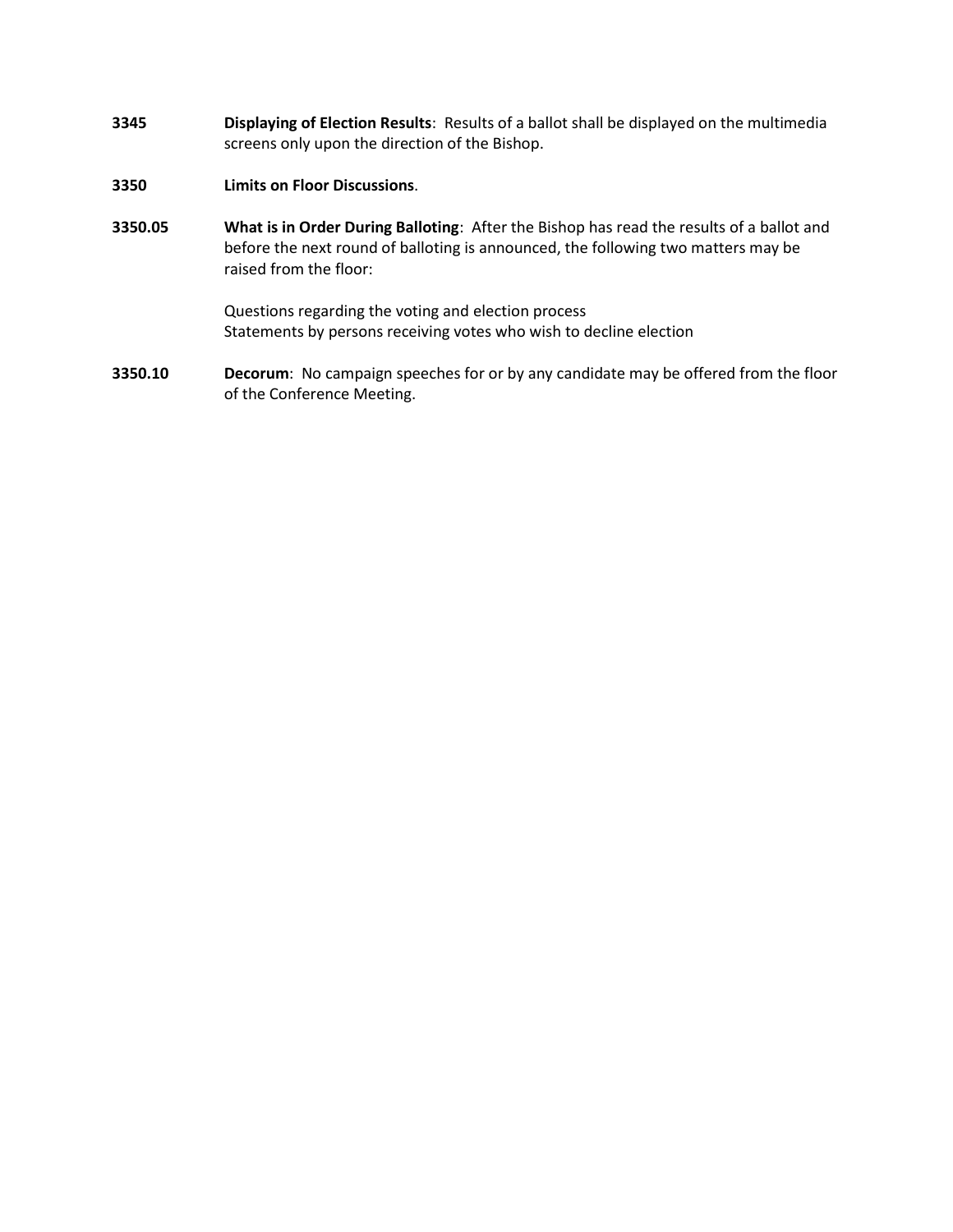**3345** **Displaying of Election Results**: Results of a ballot shall be displayed on the multimedia screens only upon the direction of the Bishop.

**3350** **Limits on Floor Discussions**.

**3350.05** **What is in Order During Balloting**: After the Bishop has read the results of a ballot and before the next round of balloting is announced, the following two matters may be raised from the floor:

Questions regarding the voting and election process
Statements by persons receiving votes who wish to decline election

**3350.10** **Decorum**: No campaign speeches for or by any candidate may be offered from the floor of the Conference Meeting.